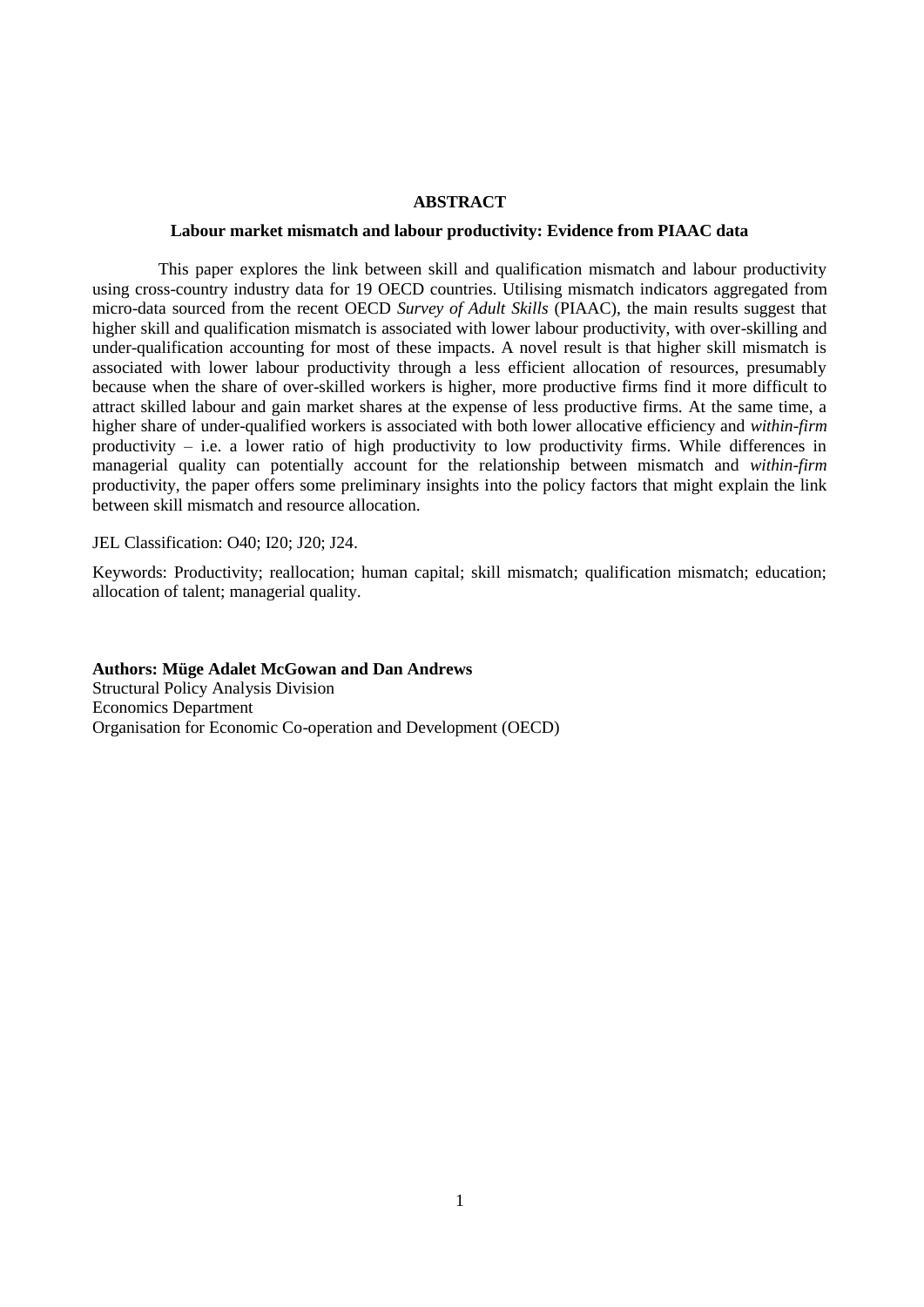## ABSTRACT

### Labour market mismatch and labour productivity: Evidence from PIAAC data

This paper explores the link between skill and qualification mismatch and labour productivity using cross-country industry data for 19 OECD countries. Utilising mismatch indicators aggregated from micro-data sourced from the recent OECD *Survey of Adult Skills* (PIAAC), the main results suggest that higher skill and qualification mismatch is associated with lower labour productivity, with over-skilling and under-qualification accounting for most of these impacts. A novel result is that higher skill mismatch is associated with lower labour productivity through a less efficient allocation of resources, presumably because when the share of over-skilled workers is higher, more productive firms find it more difficult to attract skilled labour and gain market shares at the expense of less productive firms. At the same time, a higher share of under-qualified workers is associated with both lower allocative efficiency and *within-firm* productivity – i.e. a lower ratio of high productivity to low productivity firms. While differences in managerial quality can potentially account for the relationship between mismatch and *within-firm* productivity, the paper offers some preliminary insights into the policy factors that might explain the link between skill mismatch and resource allocation.

JEL Classification: O40; I20; J20; J24.

Keywords: Productivity; reallocation; human capital; skill mismatch; qualification mismatch; education; allocation of talent; managerial quality.

**Authors: Müge Adalet McGowan and Dan Andrews**
Structural Policy Analysis Division
Economics Department
Organisation for Economic Co-operation and Development (OECD)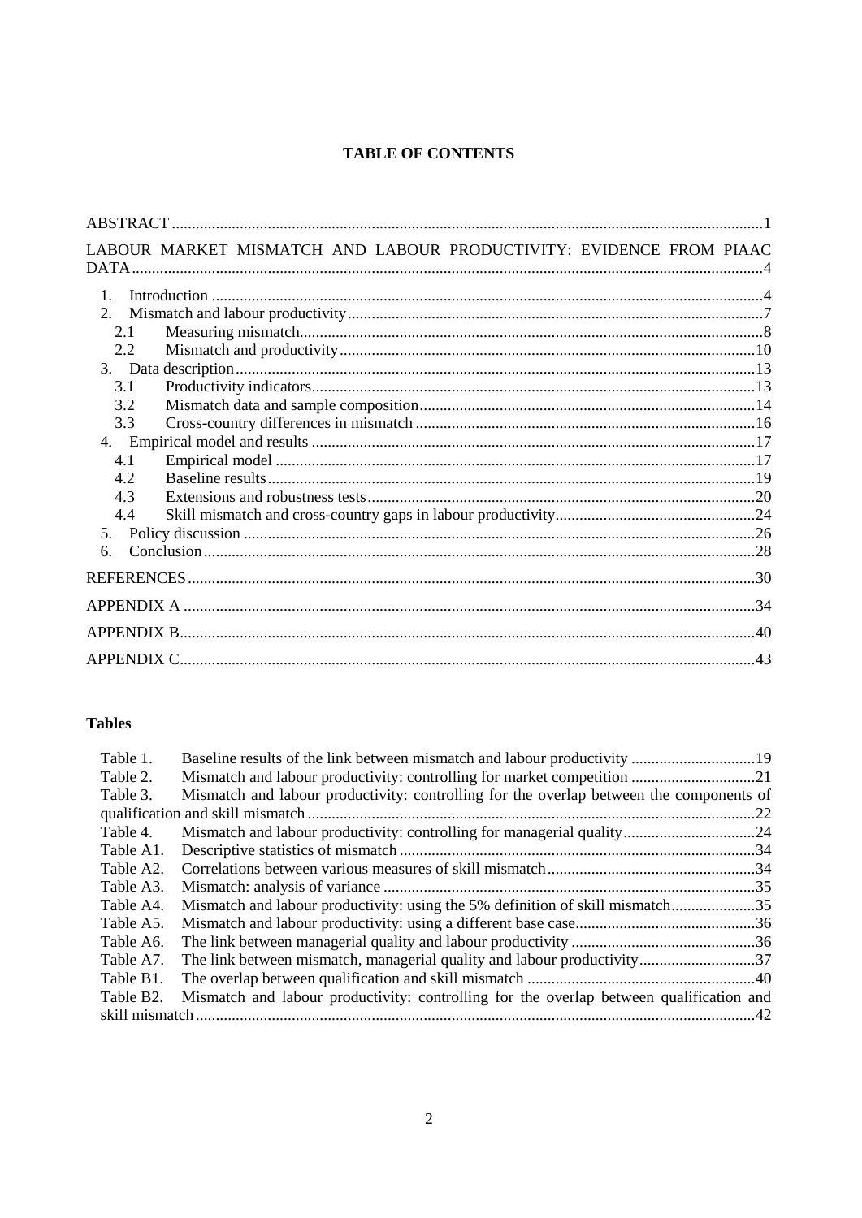**TABLE OF CONTENTS**

ABSTRACT ....................................................................................................................................1

LABOUR MARKET MISMATCH AND LABOUR PRODUCTIVITY: EVIDENCE FROM PIAAC DATA .................................................................................................................................................4

1. Introduction ..........................................................................................................................4
2. Mismatch and labour productivity ........................................................................................7
   - 2.1 Measuring mismatch.......................................................................................................8
   - 2.2 Mismatch and productivity ...........................................................................................10
3. Data description ..................................................................................................................13
   - 3.1 Productivity indicators..................................................................................................13
   - 3.2 Mismatch data and sample composition ........................................................................14
   - 3.3 Cross-country differences in mismatch .........................................................................16
4. Empirical model and results ...............................................................................................17
   - 4.1 Empirical model ...........................................................................................................17
   - 4.2 Baseline results.............................................................................................................19
   - 4.3 Extensions and robustness tests.....................................................................................20
   - 4.4 Skill mismatch and cross-country gaps in labour productivity........................................24
5. Policy discussion .................................................................................................................26
6. Conclusion..........................................................................................................................28

REFERENCES ............................................................................................................................30

APPENDIX A .............................................................................................................................34

APPENDIX B..............................................................................................................................40

APPENDIX C..............................................................................................................................43

**Tables**

Table 1. Baseline results of the link between mismatch and labour productivity ...............................19
Table 2. Mismatch and labour productivity: controlling for market competition ...............................21
Table 3. Mismatch and labour productivity: controlling for the overlap between the components of qualification and skill mismatch ...............................................................................................22
Table 4. Mismatch and labour productivity: controlling for managerial quality.................................24
Table A1. Descriptive statistics of mismatch .........................................................................................34
Table A2. Correlations between various measures of skill mismatch....................................................34
Table A3. Mismatch: analysis of variance ............................................................................................35
Table A4. Mismatch and labour productivity: using the 5% definition of skill mismatch.....................35
Table A5. Mismatch and labour productivity: using a different base case............................................36
Table A6. The link between managerial quality and labour productivity ..............................................36
Table A7. The link between mismatch, managerial quality and labour productivity.............................37
Table B1. The overlap between qualification and skill mismatch .........................................................40
Table B2. Mismatch and labour productivity: controlling for the overlap between qualification and skill mismatch ..........................................................................................................................42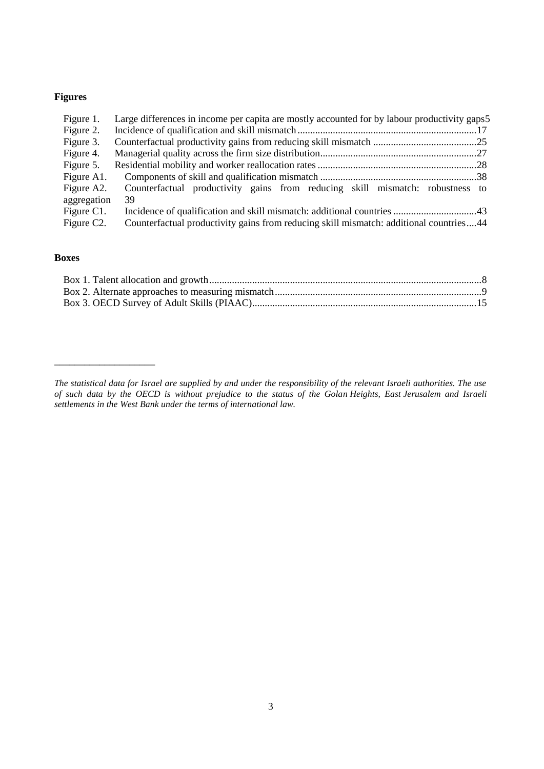**Figures**

Figure 1. Large differences in income per capita are mostly accounted for by labour productivity gaps5
Figure 2. Incidence of qualification and skill mismatch.......................................................................17
Figure 3. Counterfactual productivity gains from reducing skill mismatch .........................................25
Figure 4. Managerial quality across the firm size distribution.............................................................27
Figure 5. Residential mobility and worker reallocation rates ..............................................................28
Figure A1. Components of skill and qualification mismatch ..............................................................38
Figure A2. Counterfactual productivity gains from reducing skill mismatch: robustness to aggregation 39
Figure C1. Incidence of qualification and skill mismatch: additional countries .................................43
Figure C2. Counterfactual productivity gains from reducing skill mismatch: additional countries....44

**Boxes**

Box 1. Talent allocation and growth.........................................................................................................8
Box 2. Alternate approaches to measuring mismatch.................................................................................9
Box 3. OECD Survey of Adult Skills (PIAAC)........................................................................................15

---

*The statistical data for Israel are supplied by and under the responsibility of the relevant Israeli authorities. The use of such data by the OECD is without prejudice to the status of the Golan Heights, East Jerusalem and Israeli settlements in the West Bank under the terms of international law.*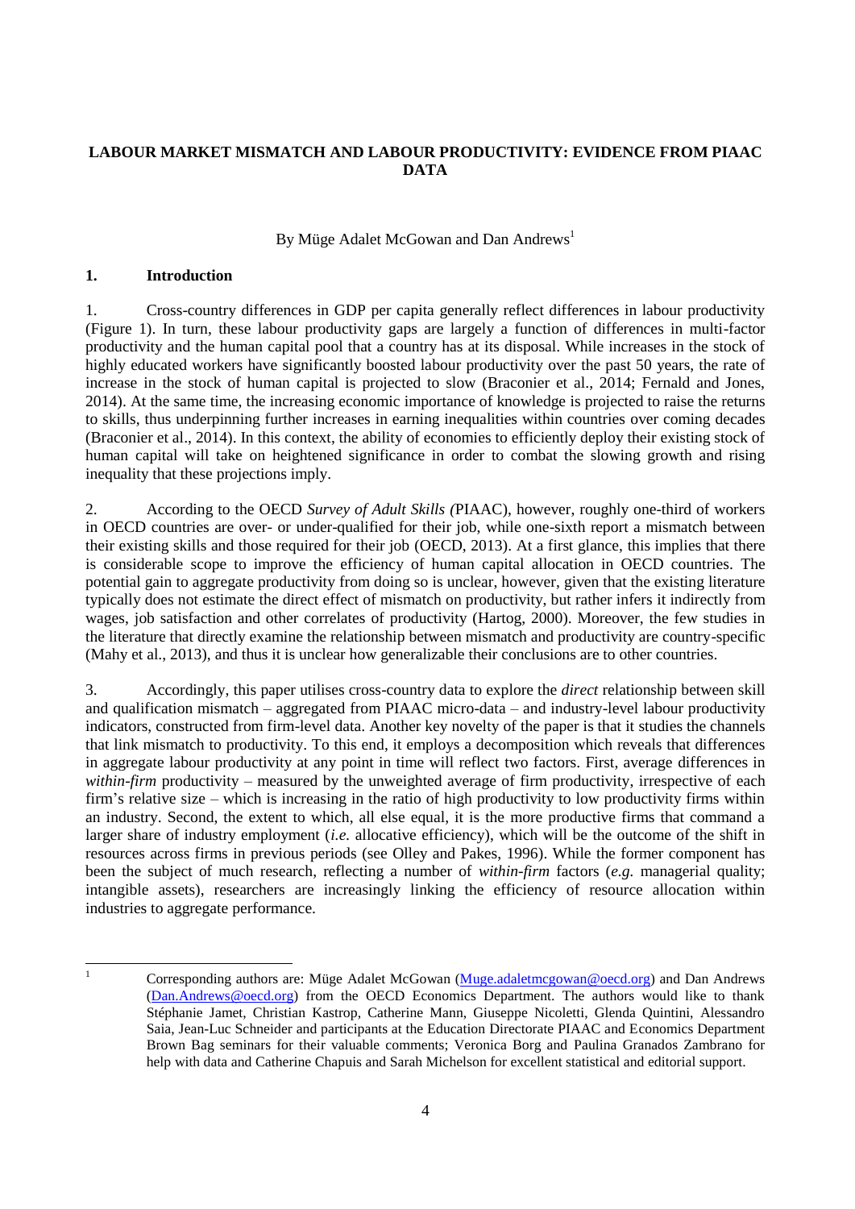**LABOUR MARKET MISMATCH AND LABOUR PRODUCTIVITY: EVIDENCE FROM PIAAC DATA**

By Müge Adalet McGowan and Dan Andrews[1]

## 1. Introduction

1. Cross-country differences in GDP per capita generally reflect differences in labour productivity (Figure 1). In turn, these labour productivity gaps are largely a function of differences in multi-factor productivity and the human capital pool that a country has at its disposal. While increases in the stock of highly educated workers have significantly boosted labour productivity over the past 50 years, the rate of increase in the stock of human capital is projected to slow (Braconier et al., 2014; Fernald and Jones, 2014). At the same time, the increasing economic importance of knowledge is projected to raise the returns to skills, thus underpinning further increases in earning inequalities within countries over coming decades (Braconier et al., 2014). In this context, the ability of economies to efficiently deploy their existing stock of human capital will take on heightened significance in order to combat the slowing growth and rising inequality that these projections imply.

2. According to the OECD *Survey of Adult Skills (*PIAAC), however, roughly one-third of workers in OECD countries are over- or under-qualified for their job, while one-sixth report a mismatch between their existing skills and those required for their job (OECD, 2013). At a first glance, this implies that there is considerable scope to improve the efficiency of human capital allocation in OECD countries. The potential gain to aggregate productivity from doing so is unclear, however, given that the existing literature typically does not estimate the direct effect of mismatch on productivity, but rather infers it indirectly from wages, job satisfaction and other correlates of productivity (Hartog, 2000). Moreover, the few studies in the literature that directly examine the relationship between mismatch and productivity are country-specific (Mahy et al., 2013), and thus it is unclear how generalizable their conclusions are to other countries.

3. Accordingly, this paper utilises cross-country data to explore the *direct* relationship between skill and qualification mismatch – aggregated from PIAAC micro-data – and industry-level labour productivity indicators, constructed from firm-level data. Another key novelty of the paper is that it studies the channels that link mismatch to productivity. To this end, it employs a decomposition which reveals that differences in aggregate labour productivity at any point in time will reflect two factors. First, average differences in *within-firm* productivity – measured by the unweighted average of firm productivity, irrespective of each firm's relative size – which is increasing in the ratio of high productivity to low productivity firms within an industry. Second, the extent to which, all else equal, it is the more productive firms that command a larger share of industry employment (*i.e.* allocative efficiency), which will be the outcome of the shift in resources across firms in previous periods (see Olley and Pakes, 1996). While the former component has been the subject of much research, reflecting a number of *within-firm* factors (*e.g.* managerial quality; intangible assets), researchers are increasingly linking the efficiency of resource allocation within industries to aggregate performance.

---

[1] Corresponding authors are: Müge Adalet McGowan (Muge.adaletmcgowan@oecd.org) and Dan Andrews (Dan.Andrews@oecd.org) from the OECD Economics Department. The authors would like to thank Stéphanie Jamet, Christian Kastrop, Catherine Mann, Giuseppe Nicoletti, Glenda Quintini, Alessandro Saia, Jean-Luc Schneider and participants at the Education Directorate PIAAC and Economics Department Brown Bag seminars for their valuable comments; Veronica Borg and Paulina Granados Zambrano for help with data and Catherine Chapuis and Sarah Michelson for excellent statistical and editorial support.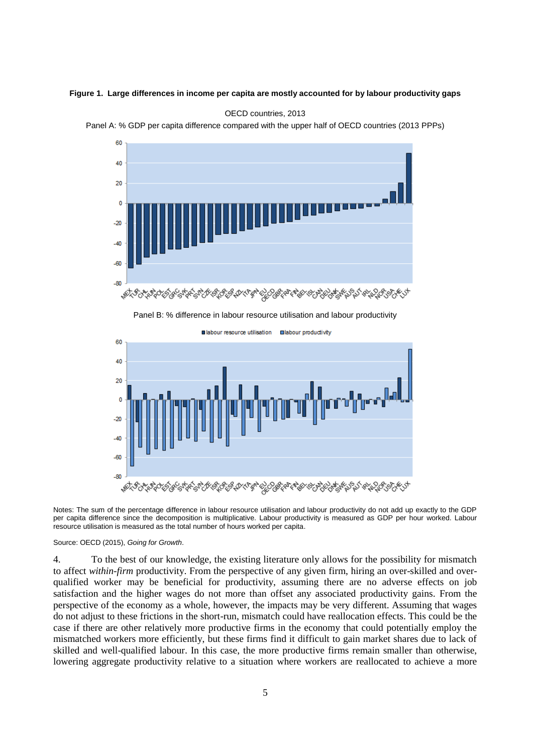**Figure 1. Large differences in income per capita are mostly accounted for by labour productivity gaps**

OECD countries, 2013

Panel A: % GDP per capita difference compared with the upper half of OECD countries (2013 PPPs)

Panel B: % difference in labour resource utilisation and labour productivity

Notes: The sum of the percentage difference in labour resource utilisation and labour productivity do not add up exactly to the GDP per capita difference since the decomposition is multiplicative. Labour productivity is measured as GDP per hour worked. Labour resource utilisation is measured as the total number of hours worked per capita.

Source: OECD (2015), *Going for Growth*.

4. To the best of our knowledge, the existing literature only allows for the possibility for mismatch to affect *within-firm* productivity. From the perspective of any given firm, hiring an over-skilled and over-qualified worker may be beneficial for productivity, assuming there are no adverse effects on job satisfaction and the higher wages do not more than offset any associated productivity gains. From the perspective of the economy as a whole, however, the impacts may be very different. Assuming that wages do not adjust to these frictions in the short-run, mismatch could have reallocation effects. This could be the case if there are other relatively more productive firms in the economy that could potentially employ the mismatched workers more efficiently, but these firms find it difficult to gain market shares due to lack of skilled and well-qualified labour. In this case, the more productive firms remain smaller than otherwise, lowering aggregate productivity relative to a situation where workers are reallocated to achieve a more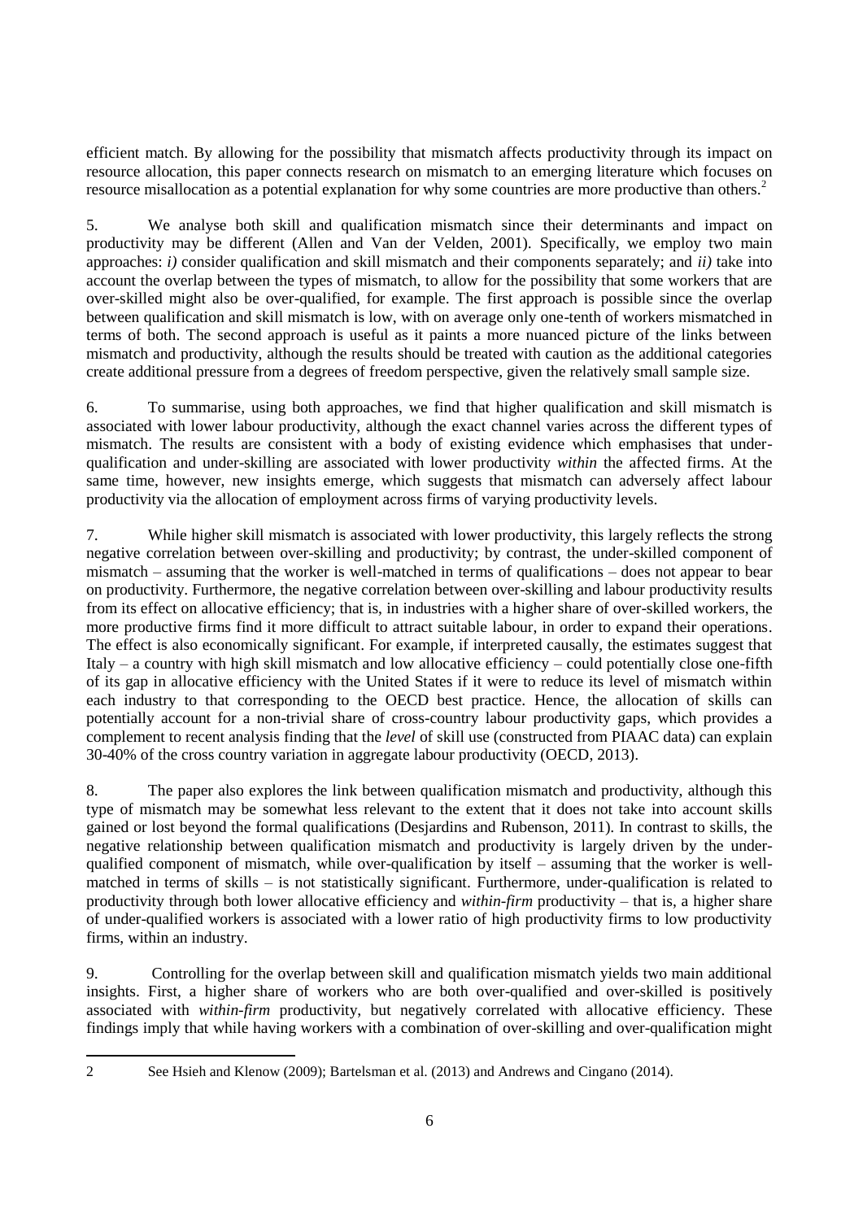efficient match. By allowing for the possibility that mismatch affects productivity through its impact on resource allocation, this paper connects research on mismatch to an emerging literature which focuses on resource misallocation as a potential explanation for why some countries are more productive than others.[2]

5. We analyse both skill and qualification mismatch since their determinants and impact on productivity may be different (Allen and Van der Velden, 2001). Specifically, we employ two main approaches: *i)* consider qualification and skill mismatch and their components separately; and *ii)* take into account the overlap between the types of mismatch, to allow for the possibility that some workers that are over-skilled might also be over-qualified, for example. The first approach is possible since the overlap between qualification and skill mismatch is low, with on average only one-tenth of workers mismatched in terms of both. The second approach is useful as it paints a more nuanced picture of the links between mismatch and productivity, although the results should be treated with caution as the additional categories create additional pressure from a degrees of freedom perspective, given the relatively small sample size.

6. To summarise, using both approaches, we find that higher qualification and skill mismatch is associated with lower labour productivity, although the exact channel varies across the different types of mismatch. The results are consistent with a body of existing evidence which emphasises that under-qualification and under-skilling are associated with lower productivity *within* the affected firms. At the same time, however, new insights emerge, which suggests that mismatch can adversely affect labour productivity via the allocation of employment across firms of varying productivity levels.

7. While higher skill mismatch is associated with lower productivity, this largely reflects the strong negative correlation between over-skilling and productivity; by contrast, the under-skilled component of mismatch – assuming that the worker is well-matched in terms of qualifications – does not appear to bear on productivity. Furthermore, the negative correlation between over-skilling and labour productivity results from its effect on allocative efficiency; that is, in industries with a higher share of over-skilled workers, the more productive firms find it more difficult to attract suitable labour, in order to expand their operations. The effect is also economically significant. For example, if interpreted causally, the estimates suggest that Italy – a country with high skill mismatch and low allocative efficiency – could potentially close one-fifth of its gap in allocative efficiency with the United States if it were to reduce its level of mismatch within each industry to that corresponding to the OECD best practice. Hence, the allocation of skills can potentially account for a non-trivial share of cross-country labour productivity gaps, which provides a complement to recent analysis finding that the *level* of skill use (constructed from PIAAC data) can explain 30-40% of the cross country variation in aggregate labour productivity (OECD, 2013).

8. The paper also explores the link between qualification mismatch and productivity, although this type of mismatch may be somewhat less relevant to the extent that it does not take into account skills gained or lost beyond the formal qualifications (Desjardins and Rubenson, 2011). In contrast to skills, the negative relationship between qualification mismatch and productivity is largely driven by the under-qualified component of mismatch, while over-qualification by itself – assuming that the worker is well-matched in terms of skills – is not statistically significant. Furthermore, under-qualification is related to productivity through both lower allocative efficiency and *within-firm* productivity – that is, a higher share of under-qualified workers is associated with a lower ratio of high productivity firms to low productivity firms, within an industry.

9. Controlling for the overlap between skill and qualification mismatch yields two main additional insights. First, a higher share of workers who are both over-qualified and over-skilled is positively associated with *within-firm* productivity, but negatively correlated with allocative efficiency. These findings imply that while having workers with a combination of over-skilling and over-qualification might

---

[2] See Hsieh and Klenow (2009); Bartelsman et al. (2013) and Andrews and Cingano (2014).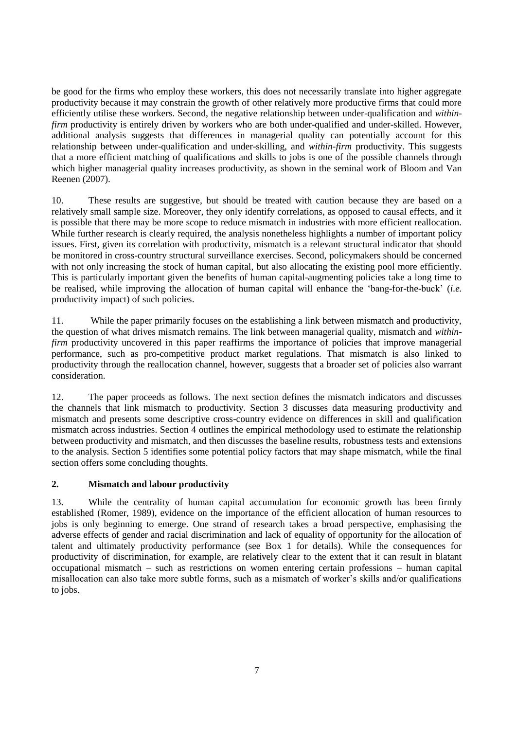be good for the firms who employ these workers, this does not necessarily translate into higher aggregate productivity because it may constrain the growth of other relatively more productive firms that could more efficiently utilise these workers. Second, the negative relationship between under-qualification and *within-firm* productivity is entirely driven by workers who are both under-qualified and under-skilled. However, additional analysis suggests that differences in managerial quality can potentially account for this relationship between under-qualification and under-skilling, and *within-firm* productivity. This suggests that a more efficient matching of qualifications and skills to jobs is one of the possible channels through which higher managerial quality increases productivity, as shown in the seminal work of Bloom and Van Reenen (2007).

10. These results are suggestive, but should be treated with caution because they are based on a relatively small sample size. Moreover, they only identify correlations, as opposed to causal effects, and it is possible that there may be more scope to reduce mismatch in industries with more efficient reallocation. While further research is clearly required, the analysis nonetheless highlights a number of important policy issues. First, given its correlation with productivity, mismatch is a relevant structural indicator that should be monitored in cross-country structural surveillance exercises. Second, policymakers should be concerned with not only increasing the stock of human capital, but also allocating the existing pool more efficiently. This is particularly important given the benefits of human capital-augmenting policies take a long time to be realised, while improving the allocation of human capital will enhance the 'bang-for-the-buck' (*i.e.* productivity impact) of such policies.

11. While the paper primarily focuses on the establishing a link between mismatch and productivity, the question of what drives mismatch remains. The link between managerial quality, mismatch and *within-firm* productivity uncovered in this paper reaffirms the importance of policies that improve managerial performance, such as pro-competitive product market regulations. That mismatch is also linked to productivity through the reallocation channel, however, suggests that a broader set of policies also warrant consideration.

12. The paper proceeds as follows. The next section defines the mismatch indicators and discusses the channels that link mismatch to productivity. Section 3 discusses data measuring productivity and mismatch and presents some descriptive cross-country evidence on differences in skill and qualification mismatch across industries. Section 4 outlines the empirical methodology used to estimate the relationship between productivity and mismatch, and then discusses the baseline results, robustness tests and extensions to the analysis. Section 5 identifies some potential policy factors that may shape mismatch, while the final section offers some concluding thoughts.

## 2. Mismatch and labour productivity

13. While the centrality of human capital accumulation for economic growth has been firmly established (Romer, 1989), evidence on the importance of the efficient allocation of human resources to jobs is only beginning to emerge. One strand of research takes a broad perspective, emphasising the adverse effects of gender and racial discrimination and lack of equality of opportunity for the allocation of talent and ultimately productivity performance (see Box 1 for details). While the consequences for productivity of discrimination, for example, are relatively clear to the extent that it can result in blatant occupational mismatch – such as restrictions on women entering certain professions – human capital misallocation can also take more subtle forms, such as a mismatch of worker's skills and/or qualifications to jobs.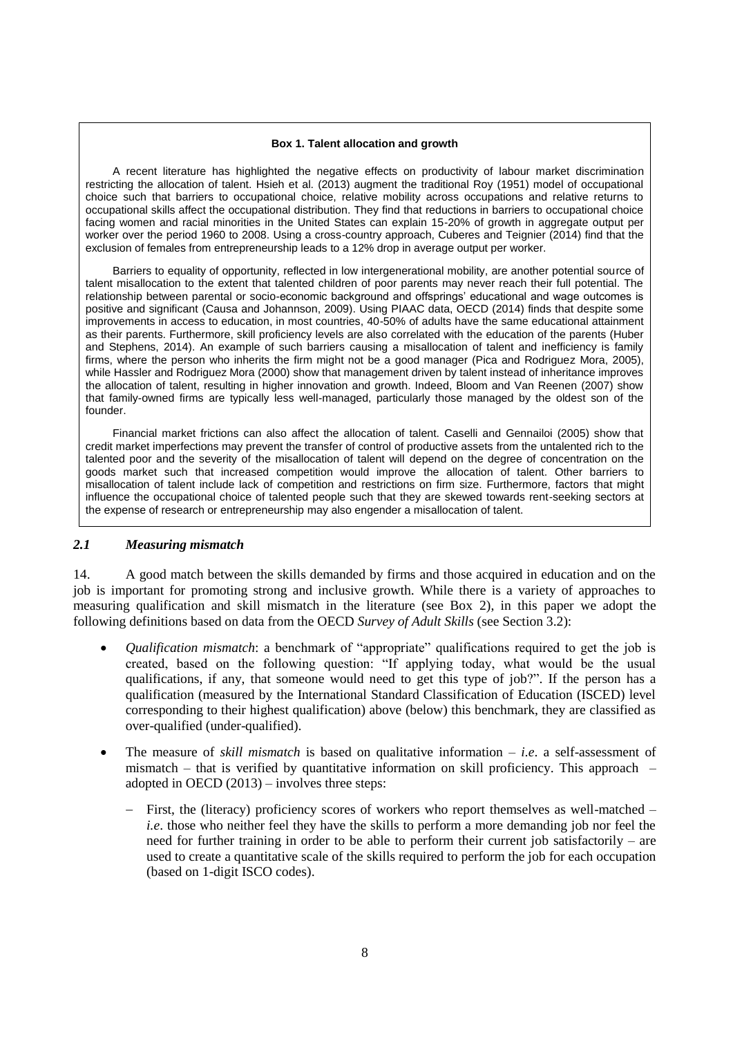**Box 1. Talent allocation and growth**

A recent literature has highlighted the negative effects on productivity of labour market discrimination restricting the allocation of talent. Hsieh et al. (2013) augment the traditional Roy (1951) model of occupational choice such that barriers to occupational choice, relative mobility across occupations and relative returns to occupational skills affect the occupational distribution. They find that reductions in barriers to occupational choice facing women and racial minorities in the United States can explain 15-20% of growth in aggregate output per worker over the period 1960 to 2008. Using a cross-country approach, Cuberes and Teignier (2014) find that the exclusion of females from entrepreneurship leads to a 12% drop in average output per worker.

Barriers to equality of opportunity, reflected in low intergenerational mobility, are another potential source of talent misallocation to the extent that talented children of poor parents may never reach their full potential. The relationship between parental or socio-economic background and offsprings' educational and wage outcomes is positive and significant (Causa and Johannson, 2009). Using PIAAC data, OECD (2014) finds that despite some improvements in access to education, in most countries, 40-50% of adults have the same educational attainment as their parents. Furthermore, skill proficiency levels are also correlated with the education of the parents (Huber and Stephens, 2014). An example of such barriers causing a misallocation of talent and inefficiency is family firms, where the person who inherits the firm might not be a good manager (Pica and Rodriguez Mora, 2005), while Hassler and Rodriguez Mora (2000) show that management driven by talent instead of inheritance improves the allocation of talent, resulting in higher innovation and growth. Indeed, Bloom and Van Reenen (2007) show that family-owned firms are typically less well-managed, particularly those managed by the oldest son of the founder.

Financial market frictions can also affect the allocation of talent. Caselli and Gennailoi (2005) show that credit market imperfections may prevent the transfer of control of productive assets from the untalented rich to the talented poor and the severity of the misallocation of talent will depend on the degree of concentration on the goods market such that increased competition would improve the allocation of talent. Other barriers to misallocation of talent include lack of competition and restrictions on firm size. Furthermore, factors that might influence the occupational choice of talented people such that they are skewed towards rent-seeking sectors at the expense of research or entrepreneurship may also engender a misallocation of talent.

### *2.1 Measuring mismatch*

14. A good match between the skills demanded by firms and those acquired in education and on the job is important for promoting strong and inclusive growth. While there is a variety of approaches to measuring qualification and skill mismatch in the literature (see Box 2), in this paper we adopt the following definitions based on data from the OECD *Survey of Adult Skills* (see Section 3.2):

- *Qualification mismatch*: a benchmark of "appropriate" qualifications required to get the job is created, based on the following question: "If applying today, what would be the usual qualifications, if any, that someone would need to get this type of job?". If the person has a qualification (measured by the International Standard Classification of Education (ISCED) level corresponding to their highest qualification) above (below) this benchmark, they are classified as over-qualified (under-qualified).
- The measure of *skill mismatch* is based on qualitative information – *i.e*. a self-assessment of mismatch – that is verified by quantitative information on skill proficiency. This approach – adopted in OECD (2013) – involves three steps:
  - First, the (literacy) proficiency scores of workers who report themselves as well-matched – *i.e*. those who neither feel they have the skills to perform a more demanding job nor feel the need for further training in order to be able to perform their current job satisfactorily – are used to create a quantitative scale of the skills required to perform the job for each occupation (based on 1-digit ISCO codes).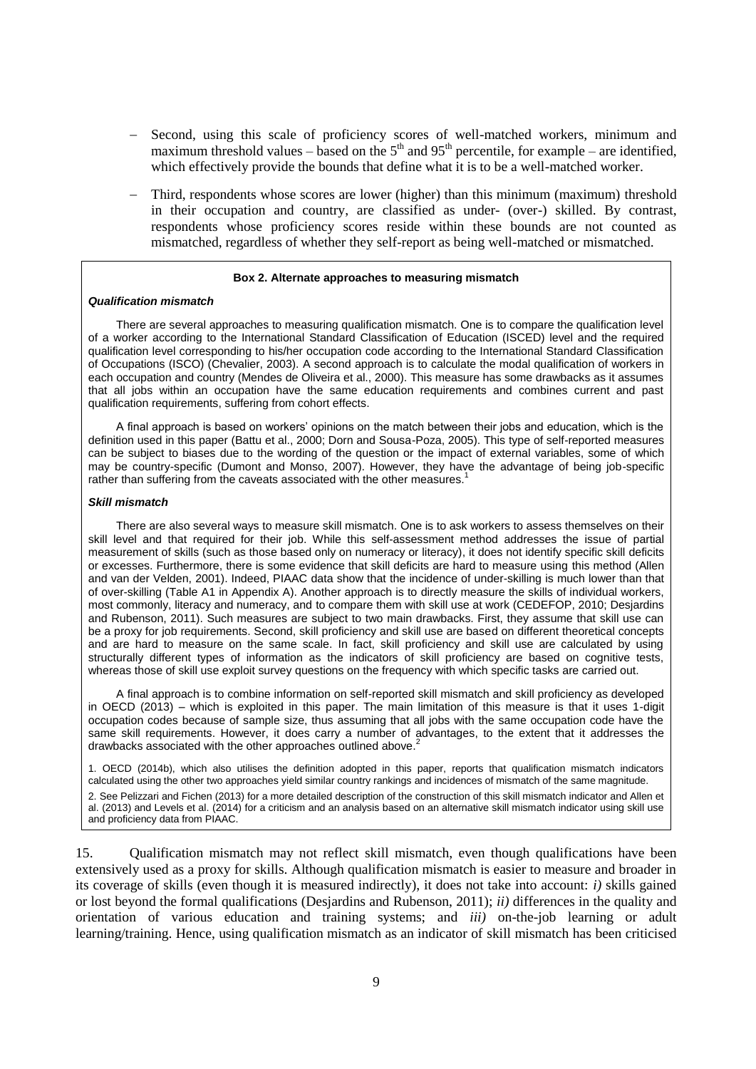- Second, using this scale of proficiency scores of well-matched workers, minimum and maximum threshold values – based on the $5^{th}$ and $95^{th}$ percentile, for example – are identified, which effectively provide the bounds that define what it is to be a well-matched worker.
- Third, respondents whose scores are lower (higher) than this minimum (maximum) threshold in their occupation and country, are classified as under- (over-) skilled. By contrast, respondents whose proficiency scores reside within these bounds are not counted as mismatched, regardless of whether they self-report as being well-matched or mismatched.

**Box 2. Alternate approaches to measuring mismatch**

***Qualification mismatch***

There are several approaches to measuring qualification mismatch. One is to compare the qualification level of a worker according to the International Standard Classification of Education (ISCED) level and the required qualification level corresponding to his/her occupation code according to the International Standard Classification of Occupations (ISCO) (Chevalier, 2003). A second approach is to calculate the modal qualification of workers in each occupation and country (Mendes de Oliveira et al., 2000). This measure has some drawbacks as it assumes that all jobs within an occupation have the same education requirements and combines current and past qualification requirements, suffering from cohort effects.

A final approach is based on workers' opinions on the match between their jobs and education, which is the definition used in this paper (Battu et al., 2000; Dorn and Sousa-Poza, 2005). This type of self-reported measures can be subject to biases due to the wording of the question or the impact of external variables, some of which may be country-specific (Dumont and Monso, 2007). However, they have the advantage of being job-specific rather than suffering from the caveats associated with the other measures.[1]

***Skill mismatch***

There are also several ways to measure skill mismatch. One is to ask workers to assess themselves on their skill level and that required for their job. While this self-assessment method addresses the issue of partial measurement of skills (such as those based only on numeracy or literacy), it does not identify specific skill deficits or excesses. Furthermore, there is some evidence that skill deficits are hard to measure using this method (Allen and van der Velden, 2001). Indeed, PIAAC data show that the incidence of under-skilling is much lower than that of over-skilling (Table A1 in Appendix A). Another approach is to directly measure the skills of individual workers, most commonly, literacy and numeracy, and to compare them with skill use at work (CEDEFOP, 2010; Desjardins and Rubenson, 2011). Such measures are subject to two main drawbacks. First, they assume that skill use can be a proxy for job requirements. Second, skill proficiency and skill use are based on different theoretical concepts and are hard to measure on the same scale. In fact, skill proficiency and skill use are calculated by using structurally different types of information as the indicators of skill proficiency are based on cognitive tests, whereas those of skill use exploit survey questions on the frequency with which specific tasks are carried out.

A final approach is to combine information on self-reported skill mismatch and skill proficiency as developed in OECD (2013) – which is exploited in this paper. The main limitation of this measure is that it uses 1-digit occupation codes because of sample size, thus assuming that all jobs with the same occupation code have the same skill requirements. However, it does carry a number of advantages, to the extent that it addresses the drawbacks associated with the other approaches outlined above.[2]

1. OECD (2014b), which also utilises the definition adopted in this paper, reports that qualification mismatch indicators calculated using the other two approaches yield similar country rankings and incidences of mismatch of the same magnitude.

2. See Pelizzari and Fichen (2013) for a more detailed description of the construction of this skill mismatch indicator and Allen et al. (2013) and Levels et al. (2014) for a criticism and an analysis based on an alternative skill mismatch indicator using skill use and proficiency data from PIAAC.

15. Qualification mismatch may not reflect skill mismatch, even though qualifications have been extensively used as a proxy for skills. Although qualification mismatch is easier to measure and broader in its coverage of skills (even though it is measured indirectly), it does not take into account: *i)* skills gained or lost beyond the formal qualifications (Desjardins and Rubenson, 2011); *ii)* differences in the quality and orientation of various education and training systems; and *iii)* on-the-job learning or adult learning/training. Hence, using qualification mismatch as an indicator of skill mismatch has been criticised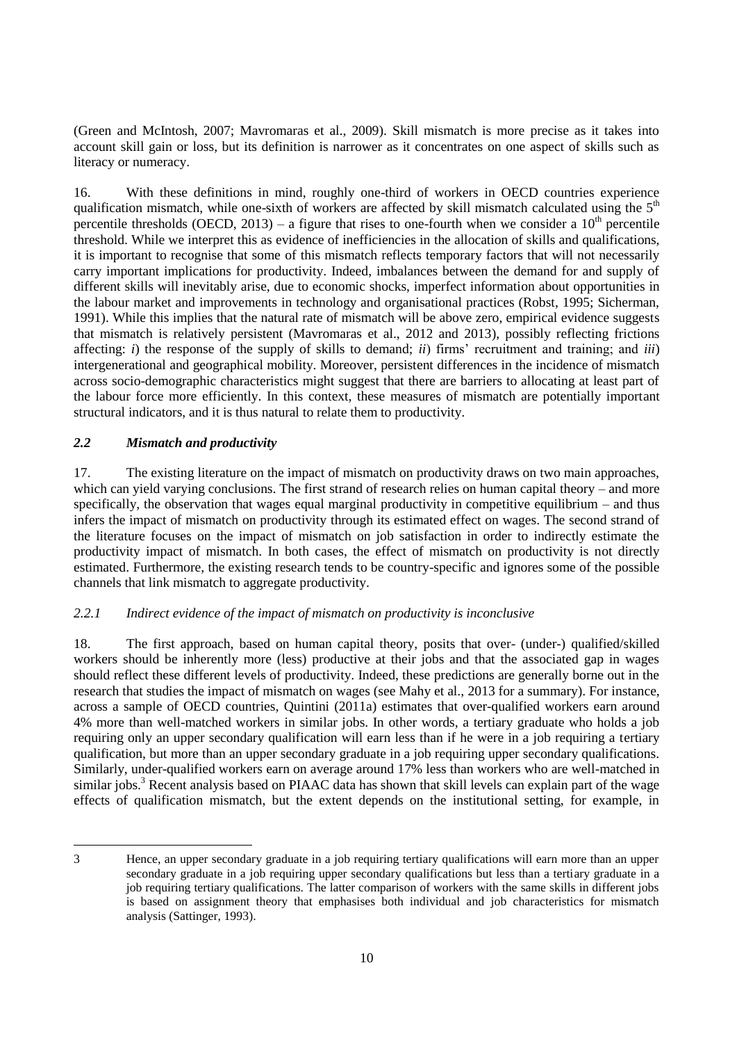(Green and McIntosh, 2007; Mavromaras et al., 2009). Skill mismatch is more precise as it takes into account skill gain or loss, but its definition is narrower as it concentrates on one aspect of skills such as literacy or numeracy.

16. With these definitions in mind, roughly one-third of workers in OECD countries experience qualification mismatch, while one-sixth of workers are affected by skill mismatch calculated using the 5th percentile thresholds (OECD, 2013) – a figure that rises to one-fourth when we consider a 10th percentile threshold. While we interpret this as evidence of inefficiencies in the allocation of skills and qualifications, it is important to recognise that some of this mismatch reflects temporary factors that will not necessarily carry important implications for productivity. Indeed, imbalances between the demand for and supply of different skills will inevitably arise, due to economic shocks, imperfect information about opportunities in the labour market and improvements in technology and organisational practices (Robst, 1995; Sicherman, 1991). While this implies that the natural rate of mismatch will be above zero, empirical evidence suggests that mismatch is relatively persistent (Mavromaras et al., 2012 and 2013), possibly reflecting frictions affecting: *i*) the response of the supply of skills to demand; *ii*) firms' recruitment and training; and *iii*) intergenerational and geographical mobility. Moreover, persistent differences in the incidence of mismatch across socio-demographic characteristics might suggest that there are barriers to allocating at least part of the labour force more efficiently. In this context, these measures of mismatch are potentially important structural indicators, and it is thus natural to relate them to productivity.

### *2.2 Mismatch and productivity*

17. The existing literature on the impact of mismatch on productivity draws on two main approaches, which can yield varying conclusions. The first strand of research relies on human capital theory – and more specifically, the observation that wages equal marginal productivity in competitive equilibrium – and thus infers the impact of mismatch on productivity through its estimated effect on wages. The second strand of the literature focuses on the impact of mismatch on job satisfaction in order to indirectly estimate the productivity impact of mismatch. In both cases, the effect of mismatch on productivity is not directly estimated. Furthermore, the existing research tends to be country-specific and ignores some of the possible channels that link mismatch to aggregate productivity.

#### *2.2.1 Indirect evidence of the impact of mismatch on productivity is inconclusive*

18. The first approach, based on human capital theory, posits that over- (under-) qualified/skilled workers should be inherently more (less) productive at their jobs and that the associated gap in wages should reflect these different levels of productivity. Indeed, these predictions are generally borne out in the research that studies the impact of mismatch on wages (see Mahy et al., 2013 for a summary). For instance, across a sample of OECD countries, Quintini (2011a) estimates that over-qualified workers earn around 4% more than well-matched workers in similar jobs. In other words, a tertiary graduate who holds a job requiring only an upper secondary qualification will earn less than if he were in a job requiring a tertiary qualification, but more than an upper secondary graduate in a job requiring upper secondary qualifications. Similarly, under-qualified workers earn on average around 17% less than workers who are well-matched in similar jobs.[3] Recent analysis based on PIAAC data has shown that skill levels can explain part of the wage effects of qualification mismatch, but the extent depends on the institutional setting, for example, in

---

3 Hence, an upper secondary graduate in a job requiring tertiary qualifications will earn more than an upper secondary graduate in a job requiring upper secondary qualifications but less than a tertiary graduate in a job requiring tertiary qualifications. The latter comparison of workers with the same skills in different jobs is based on assignment theory that emphasises both individual and job characteristics for mismatch analysis (Sattinger, 1993).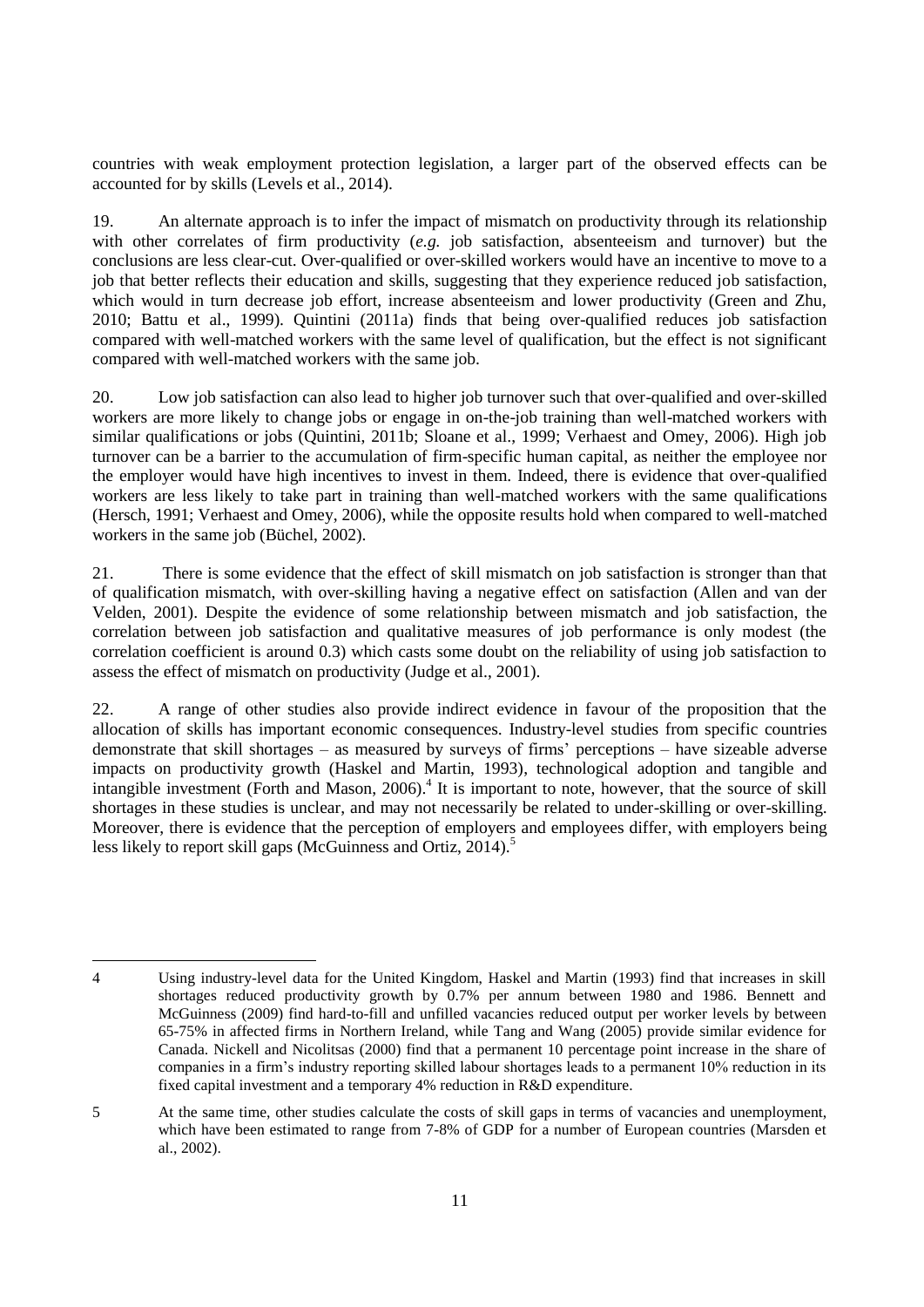countries with weak employment protection legislation, a larger part of the observed effects can be accounted for by skills (Levels et al., 2014).

19. An alternate approach is to infer the impact of mismatch on productivity through its relationship with other correlates of firm productivity (*e.g.* job satisfaction, absenteeism and turnover) but the conclusions are less clear-cut. Over-qualified or over-skilled workers would have an incentive to move to a job that better reflects their education and skills, suggesting that they experience reduced job satisfaction, which would in turn decrease job effort, increase absenteeism and lower productivity (Green and Zhu, 2010; Battu et al., 1999). Quintini (2011a) finds that being over-qualified reduces job satisfaction compared with well-matched workers with the same level of qualification, but the effect is not significant compared with well-matched workers with the same job.

20. Low job satisfaction can also lead to higher job turnover such that over-qualified and over-skilled workers are more likely to change jobs or engage in on-the-job training than well-matched workers with similar qualifications or jobs (Quintini, 2011b; Sloane et al., 1999; Verhaest and Omey, 2006). High job turnover can be a barrier to the accumulation of firm-specific human capital, as neither the employee nor the employer would have high incentives to invest in them. Indeed, there is evidence that over-qualified workers are less likely to take part in training than well-matched workers with the same qualifications (Hersch, 1991; Verhaest and Omey, 2006), while the opposite results hold when compared to well-matched workers in the same job (Büchel, 2002).

21. There is some evidence that the effect of skill mismatch on job satisfaction is stronger than that of qualification mismatch, with over-skilling having a negative effect on satisfaction (Allen and van der Velden, 2001). Despite the evidence of some relationship between mismatch and job satisfaction, the correlation between job satisfaction and qualitative measures of job performance is only modest (the correlation coefficient is around 0.3) which casts some doubt on the reliability of using job satisfaction to assess the effect of mismatch on productivity (Judge et al., 2001).

22. A range of other studies also provide indirect evidence in favour of the proposition that the allocation of skills has important economic consequences. Industry-level studies from specific countries demonstrate that skill shortages – as measured by surveys of firms' perceptions – have sizeable adverse impacts on productivity growth (Haskel and Martin, 1993), technological adoption and tangible and intangible investment (Forth and Mason, 2006).[4] It is important to note, however, that the source of skill shortages in these studies is unclear, and may not necessarily be related to under-skilling or over-skilling. Moreover, there is evidence that the perception of employers and employees differ, with employers being less likely to report skill gaps (McGuinness and Ortiz, 2014).[5]

---

4 Using industry-level data for the United Kingdom, Haskel and Martin (1993) find that increases in skill shortages reduced productivity growth by 0.7% per annum between 1980 and 1986. Bennett and McGuinness (2009) find hard-to-fill and unfilled vacancies reduced output per worker levels by between 65-75% in affected firms in Northern Ireland, while Tang and Wang (2005) provide similar evidence for Canada. Nickell and Nicolitsas (2000) find that a permanent 10 percentage point increase in the share of companies in a firm's industry reporting skilled labour shortages leads to a permanent 10% reduction in its fixed capital investment and a temporary 4% reduction in R&D expenditure.

5 At the same time, other studies calculate the costs of skill gaps in terms of vacancies and unemployment, which have been estimated to range from 7-8% of GDP for a number of European countries (Marsden et al., 2002).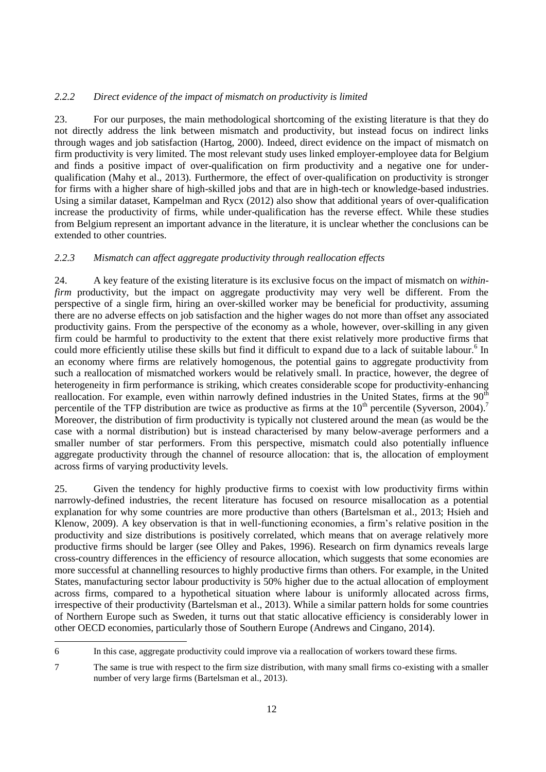### *2.2.2 Direct evidence of the impact of mismatch on productivity is limited*

23. For our purposes, the main methodological shortcoming of the existing literature is that they do not directly address the link between mismatch and productivity, but instead focus on indirect links through wages and job satisfaction (Hartog, 2000). Indeed, direct evidence on the impact of mismatch on firm productivity is very limited. The most relevant study uses linked employer-employee data for Belgium and finds a positive impact of over-qualification on firm productivity and a negative one for under-qualification (Mahy et al., 2013). Furthermore, the effect of over-qualification on productivity is stronger for firms with a higher share of high-skilled jobs and that are in high-tech or knowledge-based industries. Using a similar dataset, Kampelman and Rycx (2012) also show that additional years of over-qualification increase the productivity of firms, while under-qualification has the reverse effect. While these studies from Belgium represent an important advance in the literature, it is unclear whether the conclusions can be extended to other countries.

### *2.2.3 Mismatch can affect aggregate productivity through reallocation effects*

24. A key feature of the existing literature is its exclusive focus on the impact of mismatch on *within-firm* productivity, but the impact on aggregate productivity may very well be different. From the perspective of a single firm, hiring an over-skilled worker may be beneficial for productivity, assuming there are no adverse effects on job satisfaction and the higher wages do not more than offset any associated productivity gains. From the perspective of the economy as a whole, however, over-skilling in any given firm could be harmful to productivity to the extent that there exist relatively more productive firms that could more efficiently utilise these skills but find it difficult to expand due to a lack of suitable labour.[6] In an economy where firms are relatively homogenous, the potential gains to aggregate productivity from such a reallocation of mismatched workers would be relatively small. In practice, however, the degree of heterogeneity in firm performance is striking, which creates considerable scope for productivity-enhancing reallocation. For example, even within narrowly defined industries in the United States, firms at the 90$^{th}$ percentile of the TFP distribution are twice as productive as firms at the 10$^{th}$ percentile (Syverson, 2004).[7] Moreover, the distribution of firm productivity is typically not clustered around the mean (as would be the case with a normal distribution) but is instead characterised by many below-average performers and a smaller number of star performers. From this perspective, mismatch could also potentially influence aggregate productivity through the channel of resource allocation: that is, the allocation of employment across firms of varying productivity levels.

25. Given the tendency for highly productive firms to coexist with low productivity firms within narrowly-defined industries, the recent literature has focused on resource misallocation as a potential explanation for why some countries are more productive than others (Bartelsman et al., 2013; Hsieh and Klenow, 2009). A key observation is that in well-functioning economies, a firm's relative position in the productivity and size distributions is positively correlated, which means that on average relatively more productive firms should be larger (see Olley and Pakes, 1996). Research on firm dynamics reveals large cross-country differences in the efficiency of resource allocation, which suggests that some economies are more successful at channelling resources to highly productive firms than others. For example, in the United States, manufacturing sector labour productivity is 50% higher due to the actual allocation of employment across firms, compared to a hypothetical situation where labour is uniformly allocated across firms, irrespective of their productivity (Bartelsman et al., 2013). While a similar pattern holds for some countries of Northern Europe such as Sweden, it turns out that static allocative efficiency is considerably lower in other OECD economies, particularly those of Southern Europe (Andrews and Cingano, 2014).

---

6 In this case, aggregate productivity could improve via a reallocation of workers toward these firms.

7 The same is true with respect to the firm size distribution, with many small firms co-existing with a smaller number of very large firms (Bartelsman et al., 2013).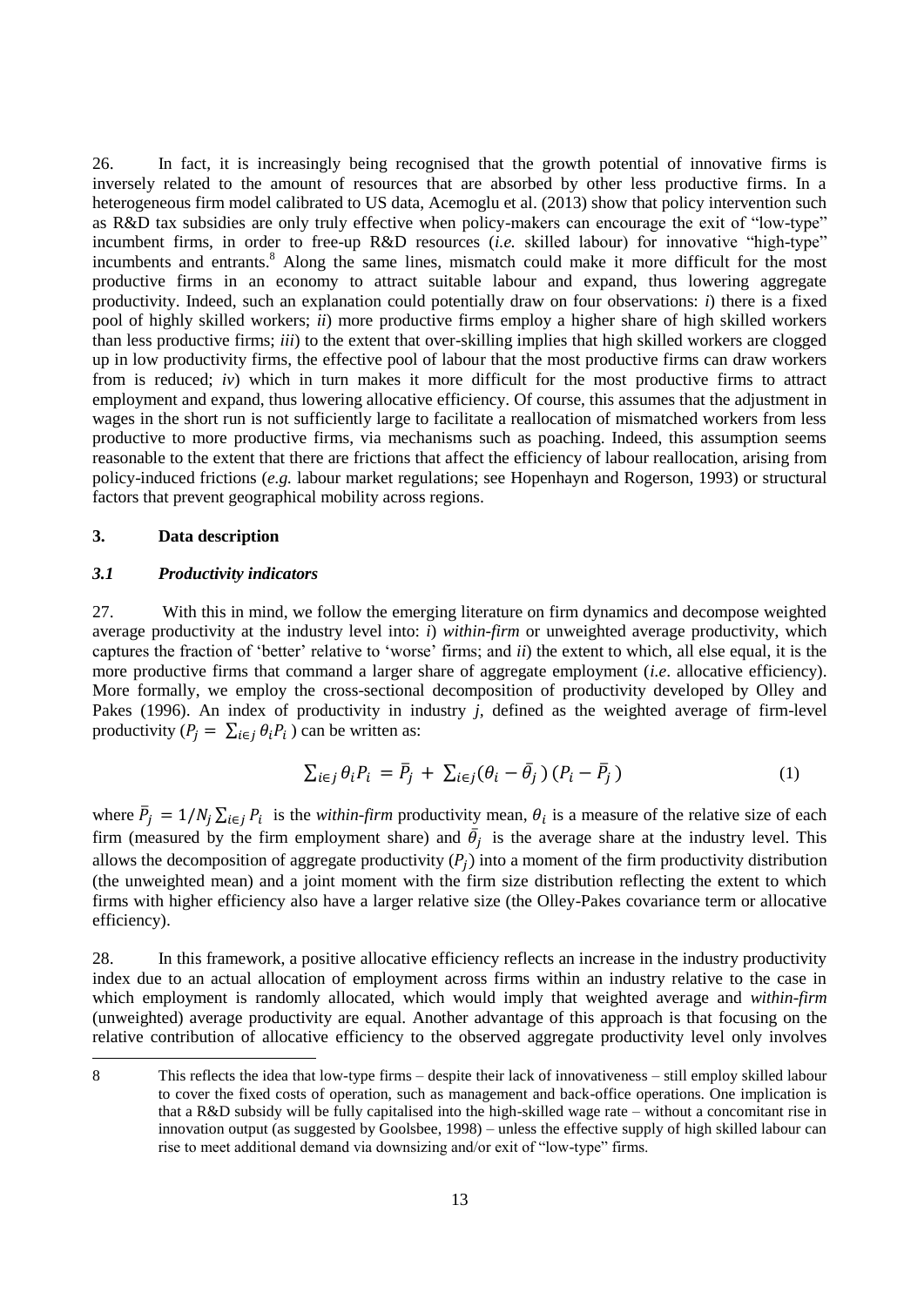26. In fact, it is increasingly being recognised that the growth potential of innovative firms is inversely related to the amount of resources that are absorbed by other less productive firms. In a heterogeneous firm model calibrated to US data, Acemoglu et al. (2013) show that policy intervention such as R&D tax subsidies are only truly effective when policy-makers can encourage the exit of "low-type" incumbent firms, in order to free-up R&D resources (*i.e.* skilled labour) for innovative "high-type" incumbents and entrants.[8] Along the same lines, mismatch could make it more difficult for the most productive firms in an economy to attract suitable labour and expand, thus lowering aggregate productivity. Indeed, such an explanation could potentially draw on four observations: *i*) there is a fixed pool of highly skilled workers; *ii*) more productive firms employ a higher share of high skilled workers than less productive firms; *iii*) to the extent that over-skilling implies that high skilled workers are clogged up in low productivity firms, the effective pool of labour that the most productive firms can draw workers from is reduced; *iv*) which in turn makes it more difficult for the most productive firms to attract employment and expand, thus lowering allocative efficiency. Of course, this assumes that the adjustment in wages in the short run is not sufficiently large to facilitate a reallocation of mismatched workers from less productive to more productive firms, via mechanisms such as poaching. Indeed, this assumption seems reasonable to the extent that there are frictions that affect the efficiency of labour reallocation, arising from policy-induced frictions (*e.g.* labour market regulations; see Hopenhayn and Rogerson, 1993) or structural factors that prevent geographical mobility across regions.

## 3. Data description

### *3.1 Productivity indicators*

27. With this in mind, we follow the emerging literature on firm dynamics and decompose weighted average productivity at the industry level into: *i*) *within-firm* or unweighted average productivity, which captures the fraction of 'better' relative to 'worse' firms; and *ii*) the extent to which, all else equal, it is the more productive firms that command a larger share of aggregate employment (*i.e*. allocative efficiency). More formally, we employ the cross-sectional decomposition of productivity developed by Olley and Pakes (1996). An index of productivity in industry *j*, defined as the weighted average of firm-level productivity ($P_j = \sum_{i \in j} \theta_i P_i$ ) can be written as:

$$\sum_{i \in j} \theta_i P_i = \bar{P}_j + \sum_{i \in j} (\theta_i - \bar{\theta}_j)(P_i - \bar{P}_j) \tag{1}$$

where $\bar{P}_j = 1/N_j \sum_{i \in j} P_i$ is the *within-firm* productivity mean, $\theta_i$ is a measure of the relative size of each firm (measured by the firm employment share) and $\bar{\theta}_j$ is the average share at the industry level. This allows the decomposition of aggregate productivity ($P_j$) into a moment of the firm productivity distribution (the unweighted mean) and a joint moment with the firm size distribution reflecting the extent to which firms with higher efficiency also have a larger relative size (the Olley-Pakes covariance term or allocative efficiency).

28. In this framework, a positive allocative efficiency reflects an increase in the industry productivity index due to an actual allocation of employment across firms within an industry relative to the case in which employment is randomly allocated, which would imply that weighted average and *within-firm* (unweighted) average productivity are equal. Another advantage of this approach is that focusing on the relative contribution of allocative efficiency to the observed aggregate productivity level only involves

---

8 This reflects the idea that low-type firms – despite their lack of innovativeness – still employ skilled labour to cover the fixed costs of operation, such as management and back-office operations. One implication is that a R&D subsidy will be fully capitalised into the high-skilled wage rate – without a concomitant rise in innovation output (as suggested by Goolsbee, 1998) – unless the effective supply of high skilled labour can rise to meet additional demand via downsizing and/or exit of "low-type" firms.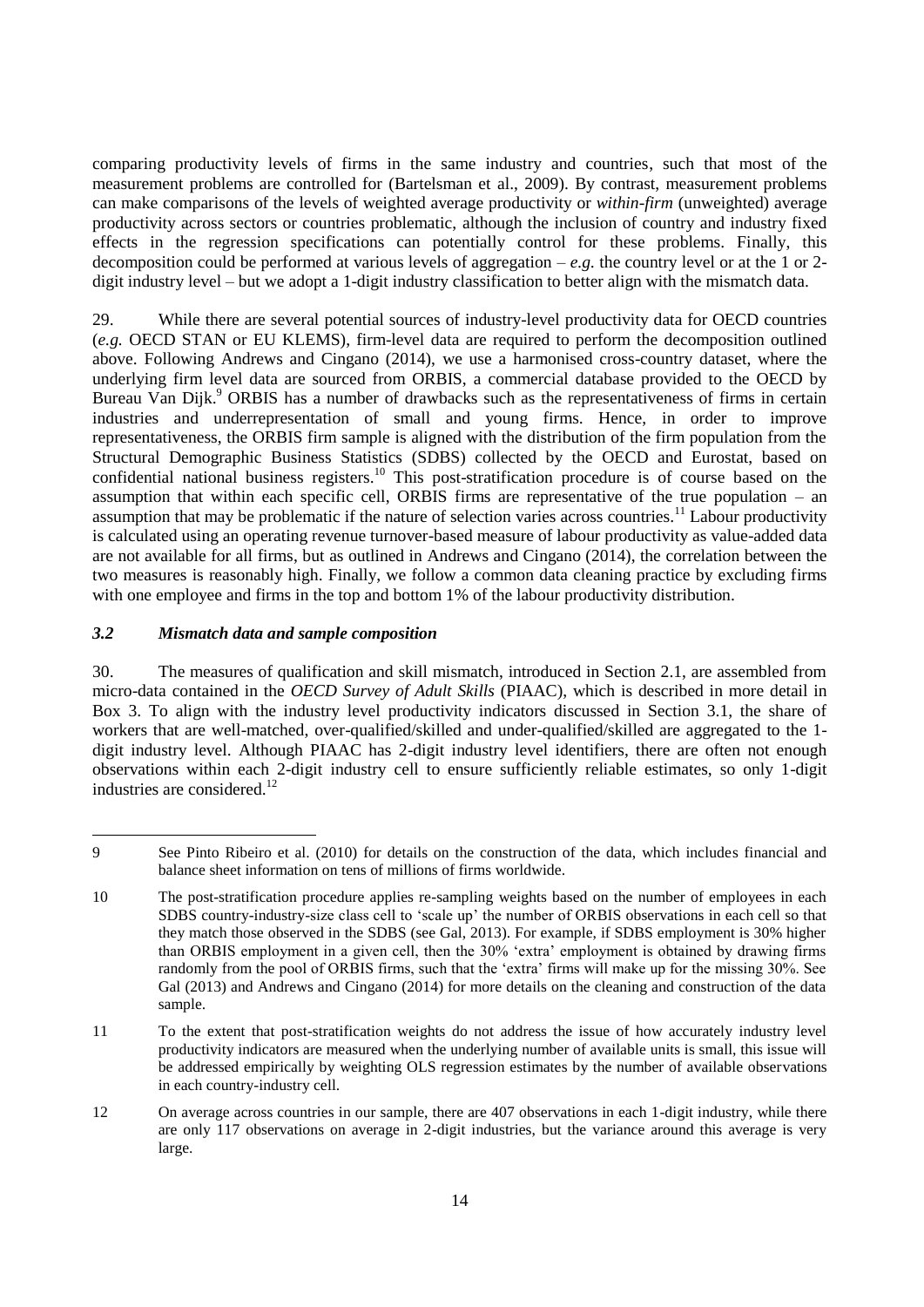comparing productivity levels of firms in the same industry and countries, such that most of the measurement problems are controlled for (Bartelsman et al., 2009). By contrast, measurement problems can make comparisons of the levels of weighted average productivity or *within-firm* (unweighted) average productivity across sectors or countries problematic, although the inclusion of country and industry fixed effects in the regression specifications can potentially control for these problems. Finally, this decomposition could be performed at various levels of aggregation – *e.g.* the country level or at the 1 or 2-digit industry level – but we adopt a 1-digit industry classification to better align with the mismatch data.

29. While there are several potential sources of industry-level productivity data for OECD countries (*e.g.* OECD STAN or EU KLEMS), firm-level data are required to perform the decomposition outlined above. Following Andrews and Cingano (2014), we use a harmonised cross-country dataset, where the underlying firm level data are sourced from ORBIS, a commercial database provided to the OECD by Bureau Van Dijk.[9] ORBIS has a number of drawbacks such as the representativeness of firms in certain industries and underrepresentation of small and young firms. Hence, in order to improve representativeness, the ORBIS firm sample is aligned with the distribution of the firm population from the Structural Demographic Business Statistics (SDBS) collected by the OECD and Eurostat, based on confidential national business registers.[10] This post-stratification procedure is of course based on the assumption that within each specific cell, ORBIS firms are representative of the true population – an assumption that may be problematic if the nature of selection varies across countries.[11] Labour productivity is calculated using an operating revenue turnover-based measure of labour productivity as value-added data are not available for all firms, but as outlined in Andrews and Cingano (2014), the correlation between the two measures is reasonably high. Finally, we follow a common data cleaning practice by excluding firms with one employee and firms in the top and bottom 1% of the labour productivity distribution.

### *3.2 Mismatch data and sample composition*

30. The measures of qualification and skill mismatch, introduced in Section 2.1, are assembled from micro-data contained in the *OECD Survey of Adult Skills* (PIAAC), which is described in more detail in Box 3. To align with the industry level productivity indicators discussed in Section 3.1, the share of workers that are well-matched, over-qualified/skilled and under-qualified/skilled are aggregated to the 1-digit industry level. Although PIAAC has 2-digit industry level identifiers, there are often not enough observations within each 2-digit industry cell to ensure sufficiently reliable estimates, so only 1-digit industries are considered.[12]

---

9 See Pinto Ribeiro et al. (2010) for details on the construction of the data, which includes financial and balance sheet information on tens of millions of firms worldwide.

10 The post-stratification procedure applies re-sampling weights based on the number of employees in each SDBS country-industry-size class cell to 'scale up' the number of ORBIS observations in each cell so that they match those observed in the SDBS (see Gal, 2013). For example, if SDBS employment is 30% higher than ORBIS employment in a given cell, then the 30% 'extra' employment is obtained by drawing firms randomly from the pool of ORBIS firms, such that the 'extra' firms will make up for the missing 30%. See Gal (2013) and Andrews and Cingano (2014) for more details on the cleaning and construction of the data sample.

11 To the extent that post-stratification weights do not address the issue of how accurately industry level productivity indicators are measured when the underlying number of available units is small, this issue will be addressed empirically by weighting OLS regression estimates by the number of available observations in each country-industry cell.

12 On average across countries in our sample, there are 407 observations in each 1-digit industry, while there are only 117 observations on average in 2-digit industries, but the variance around this average is very large.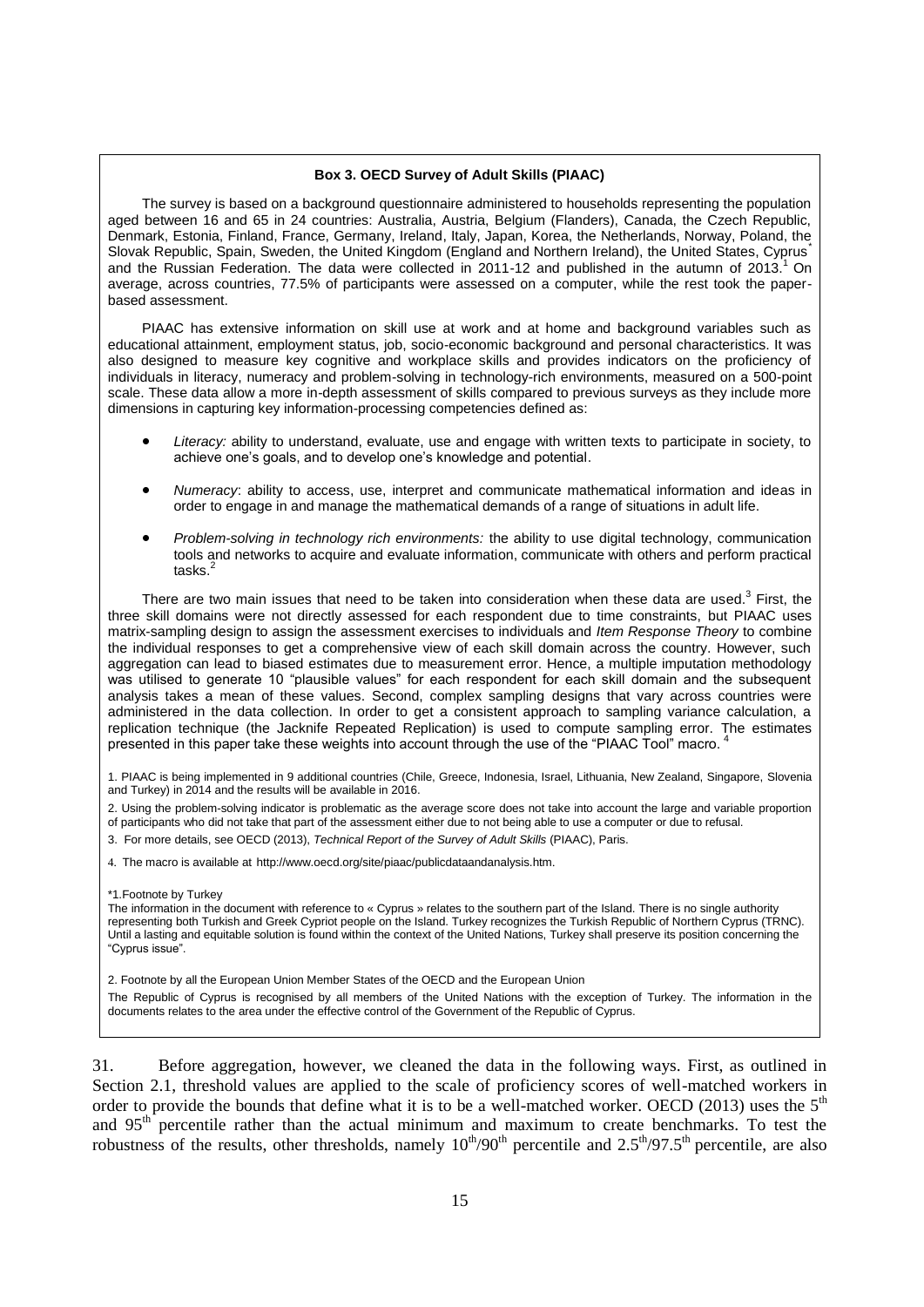**Box 3. OECD Survey of Adult Skills (PIAAC)**

The survey is based on a background questionnaire administered to households representing the population aged between 16 and 65 in 24 countries: Australia, Austria, Belgium (Flanders), Canada, the Czech Republic, Denmark, Estonia, Finland, France, Germany, Ireland, Italy, Japan, Korea, the Netherlands, Norway, Poland, the Slovak Republic, Spain, Sweden, the United Kingdom (England and Northern Ireland), the United States, Cyprus[*] and the Russian Federation. The data were collected in 2011-12 and published in the autumn of 2013.[1] On average, across countries, 77.5% of participants were assessed on a computer, while the rest took the paper-based assessment.

PIAAC has extensive information on skill use at work and at home and background variables such as educational attainment, employment status, job, socio-economic background and personal characteristics. It was also designed to measure key cognitive and workplace skills and provides indicators on the proficiency of individuals in literacy, numeracy and problem-solving in technology-rich environments, measured on a 500-point scale. These data allow a more in-depth assessment of skills compared to previous surveys as they include more dimensions in capturing key information-processing competencies defined as:

- *Literacy:* ability to understand, evaluate, use and engage with written texts to participate in society, to achieve one's goals, and to develop one's knowledge and potential.
- *Numeracy*: ability to access, use, interpret and communicate mathematical information and ideas in order to engage in and manage the mathematical demands of a range of situations in adult life.
- *Problem-solving in technology rich environments:* the ability to use digital technology, communication tools and networks to acquire and evaluate information, communicate with others and perform practical tasks.[2]

There are two main issues that need to be taken into consideration when these data are used.[3] First, the three skill domains were not directly assessed for each respondent due to time constraints, but PIAAC uses matrix-sampling design to assign the assessment exercises to individuals and *Item Response Theory* to combine the individual responses to get a comprehensive view of each skill domain across the country. However, such aggregation can lead to biased estimates due to measurement error. Hence, a multiple imputation methodology was utilised to generate 10 "plausible values" for each respondent for each skill domain and the subsequent analysis takes a mean of these values. Second, complex sampling designs that vary across countries were administered in the data collection. In order to get a consistent approach to sampling variance calculation, a replication technique (the Jacknife Repeated Replication) is used to compute sampling error. The estimates presented in this paper take these weights into account through the use of the "PIAAC Tool" macro. [4]

1. PIAAC is being implemented in 9 additional countries (Chile, Greece, Indonesia, Israel, Lithuania, New Zealand, Singapore, Slovenia and Turkey) in 2014 and the results will be available in 2016.

2. Using the problem-solving indicator is problematic as the average score does not take into account the large and variable proportion of participants who did not take that part of the assessment either due to not being able to use a computer or due to refusal.

3. For more details, see OECD (2013), *Technical Report of the Survey of Adult Skills* (PIAAC), Paris.

4. The macro is available at http://www.oecd.org/site/piaac/publicdataandanalysis.htm.

*1.Footnote by Turkey

The information in the document with reference to « Cyprus » relates to the southern part of the Island. There is no single authority representing both Turkish and Greek Cypriot people on the Island. Turkey recognizes the Turkish Republic of Northern Cyprus (TRNC). Until a lasting and equitable solution is found within the context of the United Nations, Turkey shall preserve its position concerning the "Cyprus issue".

2. Footnote by all the European Union Member States of the OECD and the European Union

The Republic of Cyprus is recognised by all members of the United Nations with the exception of Turkey. The information in the documents relates to the area under the effective control of the Government of the Republic of Cyprus.

31. Before aggregation, however, we cleaned the data in the following ways. First, as outlined in Section 2.1, threshold values are applied to the scale of proficiency scores of well-matched workers in order to provide the bounds that define what it is to be a well-matched worker. OECD (2013) uses the 5th and 95th percentile rather than the actual minimum and maximum to create benchmarks. To test the robustness of the results, other thresholds, namely 10th/90th percentile and 2.5th/97.5th percentile, are also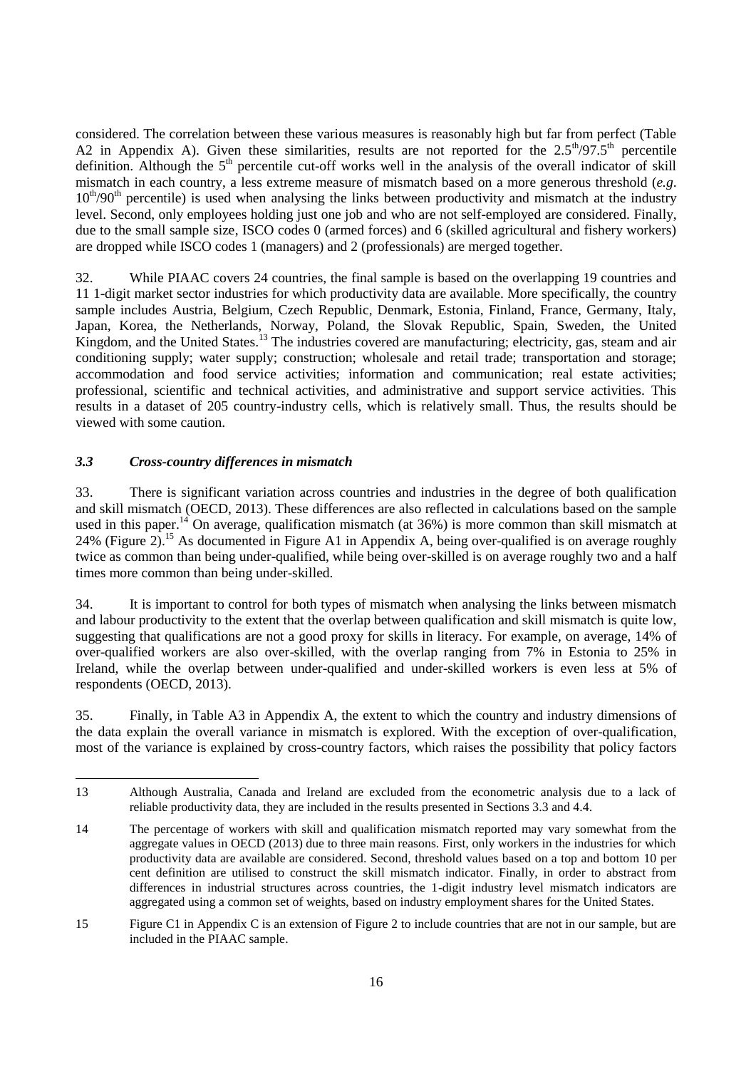considered. The correlation between these various measures is reasonably high but far from perfect (Table A2 in Appendix A). Given these similarities, results are not reported for the $2.5^{th}/97.5^{th}$ percentile definition. Although the $5^{th}$ percentile cut-off works well in the analysis of the overall indicator of skill mismatch in each country, a less extreme measure of mismatch based on a more generous threshold (*e.g.* $10^{th}/90^{th}$ percentile) is used when analysing the links between productivity and mismatch at the industry level. Second, only employees holding just one job and who are not self-employed are considered. Finally, due to the small sample size, ISCO codes 0 (armed forces) and 6 (skilled agricultural and fishery workers) are dropped while ISCO codes 1 (managers) and 2 (professionals) are merged together.

32. While PIAAC covers 24 countries, the final sample is based on the overlapping 19 countries and 11 1-digit market sector industries for which productivity data are available. More specifically, the country sample includes Austria, Belgium, Czech Republic, Denmark, Estonia, Finland, France, Germany, Italy, Japan, Korea, the Netherlands, Norway, Poland, the Slovak Republic, Spain, Sweden, the United Kingdom, and the United States.[13] The industries covered are manufacturing; electricity, gas, steam and air conditioning supply; water supply; construction; wholesale and retail trade; transportation and storage; accommodation and food service activities; information and communication; real estate activities; professional, scientific and technical activities, and administrative and support service activities. This results in a dataset of 205 country-industry cells, which is relatively small. Thus, the results should be viewed with some caution.

### *3.3 Cross-country differences in mismatch*

33. There is significant variation across countries and industries in the degree of both qualification and skill mismatch (OECD, 2013). These differences are also reflected in calculations based on the sample used in this paper.[14] On average, qualification mismatch (at 36%) is more common than skill mismatch at 24% (Figure 2).[15] As documented in Figure A1 in Appendix A, being over-qualified is on average roughly twice as common than being under-qualified, while being over-skilled is on average roughly two and a half times more common than being under-skilled.

34. It is important to control for both types of mismatch when analysing the links between mismatch and labour productivity to the extent that the overlap between qualification and skill mismatch is quite low, suggesting that qualifications are not a good proxy for skills in literacy. For example, on average, 14% of over-qualified workers are also over-skilled, with the overlap ranging from 7% in Estonia to 25% in Ireland, while the overlap between under-qualified and under-skilled workers is even less at 5% of respondents (OECD, 2013).

35. Finally, in Table A3 in Appendix A, the extent to which the country and industry dimensions of the data explain the overall variance in mismatch is explored. With the exception of over-qualification, most of the variance is explained by cross-country factors, which raises the possibility that policy factors

---

13 Although Australia, Canada and Ireland are excluded from the econometric analysis due to a lack of reliable productivity data, they are included in the results presented in Sections 3.3 and 4.4.

14 The percentage of workers with skill and qualification mismatch reported may vary somewhat from the aggregate values in OECD (2013) due to three main reasons. First, only workers in the industries for which productivity data are available are considered. Second, threshold values based on a top and bottom 10 per cent definition are utilised to construct the skill mismatch indicator. Finally, in order to abstract from differences in industrial structures across countries, the 1-digit industry level mismatch indicators are aggregated using a common set of weights, based on industry employment shares for the United States.

15 Figure C1 in Appendix C is an extension of Figure 2 to include countries that are not in our sample, but are included in the PIAAC sample.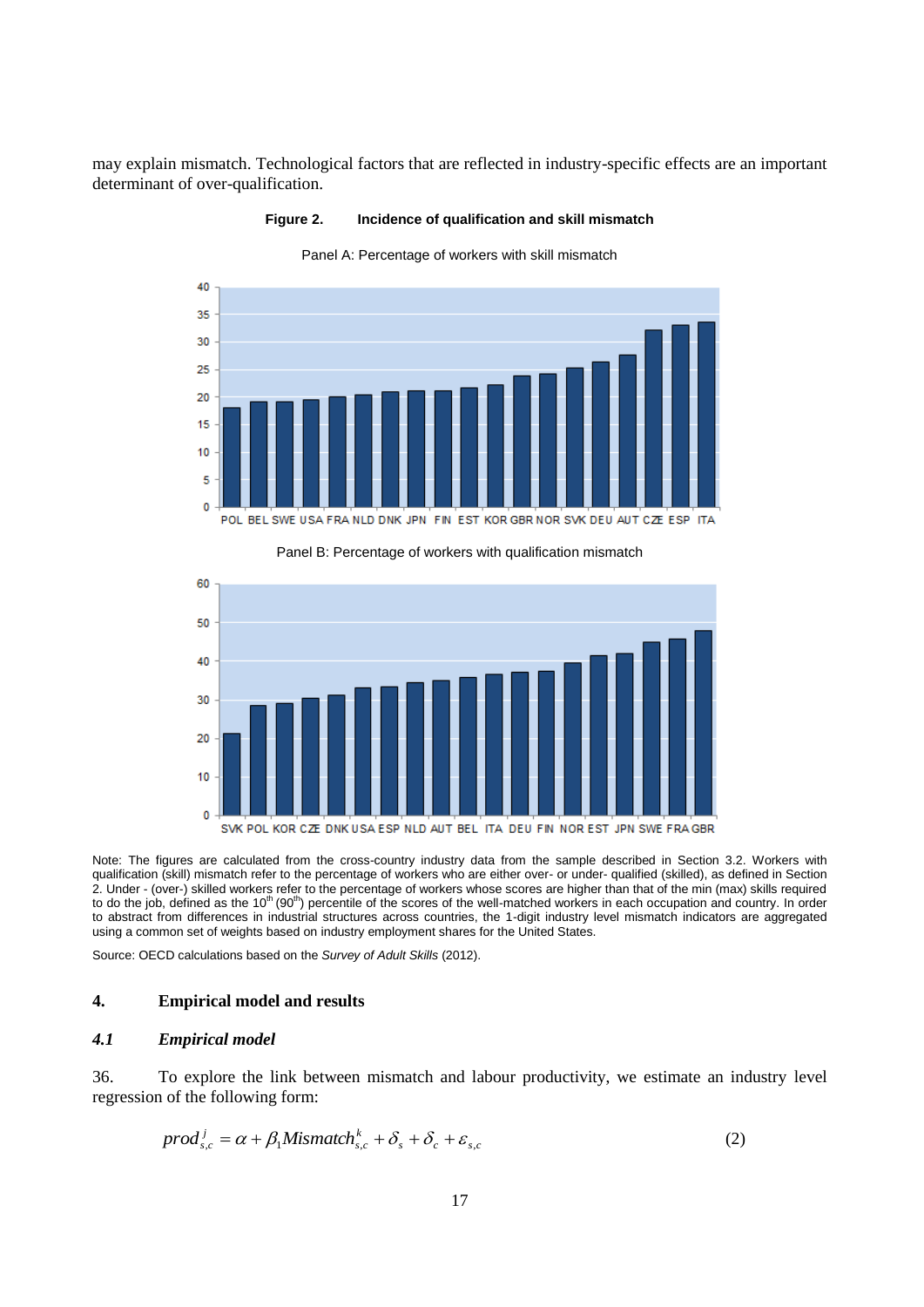may explain mismatch. Technological factors that are reflected in industry-specific effects are an important determinant of over-qualification.

**Figure 2. Incidence of qualification and skill mismatch**

Panel A: Percentage of workers with skill mismatch

Panel B: Percentage of workers with qualification mismatch

Note: The figures are calculated from the cross-country industry data from the sample described in Section 3.2. Workers with qualification (skill) mismatch refer to the percentage of workers who are either over- or under- qualified (skilled), as defined in Section 2. Under - (over-) skilled workers refer to the percentage of workers whose scores are higher than that of the min (max) skills required to do the job, defined as the 10[th] (90[th]) percentile of the scores of the well-matched workers in each occupation and country. In order to abstract from differences in industrial structures across countries, the 1-digit industry level mismatch indicators are aggregated using a common set of weights based on industry employment shares for the United States.

Source: OECD calculations based on the *Survey of Adult Skills* (2012).

## 4. Empirical model and results

### *4.1 Empirical model*

36. To explore the link between mismatch and labour productivity, we estimate an industry level regression of the following form:

$$prod^{j}_{s,c} = \alpha + \beta_1 Mismatch^{k}_{s,c} + \delta_s + \delta_c + \varepsilon_{s,c} \tag{2}$$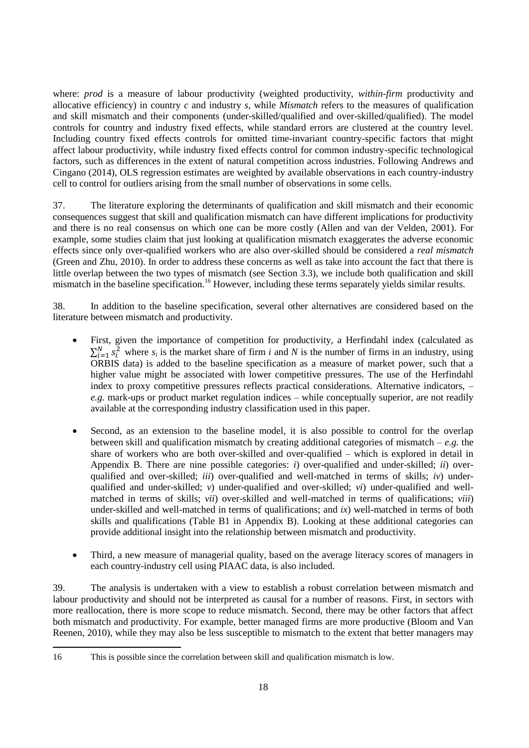where: *prod* is a measure of labour productivity (weighted productivity, *within-firm* productivity and allocative efficiency) in country *c* and industry *s*, while *Mismatch* refers to the measures of qualification and skill mismatch and their components (under-skilled/qualified and over-skilled/qualified). The model controls for country and industry fixed effects, while standard errors are clustered at the country level. Including country fixed effects controls for omitted time-invariant country-specific factors that might affect labour productivity, while industry fixed effects control for common industry-specific technological factors, such as differences in the extent of natural competition across industries. Following Andrews and Cingano (2014), OLS regression estimates are weighted by available observations in each country-industry cell to control for outliers arising from the small number of observations in some cells.

37. The literature exploring the determinants of qualification and skill mismatch and their economic consequences suggest that skill and qualification mismatch can have different implications for productivity and there is no real consensus on which one can be more costly (Allen and van der Velden, 2001). For example, some studies claim that just looking at qualification mismatch exaggerates the adverse economic effects since only over-qualified workers who are also over-skilled should be considered a *real mismatch* (Green and Zhu, 2010). In order to address these concerns as well as take into account the fact that there is little overlap between the two types of mismatch (see Section 3.3), we include both qualification and skill mismatch in the baseline specification.[16] However, including these terms separately yields similar results.

38. In addition to the baseline specification, several other alternatives are considered based on the literature between mismatch and productivity.

- First, given the importance of competition for productivity, a Herfindahl index (calculated as $\sum_{i=1}^{N} s_i^2$ where $s_i$ is the market share of firm *i* and *N* is the number of firms in an industry, using ORBIS data) is added to the baseline specification as a measure of market power, such that a higher value might be associated with lower competitive pressures. The use of the Herfindahl index to proxy competitive pressures reflects practical considerations. Alternative indicators, – *e.g.* mark-ups or product market regulation indices – while conceptually superior, are not readily available at the corresponding industry classification used in this paper.

- Second, as an extension to the baseline model, it is also possible to control for the overlap between skill and qualification mismatch by creating additional categories of mismatch – *e.g.* the share of workers who are both over-skilled and over-qualified – which is explored in detail in Appendix B. There are nine possible categories: *i*) over-qualified and under-skilled; *ii*) over-qualified and over-skilled; *iii*) over-qualified and well-matched in terms of skills; *iv*) under-qualified and under-skilled; *v*) under-qualified and over-skilled; *vi*) under-qualified and well-matched in terms of skills; *vii*) over-skilled and well-matched in terms of qualifications; *viii*) under-skilled and well-matched in terms of qualifications; and *ix*) well-matched in terms of both skills and qualifications (Table B1 in Appendix B). Looking at these additional categories can provide additional insight into the relationship between mismatch and productivity.

- Third, a new measure of managerial quality, based on the average literacy scores of managers in each country-industry cell using PIAAC data, is also included.

39. The analysis is undertaken with a view to establish a robust correlation between mismatch and labour productivity and should not be interpreted as causal for a number of reasons. First, in sectors with more reallocation, there is more scope to reduce mismatch. Second, there may be other factors that affect both mismatch and productivity. For example, better managed firms are more productive (Bloom and Van Reenen, 2010), while they may also be less susceptible to mismatch to the extent that better managers may

---

16 This is possible since the correlation between skill and qualification mismatch is low.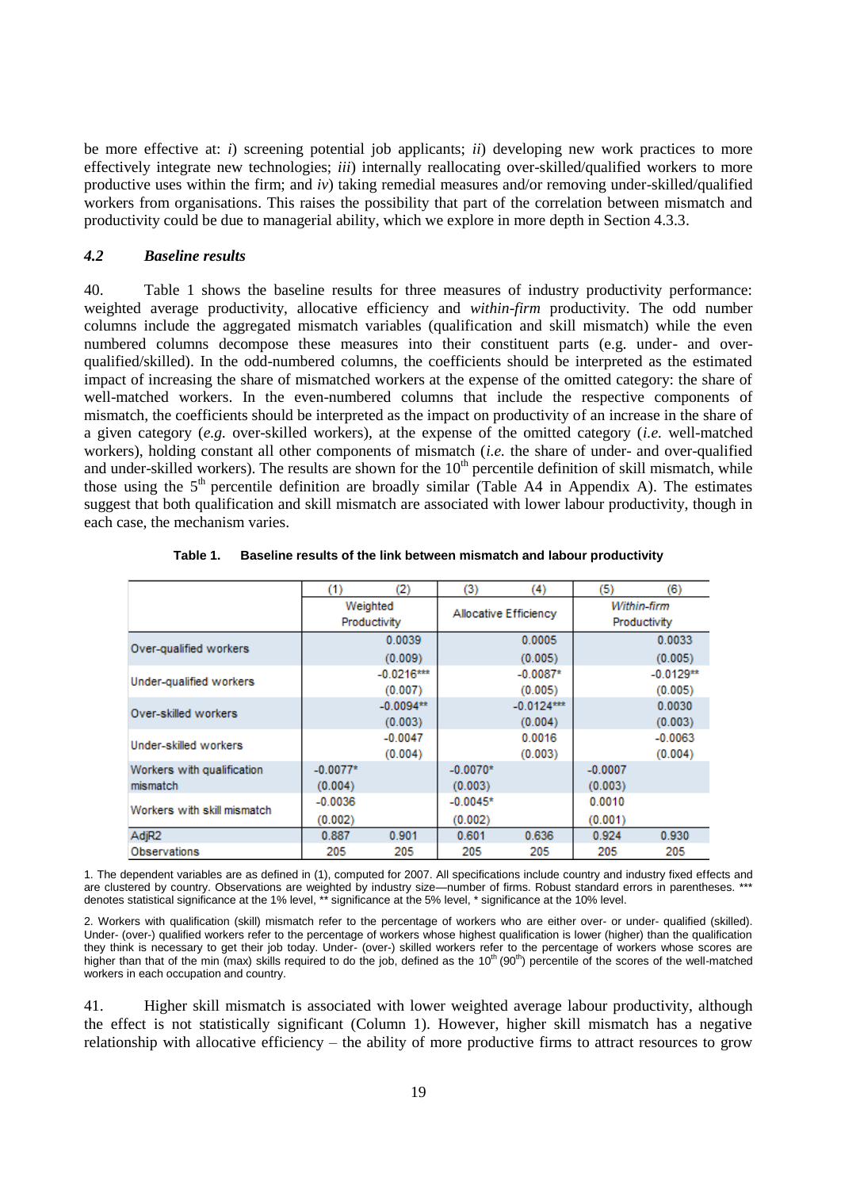be more effective at: *i*) screening potential job applicants; *ii*) developing new work practices to more effectively integrate new technologies; *iii*) internally reallocating over-skilled/qualified workers to more productive uses within the firm; and *iv*) taking remedial measures and/or removing under-skilled/qualified workers from organisations. This raises the possibility that part of the correlation between mismatch and productivity could be due to managerial ability, which we explore in more depth in Section 4.3.3.

### *4.2 Baseline results*

40. Table 1 shows the baseline results for three measures of industry productivity performance: weighted average productivity, allocative efficiency and *within-firm* productivity. The odd number columns include the aggregated mismatch variables (qualification and skill mismatch) while the even numbered columns decompose these measures into their constituent parts (e.g. under- and over-qualified/skilled). In the odd-numbered columns, the coefficients should be interpreted as the estimated impact of increasing the share of mismatched workers at the expense of the omitted category: the share of well-matched workers. In the even-numbered columns that include the respective components of mismatch, the coefficients should be interpreted as the impact on productivity of an increase in the share of a given category (*e.g.* over-skilled workers), at the expense of the omitted category (*i.e.* well-matched workers), holding constant all other components of mismatch (*i.e.* the share of under- and over-qualified and under-skilled workers). The results are shown for the 10th percentile definition of skill mismatch, while those using the 5th percentile definition are broadly similar (Table A4 in Appendix A). The estimates suggest that both qualification and skill mismatch are associated with lower labour productivity, though in each case, the mechanism varies.

**Table 1. Baseline results of the link between mismatch and labour productivity**

| | (1) | (2) | (3) | (4) | (5) | (6) |
|---|---|---|---|---|---|---|
| | Weighted Productivity | | Allocative Efficiency | | *Within-firm* Productivity | |
| Over-qualified workers | | 0.0039 | | 0.0005 | | 0.0033 |
| | | (0.009) | | (0.005) | | (0.005) |
| Under-qualified workers | | -0.0216*** | | -0.0087* | | -0.0129** |
| | | (0.007) | | (0.005) | | (0.005) |
| Over-skilled workers | | -0.0094** | | -0.0124*** | | 0.0030 |
| | | (0.003) | | (0.004) | | (0.003) |
| Under-skilled workers | | -0.0047 | | 0.0016 | | -0.0063 |
| | | (0.004) | | (0.003) | | (0.004) |
| Workers with qualification mismatch | -0.0077* | | -0.0070* | | -0.0007 | |
| | (0.004) | | (0.003) | | (0.003) | |
| Workers with skill mismatch | -0.0036 | | -0.0045* | | 0.0010 | |
| | (0.002) | | (0.002) | | (0.001) | |
| AdjR2 | 0.887 | 0.901 | 0.601 | 0.636 | 0.924 | 0.930 |
| Observations | 205 | 205 | 205 | 205 | 205 | 205 |

1. The dependent variables are as defined in (1), computed for 2007. All specifications include country and industry fixed effects and are clustered by country. Observations are weighted by industry size—number of firms. Robust standard errors in parentheses. *** denotes statistical significance at the 1% level, ** significance at the 5% level, * significance at the 10% level.

2. Workers with qualification (skill) mismatch refer to the percentage of workers who are either over- or under- qualified (skilled). Under- (over-) qualified workers refer to the percentage of workers whose highest qualification is lower (higher) than the qualification they think is necessary to get their job today. Under- (over-) skilled workers refer to the percentage of workers whose scores are higher than that of the min (max) skills required to do the job, defined as the 10th (90th) percentile of the scores of the well-matched workers in each occupation and country.

41. Higher skill mismatch is associated with lower weighted average labour productivity, although the effect is not statistically significant (Column 1). However, higher skill mismatch has a negative relationship with allocative efficiency – the ability of more productive firms to attract resources to grow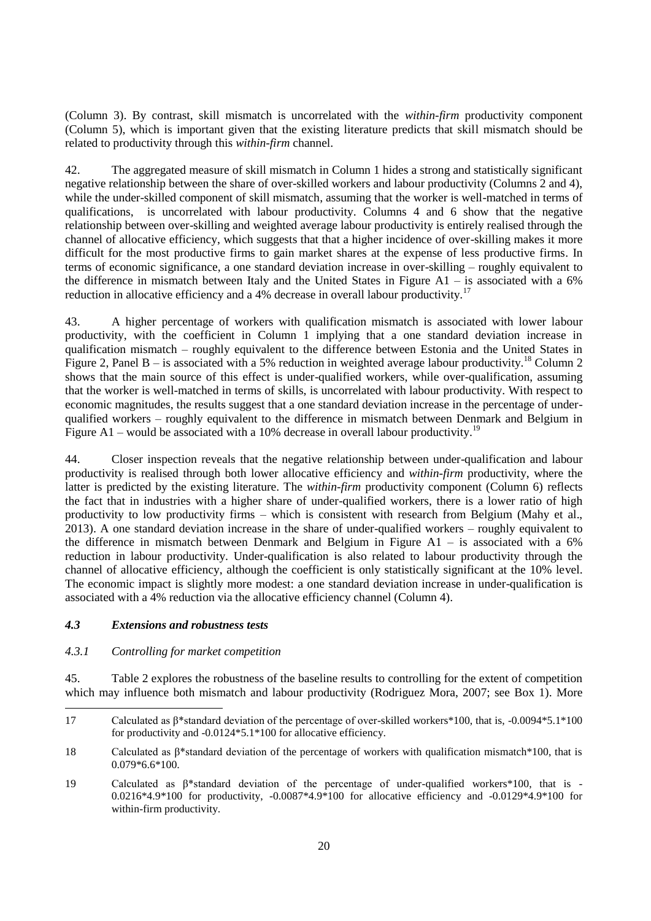(Column 3). By contrast, skill mismatch is uncorrelated with the *within-firm* productivity component (Column 5), which is important given that the existing literature predicts that skill mismatch should be related to productivity through this *within-firm* channel.

42. The aggregated measure of skill mismatch in Column 1 hides a strong and statistically significant negative relationship between the share of over-skilled workers and labour productivity (Columns 2 and 4), while the under-skilled component of skill mismatch, assuming that the worker is well-matched in terms of qualifications, is uncorrelated with labour productivity. Columns 4 and 6 show that the negative relationship between over-skilling and weighted average labour productivity is entirely realised through the channel of allocative efficiency, which suggests that that a higher incidence of over-skilling makes it more difficult for the most productive firms to gain market shares at the expense of less productive firms. In terms of economic significance, a one standard deviation increase in over-skilling – roughly equivalent to the difference in mismatch between Italy and the United States in Figure A1 – is associated with a 6% reduction in allocative efficiency and a 4% decrease in overall labour productivity.[17]

43. A higher percentage of workers with qualification mismatch is associated with lower labour productivity, with the coefficient in Column 1 implying that a one standard deviation increase in qualification mismatch – roughly equivalent to the difference between Estonia and the United States in Figure 2, Panel B – is associated with a 5% reduction in weighted average labour productivity.[18] Column 2 shows that the main source of this effect is under-qualified workers, while over-qualification, assuming that the worker is well-matched in terms of skills, is uncorrelated with labour productivity. With respect to economic magnitudes, the results suggest that a one standard deviation increase in the percentage of under-qualified workers – roughly equivalent to the difference in mismatch between Denmark and Belgium in Figure A1 – would be associated with a 10% decrease in overall labour productivity.[19]

44. Closer inspection reveals that the negative relationship between under-qualification and labour productivity is realised through both lower allocative efficiency and *within-firm* productivity, where the latter is predicted by the existing literature. The *within-firm* productivity component (Column 6) reflects the fact that in industries with a higher share of under-qualified workers, there is a lower ratio of high productivity to low productivity firms – which is consistent with research from Belgium (Mahy et al., 2013). A one standard deviation increase in the share of under-qualified workers – roughly equivalent to the difference in mismatch between Denmark and Belgium in Figure A1 – is associated with a 6% reduction in labour productivity. Under-qualification is also related to labour productivity through the channel of allocative efficiency, although the coefficient is only statistically significant at the 10% level. The economic impact is slightly more modest: a one standard deviation increase in under-qualification is associated with a 4% reduction via the allocative efficiency channel (Column 4).

### *4.3 Extensions and robustness tests*

#### *4.3.1 Controlling for market competition*

45. Table 2 explores the robustness of the baseline results to controlling for the extent of competition which may influence both mismatch and labour productivity (Rodriguez Mora, 2007; see Box 1). More

---

17 Calculated as β*standard deviation of the percentage of over-skilled workers*100, that is, -0.0094*5.1*100 for productivity and -0.0124*5.1*100 for allocative efficiency.

18 Calculated as β*standard deviation of the percentage of workers with qualification mismatch*100, that is 0.079*6.6*100.

19 Calculated as β*standard deviation of the percentage of under-qualified workers*100, that is -0.0216*4.9*100 for productivity, -0.0087*4.9*100 for allocative efficiency and -0.0129*4.9*100 for within-firm productivity.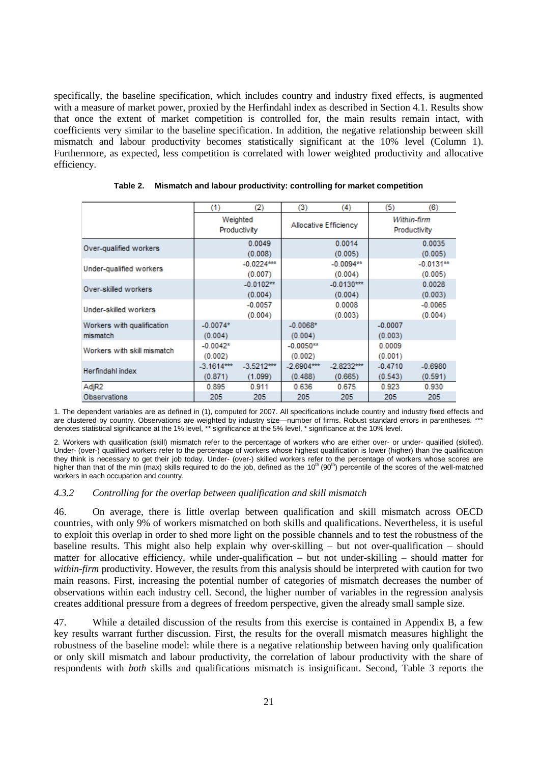specifically, the baseline specification, which includes country and industry fixed effects, is augmented with a measure of market power, proxied by the Herfindahl index as described in Section 4.1. Results show that once the extent of market competition is controlled for, the main results remain intact, with coefficients very similar to the baseline specification. In addition, the negative relationship between skill mismatch and labour productivity becomes statistically significant at the 10% level (Column 1). Furthermore, as expected, less competition is correlated with lower weighted productivity and allocative efficiency.

**Table 2. Mismatch and labour productivity: controlling for market competition**

| | (1) | (2) | (3) | (4) | (5) | (6) |
|---|---|---|---|---|---|---|
| | Weighted Productivity | | Allocative Efficiency | | *Within-firm* Productivity | |
| Over-qualified workers | | 0.0049 | | 0.0014 | | 0.0035 |
| | | (0.008) | | (0.005) | | (0.005) |
| Under-qualified workers | | -0.0224*** | | -0.0094** | | -0.0131** |
| | | (0.007) | | (0.004) | | (0.005) |
| Over-skilled workers | | -0.0102** | | -0.0130*** | | 0.0028 |
| | | (0.004) | | (0.004) | | (0.003) |
| Under-skilled workers | | -0.0057 | | 0.0008 | | -0.0065 |
| | | (0.004) | | (0.003) | | (0.004) |
| Workers with qualification mismatch | -0.0074* | | -0.0068* | | -0.0007 | |
| | (0.004) | | (0.004) | | (0.003) | |
| Workers with skill mismatch | -0.0042* | | -0.0050** | | 0.0009 | |
| | (0.002) | | (0.002) | | (0.001) | |
| Herfindahl index | -3.1614*** | -3.5212*** | -2.6904*** | -2.8232*** | -0.4710 | -0.6980 |
| | (0.871) | (1.099) | (0.488) | (0.665) | (0.543) | (0.591) |
| AdjR2 | 0.895 | 0.911 | 0.636 | 0.675 | 0.923 | 0.930 |
| Observations | 205 | 205 | 205 | 205 | 205 | 205 |

1. The dependent variables are as defined in (1), computed for 2007. All specifications include country and industry fixed effects and are clustered by country. Observations are weighted by industry size—number of firms. Robust standard errors in parentheses. *** denotes statistical significance at the 1% level, ** significance at the 5% level, * significance at the 10% level.

2. Workers with qualification (skill) mismatch refer to the percentage of workers who are either over- or under- qualified (skilled). Under- (over-) qualified workers refer to the percentage of workers whose highest qualification is lower (higher) than the qualification they think is necessary to get their job today. Under- (over-) skilled workers refer to the percentage of workers whose scores are higher than that of the min (max) skills required to do the job, defined as the 10[th] (90[th]) percentile of the scores of the well-matched workers in each occupation and country.

### 4.3.2 *Controlling for the overlap between qualification and skill mismatch*

46. On average, there is little overlap between qualification and skill mismatch across OECD countries, with only 9% of workers mismatched on both skills and qualifications. Nevertheless, it is useful to exploit this overlap in order to shed more light on the possible channels and to test the robustness of the baseline results. This might also help explain why over-skilling – but not over-qualification – should matter for allocative efficiency, while under-qualification – but not under-skilling – should matter for *within-firm* productivity. However, the results from this analysis should be interpreted with caution for two main reasons. First, increasing the potential number of categories of mismatch decreases the number of observations within each industry cell. Second, the higher number of variables in the regression analysis creates additional pressure from a degrees of freedom perspective, given the already small sample size.

47. While a detailed discussion of the results from this exercise is contained in Appendix B, a few key results warrant further discussion. First, the results for the overall mismatch measures highlight the robustness of the baseline model: while there is a negative relationship between having only qualification or only skill mismatch and labour productivity, the correlation of labour productivity with the share of respondents with *both* skills and qualifications mismatch is insignificant. Second, Table 3 reports the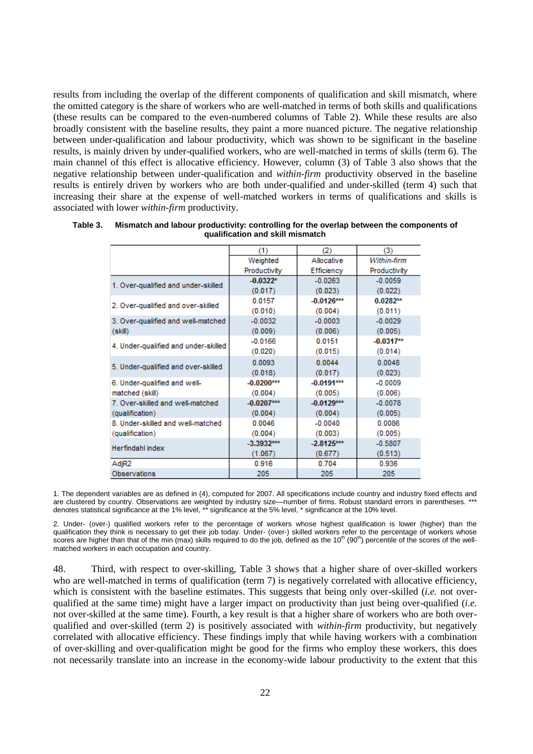results from including the overlap of the different components of qualification and skill mismatch, where the omitted category is the share of workers who are well-matched in terms of both skills and qualifications (these results can be compared to the even-numbered columns of Table 2). While these results are also broadly consistent with the baseline results, they paint a more nuanced picture. The negative relationship between under-qualification and labour productivity, which was shown to be significant in the baseline results, is mainly driven by under-qualified workers, who are well-matched in terms of skills (term 6). The main channel of this effect is allocative efficiency. However, column (3) of Table 3 also shows that the negative relationship between under-qualification and *within-firm* productivity observed in the baseline results is entirely driven by workers who are both under-qualified and under-skilled (term 4) such that increasing their share at the expense of well-matched workers in terms of qualifications and skills is associated with lower *within-firm* productivity.

**Table 3. Mismatch and labour productivity: controlling for the overlap between the components of qualification and skill mismatch**

| | (1) Weighted Productivity | (2) Allocative Efficiency | (3) *Within-firm* Productivity |
|---|---|---|---|
| 1. Over-qualified and under-skilled | **-0.0322*** | -0.0263 | -0.0059 |
| | (0.017) | (0.023) | (0.022) |
| 2. Over-qualified and over-skilled | 0.0157 | **-0.0126***** | **0.0282**** |
| | (0.010) | (0.004) | (0.011) |
| 3. Over-qualified and well-matched (skill) | -0.0032 | -0.0003 | -0.0029 |
| | (0.009) | (0.006) | (0.005) |
| 4. Under-qualified and under-skilled | -0.0166 | 0.0151 | **-0.0317**** |
| | (0.020) | (0.015) | (0.014) |
| 5. Under-qualified and over-skilled | 0.0093 | 0.0044 | 0.0048 |
| | (0.018) | (0.017) | (0.023) |
| 6. Under-qualified and well-matched (skill) | **-0.0200***** | **-0.0191***** | -0.0009 |
| | (0.004) | (0.005) | (0.006) |
| 7. Over-skilled and well-matched (qualification) | **-0.0207***** | **-0.0129***** | -0.0078 |
| | (0.004) | (0.004) | (0.005) |
| 8. Under-skilled and well-matched (qualification) | 0.0046 | -0.0040 | 0.0086 |
| | (0.004) | (0.003) | (0.005) |
| Herfindahl index | **-3.3932***** | **-2.8125***** | -0.5807 |
| | (1.067) | (0.677) | (0.513) |
| AdjR2 | 0.916 | 0.704 | 0.936 |
| Observations | 205 | 205 | 205 |

1. The dependent variables are as defined in (4), computed for 2007. All specifications include country and industry fixed effects and are clustered by country. Observations are weighted by industry size—number of firms. Robust standard errors in parentheses. *** denotes statistical significance at the 1% level, ** significance at the 5% level, * significance at the 10% level.

2. Under- (over-) qualified workers refer to the percentage of workers whose highest qualification is lower (higher) than the qualification they think is necessary to get their job today. Under- (over-) skilled workers refer to the percentage of workers whose scores are higher than that of the min (max) skills required to do the job, defined as the 10th (90th) percentile of the scores of the well-matched workers in each occupation and country.

48. Third, with respect to over-skilling, Table 3 shows that a higher share of over-skilled workers who are well-matched in terms of qualification (term 7) is negatively correlated with allocative efficiency, which is consistent with the baseline estimates. This suggests that being only over-skilled (*i.e.* not over-qualified at the same time) might have a larger impact on productivity than just being over-qualified (*i.e.* not over-skilled at the same time). Fourth, a key result is that a higher share of workers who are both over-qualified and over-skilled (term 2) is positively associated with *within-firm* productivity, but negatively correlated with allocative efficiency. These findings imply that while having workers with a combination of over-skilling and over-qualification might be good for the firms who employ these workers, this does not necessarily translate into an increase in the economy-wide labour productivity to the extent that this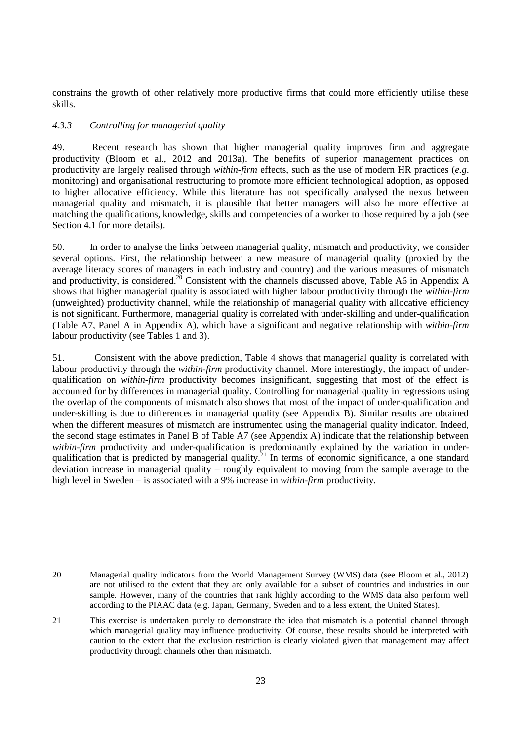constrains the growth of other relatively more productive firms that could more efficiently utilise these skills.

### *4.3.3 Controlling for managerial quality*

49. Recent research has shown that higher managerial quality improves firm and aggregate productivity (Bloom et al., 2012 and 2013a). The benefits of superior management practices on productivity are largely realised through *within-firm* effects, such as the use of modern HR practices (*e.g.* monitoring) and organisational restructuring to promote more efficient technological adoption, as opposed to higher allocative efficiency. While this literature has not specifically analysed the nexus between managerial quality and mismatch, it is plausible that better managers will also be more effective at matching the qualifications, knowledge, skills and competencies of a worker to those required by a job (see Section 4.1 for more details).

50. In order to analyse the links between managerial quality, mismatch and productivity, we consider several options. First, the relationship between a new measure of managerial quality (proxied by the average literacy scores of managers in each industry and country) and the various measures of mismatch and productivity, is considered.[20] Consistent with the channels discussed above, Table A6 in Appendix A shows that higher managerial quality is associated with higher labour productivity through the *within-firm* (unweighted) productivity channel, while the relationship of managerial quality with allocative efficiency is not significant. Furthermore, managerial quality is correlated with under-skilling and under-qualification (Table A7, Panel A in Appendix A), which have a significant and negative relationship with *within-firm* labour productivity (see Tables 1 and 3).

51. Consistent with the above prediction, Table 4 shows that managerial quality is correlated with labour productivity through the *within-firm* productivity channel. More interestingly, the impact of under-qualification on *within-firm* productivity becomes insignificant, suggesting that most of the effect is accounted for by differences in managerial quality. Controlling for managerial quality in regressions using the overlap of the components of mismatch also shows that most of the impact of under-qualification and under-skilling is due to differences in managerial quality (see Appendix B). Similar results are obtained when the different measures of mismatch are instrumented using the managerial quality indicator. Indeed, the second stage estimates in Panel B of Table A7 (see Appendix A) indicate that the relationship between *within-firm* productivity and under-qualification is predominantly explained by the variation in under-qualification that is predicted by managerial quality.[21] In terms of economic significance, a one standard deviation increase in managerial quality – roughly equivalent to moving from the sample average to the high level in Sweden – is associated with a 9% increase in *within-firm* productivity.

---

20 Managerial quality indicators from the World Management Survey (WMS) data (see Bloom et al., 2012) are not utilised to the extent that they are only available for a subset of countries and industries in our sample. However, many of the countries that rank highly according to the WMS data also perform well according to the PIAAC data (e.g. Japan, Germany, Sweden and to a less extent, the United States).

21 This exercise is undertaken purely to demonstrate the idea that mismatch is a potential channel through which managerial quality may influence productivity. Of course, these results should be interpreted with caution to the extent that the exclusion restriction is clearly violated given that management may affect productivity through channels other than mismatch.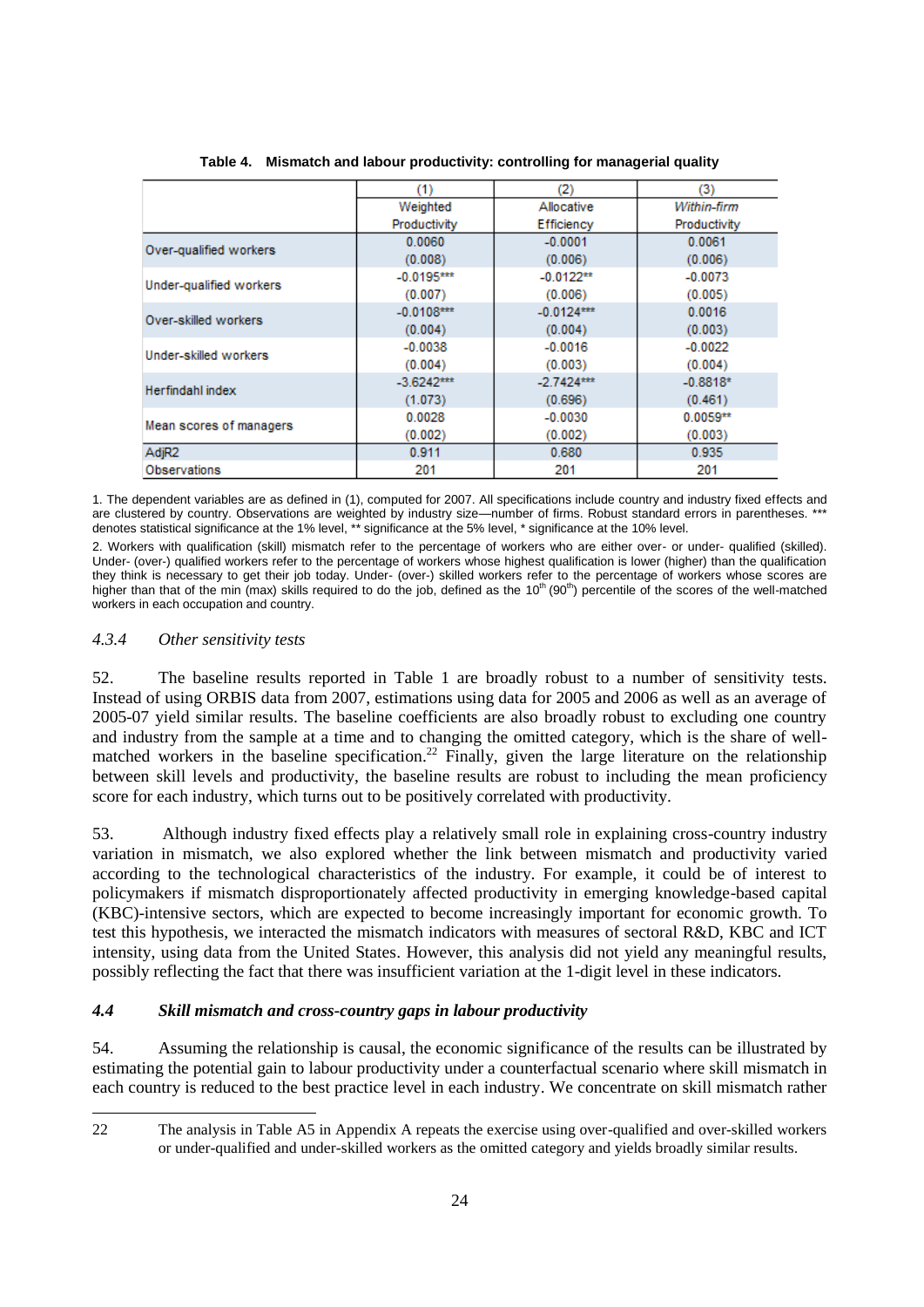**Table 4. Mismatch and labour productivity: controlling for managerial quality**

| | (1) | (2) | (3) |
|---|---|---|---|
| | Weighted Productivity | Allocative Efficiency | *Within-firm* Productivity |
| Over-qualified workers | 0.0060 | -0.0001 | 0.0061 |
| | (0.008) | (0.006) | (0.006) |
| Under-qualified workers | -0.0195*** | -0.0122** | -0.0073 |
| | (0.007) | (0.006) | (0.005) |
| Over-skilled workers | -0.0108*** | -0.0124*** | 0.0016 |
| | (0.004) | (0.004) | (0.003) |
| Under-skilled workers | -0.0038 | -0.0016 | -0.0022 |
| | (0.004) | (0.003) | (0.004) |
| Herfindahl index | -3.6242*** | -2.7424*** | -0.8818* |
| | (1.073) | (0.696) | (0.461) |
| Mean scores of managers | 0.0028 | -0.0030 | 0.0059** |
| | (0.002) | (0.002) | (0.003) |
| AdjR2 | 0.911 | 0.680 | 0.935 |
| Observations | 201 | 201 | 201 |

1. The dependent variables are as defined in (1), computed for 2007. All specifications include country and industry fixed effects and are clustered by country. Observations are weighted by industry size—number of firms. Robust standard errors in parentheses. *** denotes statistical significance at the 1% level, ** significance at the 5% level, * significance at the 10% level.

2. Workers with qualification (skill) mismatch refer to the percentage of workers who are either over- or under- qualified (skilled). Under- (over-) qualified workers refer to the percentage of workers whose highest qualification is lower (higher) than the qualification they think is necessary to get their job today. Under- (over-) skilled workers refer to the percentage of workers whose scores are higher than the min (max) skills required to do the job, defined as the 10[th] (90[th]) percentile of the scores of the well-matched workers in each occupation and country.

### *4.3.4 Other sensitivity tests*

52. The baseline results reported in Table 1 are broadly robust to a number of sensitivity tests. Instead of using ORBIS data from 2007, estimations using data for 2005 and 2006 as well as an average of 2005-07 yield similar results. The baseline coefficients are also broadly robust to excluding one country and industry from the sample at a time and to changing the omitted category, which is the share of well-matched workers in the baseline specification.[22] Finally, given the large literature on the relationship between skill levels and productivity, the baseline results are robust to including the mean proficiency score for each industry, which turns out to be positively correlated with productivity.

53. Although industry fixed effects play a relatively small role in explaining cross-country industry variation in mismatch, we also explored whether the link between mismatch and productivity varied according to the technological characteristics of the industry. For example, it could be of interest to policymakers if mismatch disproportionately affected productivity in emerging knowledge-based capital (KBC)-intensive sectors, which are expected to become increasingly important for economic growth. To test this hypothesis, we interacted the mismatch indicators with measures of sectoral R&D, KBC and ICT intensity, using data from the United States. However, this analysis did not yield any meaningful results, possibly reflecting the fact that there was insufficient variation at the 1-digit level in these indicators.

## *4.4 Skill mismatch and cross-country gaps in labour productivity*

54. Assuming the relationship is causal, the economic significance of the results can be illustrated by estimating the potential gain to labour productivity under a counterfactual scenario where skill mismatch in each country is reduced to the best practice level in each industry. We concentrate on skill mismatch rather

22 The analysis in Table A5 in Appendix A repeats the exercise using over-qualified and over-skilled workers or under-qualified and under-skilled workers as the omitted category and yields broadly similar results.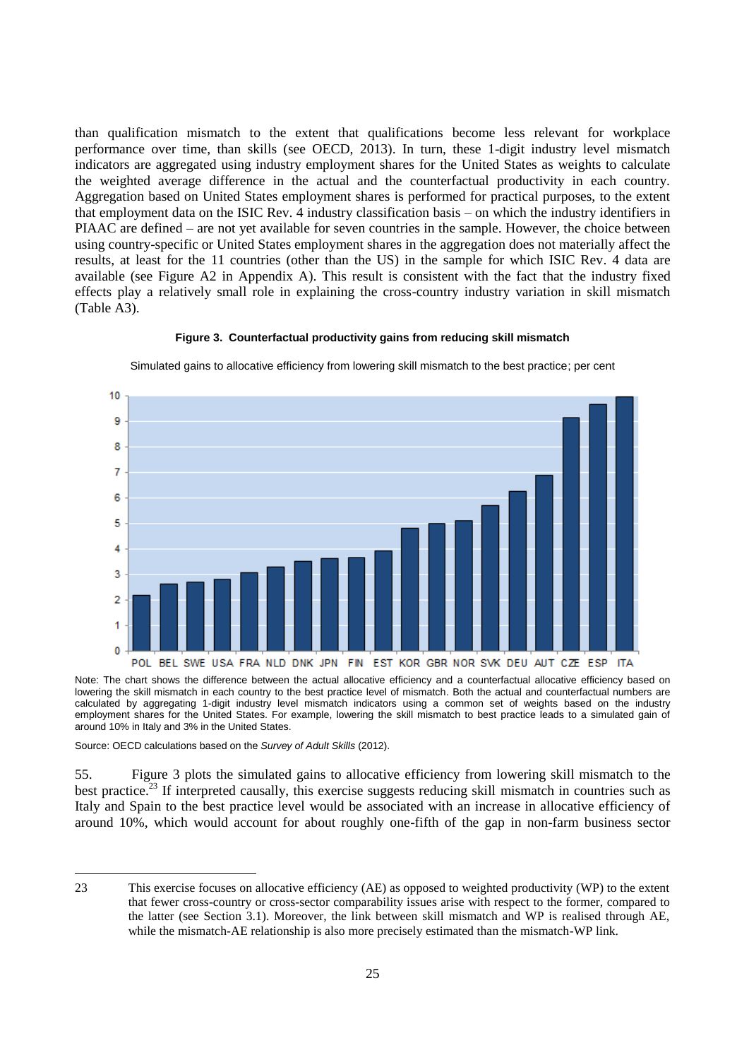than qualification mismatch to the extent that qualifications become less relevant for workplace performance over time, than skills (see OECD, 2013). In turn, these 1-digit industry level mismatch indicators are aggregated using industry employment shares for the United States as weights to calculate the weighted average difference in the actual and the counterfactual productivity in each country. Aggregation based on United States employment shares is performed for practical purposes, to the extent that employment data on the ISIC Rev. 4 industry classification basis – on which the industry identifiers in PIAAC are defined – are not yet available for seven countries in the sample. However, the choice between using country-specific or United States employment shares in the aggregation does not materially affect the results, at least for the 11 countries (other than the US) in the sample for which ISIC Rev. 4 data are available (see Figure A2 in Appendix A). This result is consistent with the fact that the industry fixed effects play a relatively small role in explaining the cross-country industry variation in skill mismatch (Table A3).

**Figure 3. Counterfactual productivity gains from reducing skill mismatch**

Simulated gains to allocative efficiency from lowering skill mismatch to the best practice; per cent

Note: The chart shows the difference between the actual allocative efficiency and a counterfactual allocative efficiency based on lowering the skill mismatch in each country to the best practice level of mismatch. Both the actual and counterfactual numbers are calculated by aggregating 1-digit industry level mismatch indicators using a common set of weights based on the industry employment shares for the United States. For example, lowering the skill mismatch to best practice leads to a simulated gain of around 10% in Italy and 3% in the United States.

Source: OECD calculations based on the *Survey of Adult Skills* (2012).

55. Figure 3 plots the simulated gains to allocative efficiency from lowering skill mismatch to the best practice.[23] If interpreted causally, this exercise suggests reducing skill mismatch in countries such as Italy and Spain to the best practice level would be associated with an increase in allocative efficiency of around 10%, which would account for about roughly one-fifth of the gap in non-farm business sector

---

23 This exercise focuses on allocative efficiency (AE) as opposed to weighted productivity (WP) to the extent that fewer cross-country or cross-sector comparability issues arise with respect to the former, compared to the latter (see Section 3.1). Moreover, the link between skill mismatch and WP is realised through AE, while the mismatch-AE relationship is also more precisely estimated than the mismatch-WP link.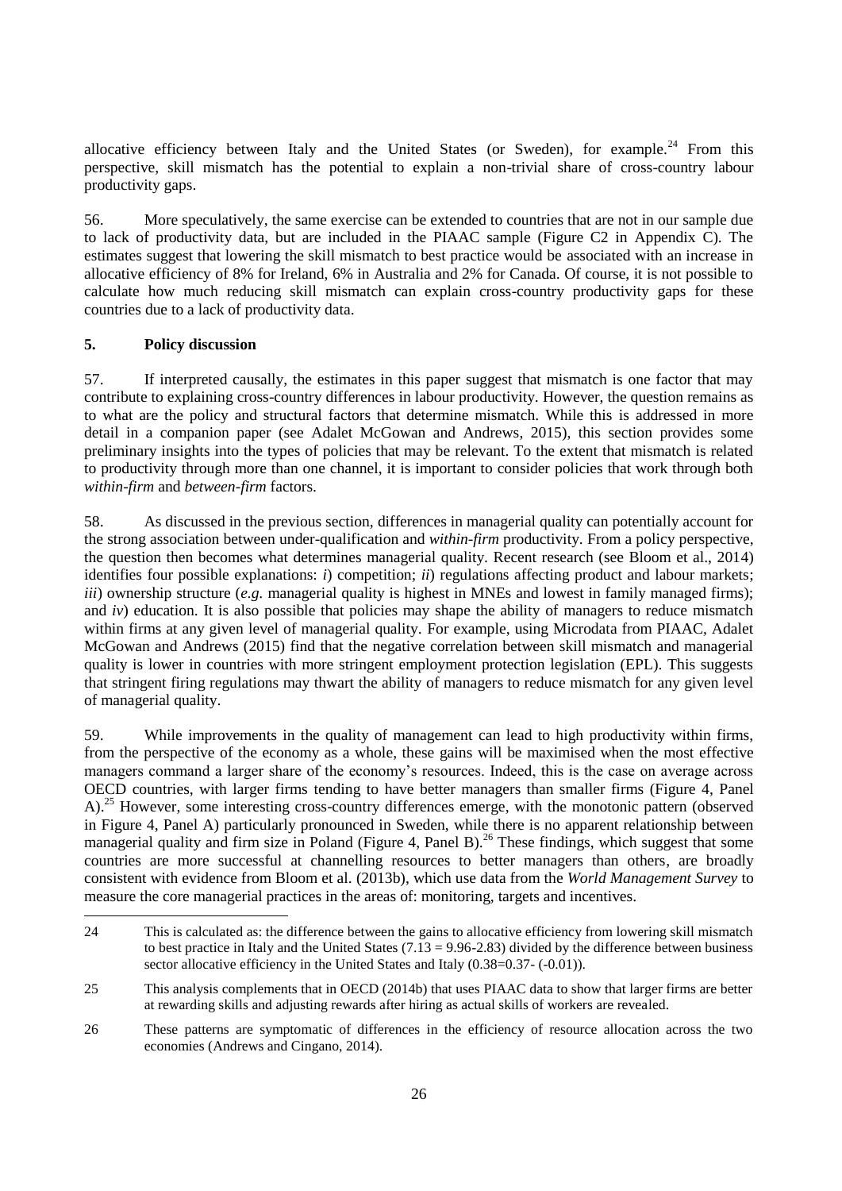allocative efficiency between Italy and the United States (or Sweden), for example.[24] From this perspective, skill mismatch has the potential to explain a non-trivial share of cross-country labour productivity gaps.

56. More speculatively, the same exercise can be extended to countries that are not in our sample due to lack of productivity data, but are included in the PIAAC sample (Figure C2 in Appendix C). The estimates suggest that lowering the skill mismatch to best practice would be associated with an increase in allocative efficiency of 8% for Ireland, 6% in Australia and 2% for Canada. Of course, it is not possible to calculate how much reducing skill mismatch can explain cross-country productivity gaps for these countries due to a lack of productivity data.

## 5. Policy discussion

57. If interpreted causally, the estimates in this paper suggest that mismatch is one factor that may contribute to explaining cross-country differences in labour productivity. However, the question remains as to what are the policy and structural factors that determine mismatch. While this is addressed in more detail in a companion paper (see Adalet McGowan and Andrews, 2015), this section provides some preliminary insights into the types of policies that may be relevant. To the extent that mismatch is related to productivity through more than one channel, it is important to consider policies that work through both *within-firm* and *between-firm* factors.

58. As discussed in the previous section, differences in managerial quality can potentially account for the strong association between under-qualification and *within-firm* productivity. From a policy perspective, the question then becomes what determines managerial quality. Recent research (see Bloom et al., 2014) identifies four possible explanations: *i*) competition; *ii*) regulations affecting product and labour markets; *iii*) ownership structure (*e.g.* managerial quality is highest in MNEs and lowest in family managed firms); and *iv*) education. It is also possible that policies may shape the ability of managers to reduce mismatch within firms at any given level of managerial quality. For example, using Microdata from PIAAC, Adalet McGowan and Andrews (2015) find that the negative correlation between skill mismatch and managerial quality is lower in countries with more stringent employment protection legislation (EPL). This suggests that stringent firing regulations may thwart the ability of managers to reduce mismatch for any given level of managerial quality.

59. While improvements in the quality of management can lead to high productivity within firms, from the perspective of the economy as a whole, these gains will be maximised when the most effective managers command a larger share of the economy's resources. Indeed, this is the case on average across OECD countries, with larger firms tending to have better managers than smaller firms (Figure 4, Panel A).[25] However, some interesting cross-country differences emerge, with the monotonic pattern (observed in Figure 4, Panel A) particularly pronounced in Sweden, while there is no apparent relationship between managerial quality and firm size in Poland (Figure 4, Panel B).[26] These findings, which suggest that some countries are more successful at channelling resources to better managers than others, are broadly consistent with evidence from Bloom et al. (2013b), which use data from the *World Management Survey* to measure the core managerial practices in the areas of: monitoring, targets and incentives.

---

24 This is calculated as: the difference between the gains to allocative efficiency from lowering skill mismatch to best practice in Italy and the United States (7.13 = 9.96-2.83) divided by the difference between business sector allocative efficiency in the United States and Italy (0.38=0.37- (-0.01)).

25 This analysis complements that in OECD (2014b) that uses PIAAC data to show that larger firms are better at rewarding skills and adjusting rewards after hiring as actual skills of workers are revealed.

26 These patterns are symptomatic of differences in the efficiency of resource allocation across the two economies (Andrews and Cingano, 2014).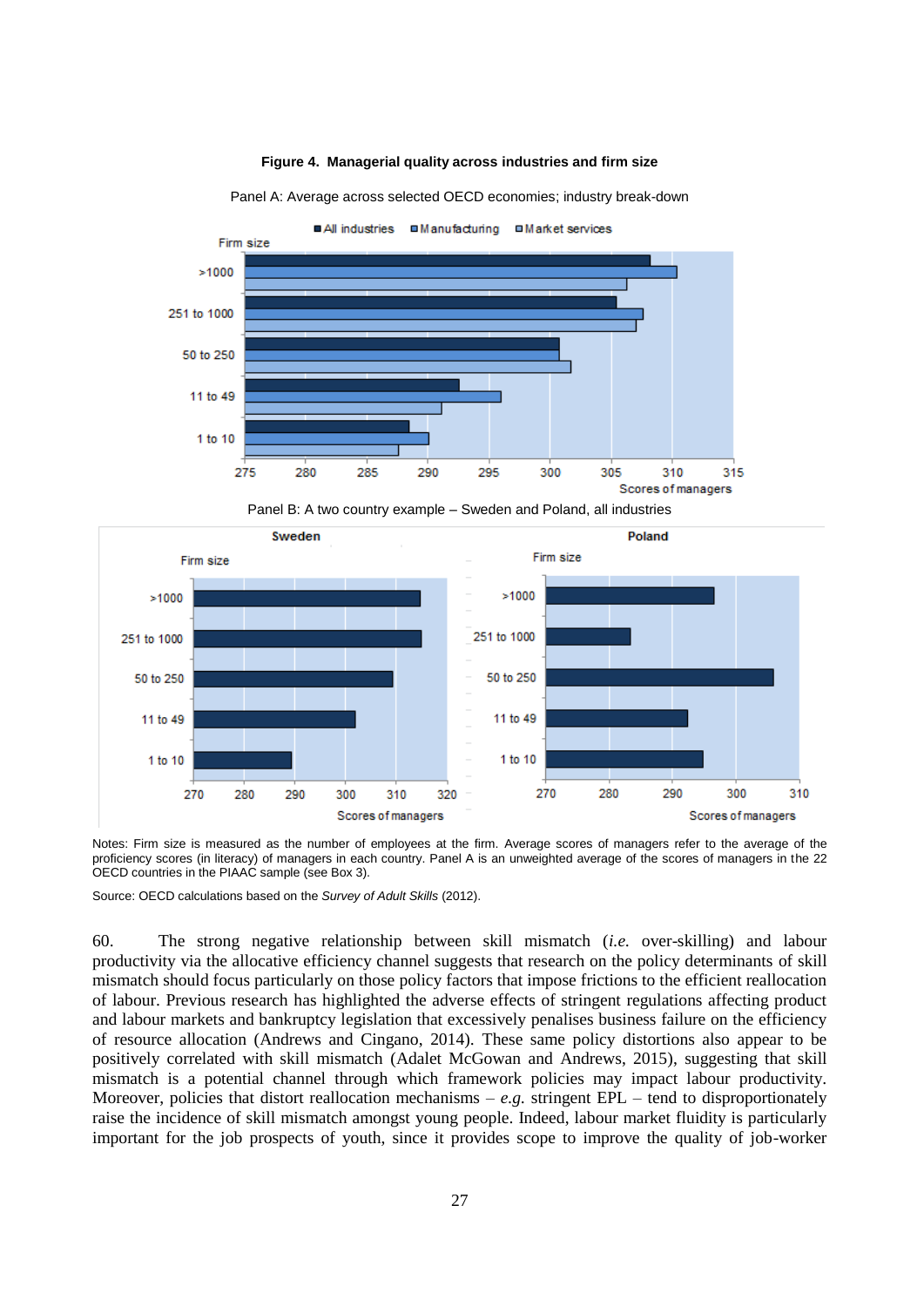**Figure 4. Managerial quality across industries and firm size**

Panel A: Average across selected OECD economies; industry break-down

Panel B: A two country example – Sweden and Poland, all industries

Notes: Firm size is measured as the number of employees at the firm. Average scores of managers refer to the average of the proficiency scores (in literacy) of managers in each country. Panel A is an unweighted average of the scores of managers in the 22 OECD countries in the PIAAC sample (see Box 3).

Source: OECD calculations based on the *Survey of Adult Skills* (2012).

60. The strong negative relationship between skill mismatch (*i.e.* over-skilling) and labour productivity via the allocative efficiency channel suggests that research on the policy determinants of skill mismatch should focus particularly on those policy factors that impose frictions to the efficient reallocation of labour. Previous research has highlighted the adverse effects of stringent regulations affecting product and labour markets and bankruptcy legislation that excessively penalises business failure on the efficiency of resource allocation (Andrews and Cingano, 2014). These same policy distortions also appear to be positively correlated with skill mismatch (Adalet McGowan and Andrews, 2015), suggesting that skill mismatch is a potential channel through which framework policies may impact labour productivity. Moreover, policies that distort reallocation mechanisms – *e.g.* stringent EPL – tend to disproportionately raise the incidence of skill mismatch amongst young people. Indeed, labour market fluidity is particularly important for the job prospects of youth, since it provides scope to improve the quality of job-worker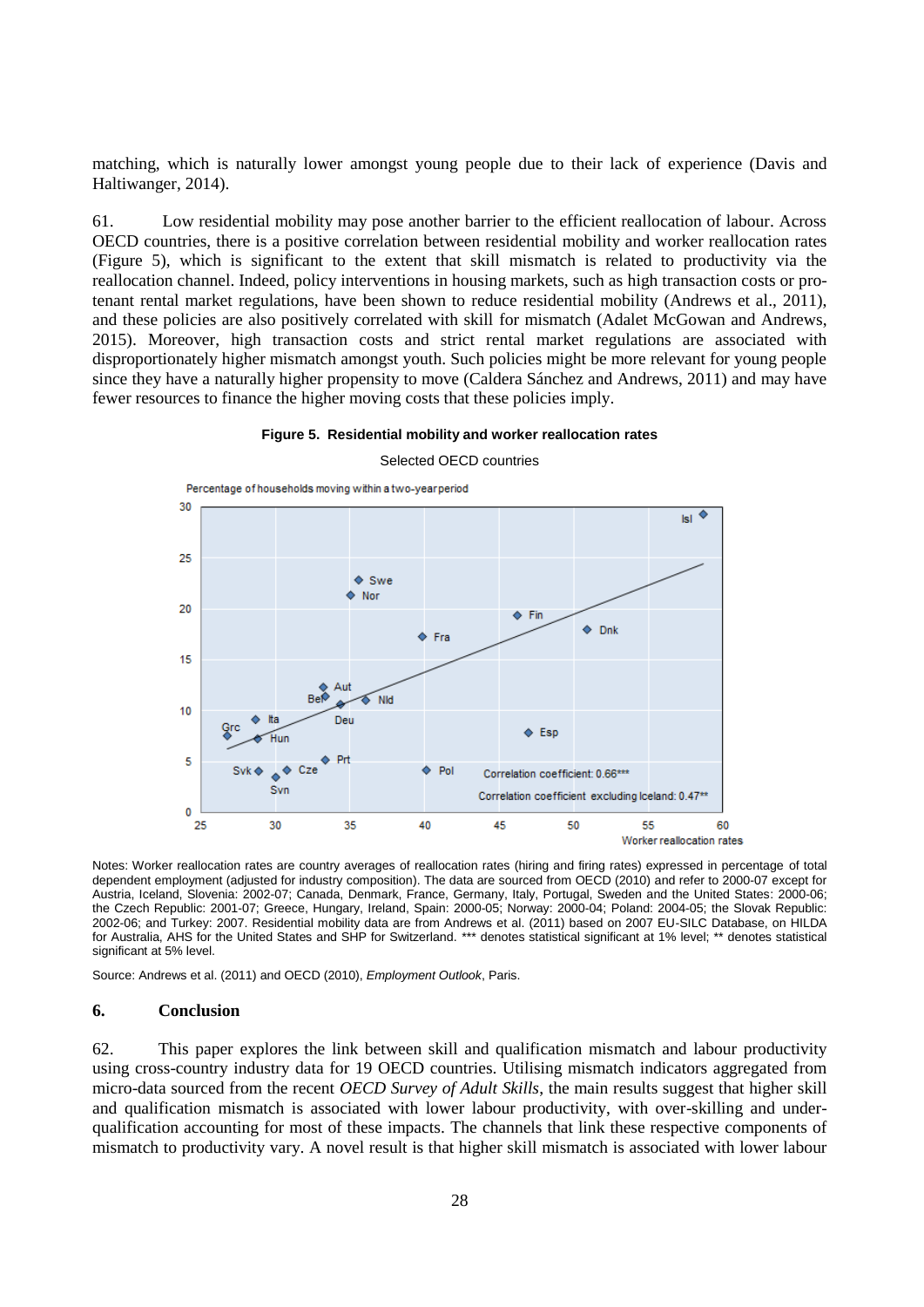matching, which is naturally lower amongst young people due to their lack of experience (Davis and Haltiwanger, 2014).

61. Low residential mobility may pose another barrier to the efficient reallocation of labour. Across OECD countries, there is a positive correlation between residential mobility and worker reallocation rates (Figure 5), which is significant to the extent that skill mismatch is related to productivity via the reallocation channel. Indeed, policy interventions in housing markets, such as high transaction costs or pro-tenant rental market regulations, have been shown to reduce residential mobility (Andrews et al., 2011), and these policies are also positively correlated with skill for mismatch (Adalet McGowan and Andrews, 2015). Moreover, high transaction costs and strict rental market regulations are associated with disproportionately higher mismatch amongst youth. Such policies might be more relevant for young people since they have a naturally higher propensity to move (Caldera Sánchez and Andrews, 2011) and may have fewer resources to finance the higher moving costs that these policies imply.

**Figure 5. Residential mobility and worker reallocation rates**

Selected OECD countries

Percentage of households moving within a two-year period

Worker reallocation rates

Correlation coefficient: 0.66***

Correlation coefficient excluding Iceland: 0.47**

Notes: Worker reallocation rates are country averages of reallocation rates (hiring and firing rates) expressed in percentage of total dependent employment (adjusted for industry composition). The data are sourced from OECD (2010) and refer to 2000-07 except for Austria, Iceland, Slovenia: 2002-07; Canada, Denmark, France, Germany, Italy, Portugal, Sweden and the United States: 2000-06; the Czech Republic: 2001-07; Greece, Hungary, Ireland, Spain: 2000-05; Norway: 2000-04; Poland: 2004-05; the Slovak Republic: 2002-06; and Turkey: 2007. Residential mobility data are from Andrews et al. (2011) based on 2007 EU-SILC Database, on HILDA for Australia, AHS for the United States and SHP for Switzerland. *** denotes statistical significant at 1% level; ** denotes statistical significant at 5% level.

Source: Andrews et al. (2011) and OECD (2010), *Employment Outlook*, Paris.

## 6. Conclusion

62. This paper explores the link between skill and qualification mismatch and labour productivity using cross-country industry data for 19 OECD countries. Utilising mismatch indicators aggregated from micro-data sourced from the recent *OECD Survey of Adult Skills*, the main results suggest that higher skill and qualification mismatch is associated with lower labour productivity, with over-skilling and under-qualification accounting for most of these impacts. The channels that link these respective components of mismatch to productivity vary. A novel result is that higher skill mismatch is associated with lower labour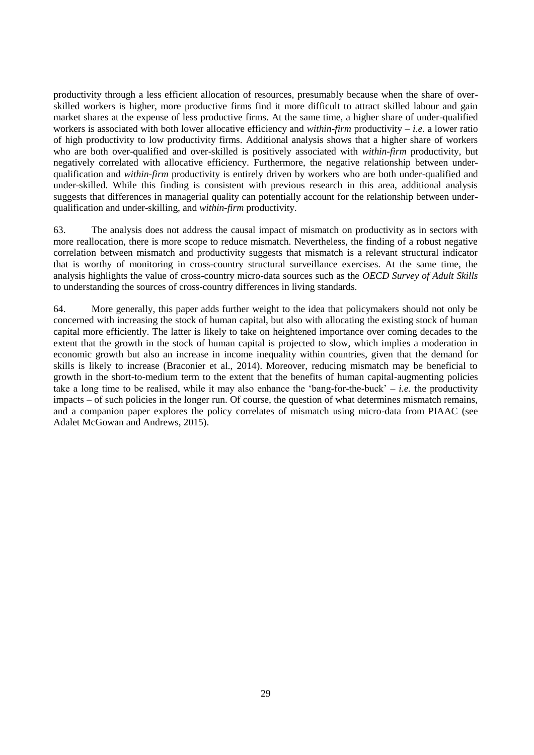productivity through a less efficient allocation of resources, presumably because when the share of over-skilled workers is higher, more productive firms find it more difficult to attract skilled labour and gain market shares at the expense of less productive firms. At the same time, a higher share of under-qualified workers is associated with both lower allocative efficiency and *within-firm* productivity – *i.e.* a lower ratio of high productivity to low productivity firms. Additional analysis shows that a higher share of workers who are both over-qualified and over-skilled is positively associated with *within-firm* productivity, but negatively correlated with allocative efficiency. Furthermore, the negative relationship between under-qualification and *within-firm* productivity is entirely driven by workers who are both under-qualified and under-skilled. While this finding is consistent with previous research in this area, additional analysis suggests that differences in managerial quality can potentially account for the relationship between under-qualification and under-skilling, and *within-firm* productivity.

63. The analysis does not address the causal impact of mismatch on productivity as in sectors with more reallocation, there is more scope to reduce mismatch. Nevertheless, the finding of a robust negative correlation between mismatch and productivity suggests that mismatch is a relevant structural indicator that is worthy of monitoring in cross-country structural surveillance exercises. At the same time, the analysis highlights the value of cross-country micro-data sources such as the *OECD Survey of Adult Skills* to understanding the sources of cross-country differences in living standards.

64. More generally, this paper adds further weight to the idea that policymakers should not only be concerned with increasing the stock of human capital, but also with allocating the existing stock of human capital more efficiently. The latter is likely to take on heightened importance over coming decades to the extent that the growth in the stock of human capital is projected to slow, which implies a moderation in economic growth but also an increase in income inequality within countries, given that the demand for skills is likely to increase (Braconier et al., 2014). Moreover, reducing mismatch may be beneficial to growth in the short-to-medium term to the extent that the benefits of human capital-augmenting policies take a long time to be realised, while it may also enhance the 'bang-for-the-buck' – *i.e.* the productivity impacts – of such policies in the longer run. Of course, the question of what determines mismatch remains, and a companion paper explores the policy correlates of mismatch using micro-data from PIAAC (see Adalet McGowan and Andrews, 2015).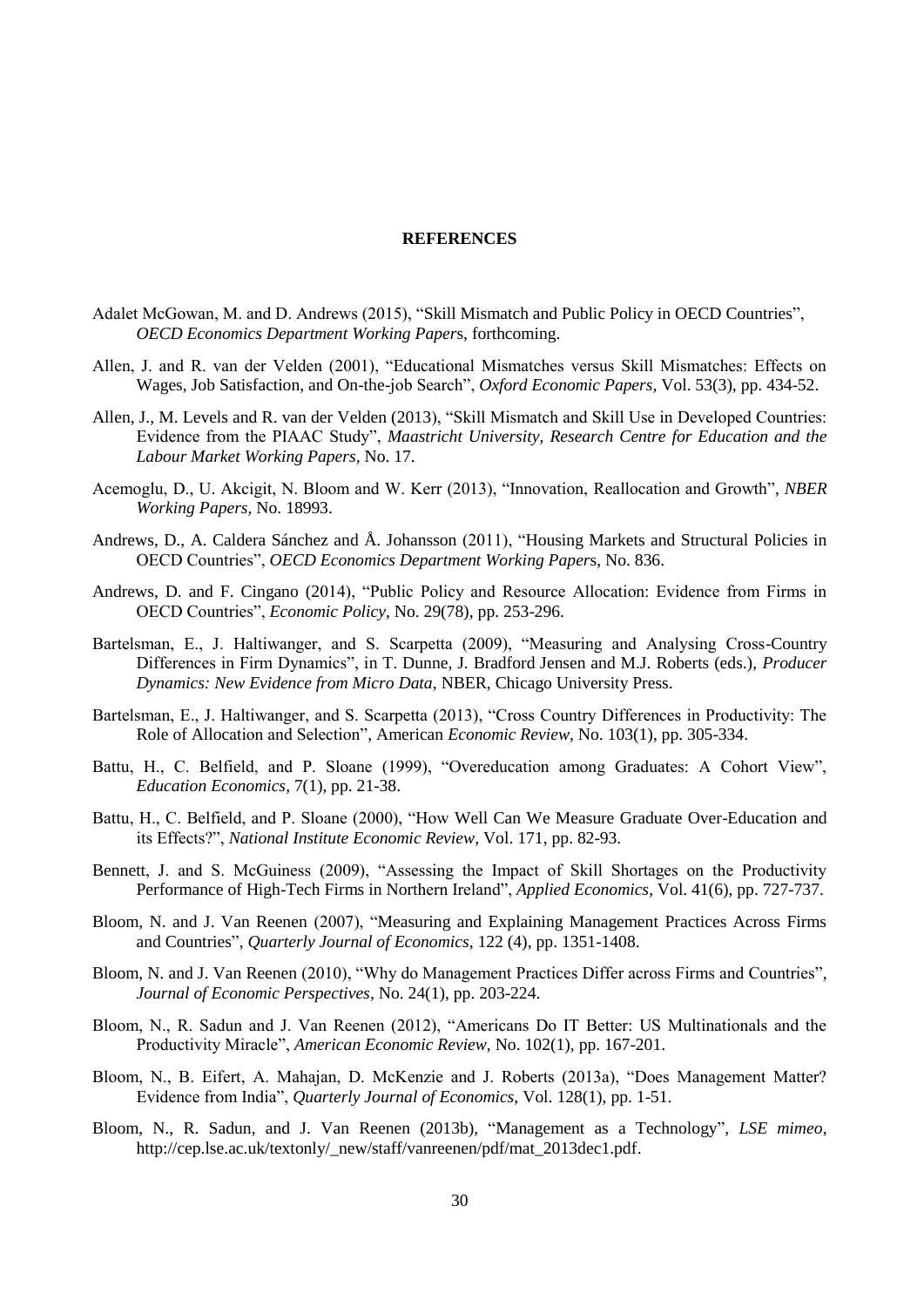# REFERENCES

Adalet McGowan, M. and D. Andrews (2015), "Skill Mismatch and Public Policy in OECD Countries", *OECD Economics Department Working Paper*s, forthcoming.

Allen, J. and R. van der Velden (2001), "Educational Mismatches versus Skill Mismatches: Effects on Wages, Job Satisfaction, and On-the-job Search", *Oxford Economic Papers,* Vol. 53(3), pp. 434-52.

Allen, J., M. Levels and R. van der Velden (2013), "Skill Mismatch and Skill Use in Developed Countries: Evidence from the PIAAC Study", *Maastricht University, Research Centre for Education and the Labour Market Working Papers,* No. 17.

Acemoglu, D., U. Akcigit, N. Bloom and W. Kerr (2013), "Innovation, Reallocation and Growth", *NBER Working Papers,* No. 18993.

Andrews, D., A. Caldera Sánchez and Å. Johansson (2011), "Housing Markets and Structural Policies in OECD Countries", *OECD Economics Department Working Paper*s, No. 836.

Andrews, D. and F. Cingano (2014), "Public Policy and Resource Allocation: Evidence from Firms in OECD Countries", *Economic Policy*, No. 29(78), pp. 253-296.

Bartelsman, E., J. Haltiwanger, and S. Scarpetta (2009), "Measuring and Analysing Cross-Country Differences in Firm Dynamics", in T. Dunne, J. Bradford Jensen and M.J. Roberts (eds.), *Producer Dynamics: New Evidence from Micro Data*, NBER, Chicago University Press.

Bartelsman, E., J. Haltiwanger, and S. Scarpetta (2013), "Cross Country Differences in Productivity: The Role of Allocation and Selection", American *Economic Review*, No. 103(1), pp. 305-334.

Battu, H., C. Belfield, and P. Sloane (1999), "Overeducation among Graduates: A Cohort View", *Education Economics*, 7(1), pp. 21-38.

Battu, H., C. Belfield, and P. Sloane (2000), "How Well Can We Measure Graduate Over-Education and its Effects?", *National Institute Economic Review*, Vol. 171, pp. 82-93.

Bennett, J. and S. McGuiness (2009), "Assessing the Impact of Skill Shortages on the Productivity Performance of High-Tech Firms in Northern Ireland", *Applied Economics*, Vol. 41(6), pp. 727-737.

Bloom, N. and J. Van Reenen (2007), "Measuring and Explaining Management Practices Across Firms and Countries", *Quarterly Journal of Economics*, 122 (4), pp. 1351-1408.

Bloom, N. and J. Van Reenen (2010), "Why do Management Practices Differ across Firms and Countries", *Journal of Economic Perspectives*, No. 24(1), pp. 203-224.

Bloom, N., R. Sadun and J. Van Reenen (2012), "Americans Do IT Better: US Multinationals and the Productivity Miracle", *American Economic Review*, No. 102(1), pp. 167-201.

Bloom, N., B. Eifert, A. Mahajan, D. McKenzie and J. Roberts (2013a), "Does Management Matter? Evidence from India", *Quarterly Journal of Economics*, Vol. 128(1), pp. 1-51.

Bloom, N., R. Sadun, and J. Van Reenen (2013b), "Management as a Technology", *LSE mimeo*, http://cep.lse.ac.uk/textonly/_new/staff/vanreenen/pdf/mat_2013dec1.pdf.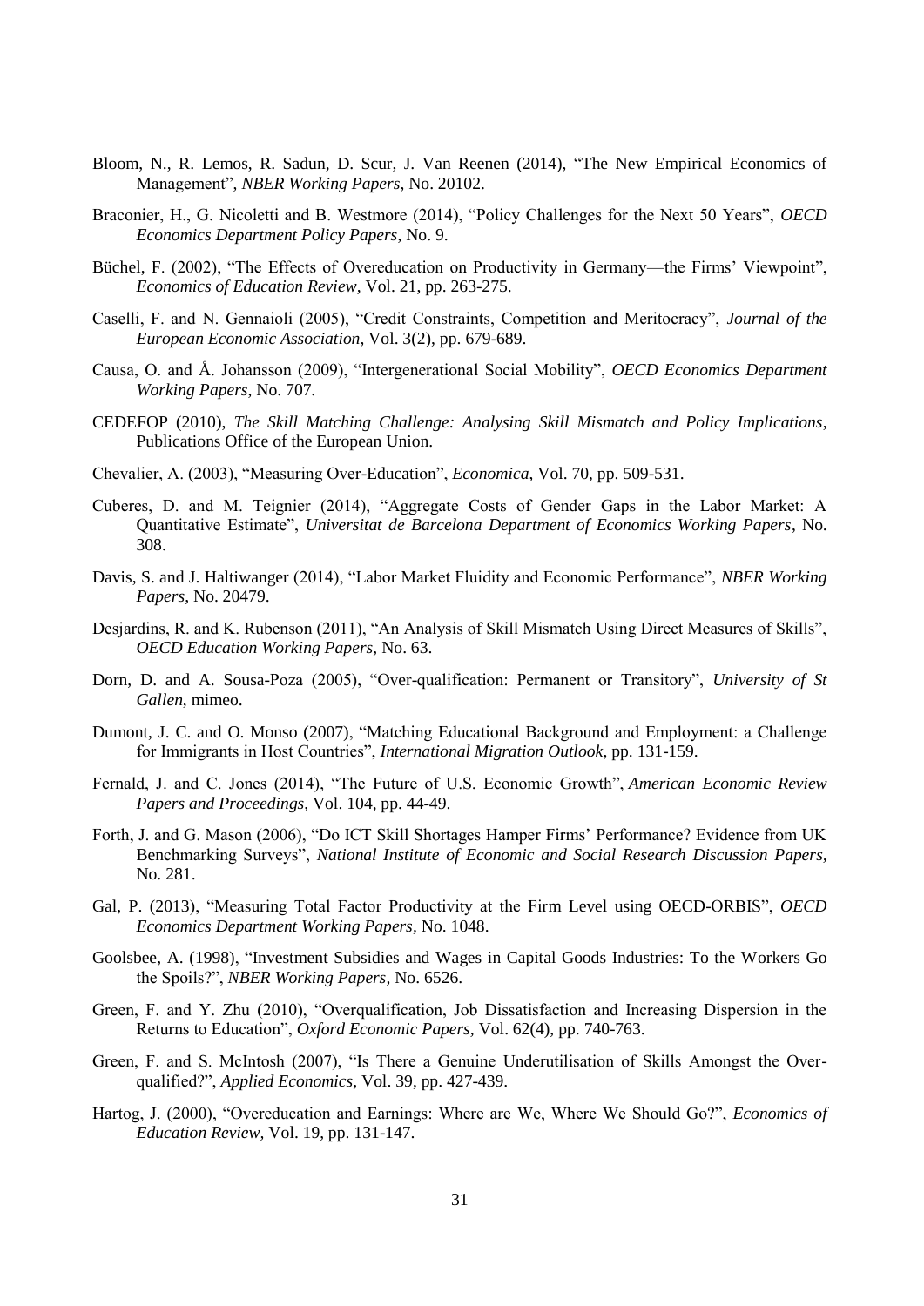Bloom, N., R. Lemos, R. Sadun, D. Scur, J. Van Reenen (2014), "The New Empirical Economics of Management", *NBER Working Papers,* No. 20102.

Braconier, H., G. Nicoletti and B. Westmore (2014), "Policy Challenges for the Next 50 Years", *OECD Economics Department Policy Papers*, No. 9.

Büchel, F. (2002), "The Effects of Overeducation on Productivity in Germany—the Firms' Viewpoint", *Economics of Education Review,* Vol. 21, pp. 263-275.

Caselli, F. and N. Gennaioli (2005), "Credit Constraints, Competition and Meritocracy", *Journal of the European Economic Association,* Vol. 3(2), pp. 679-689.

Causa, O. and Å. Johansson (2009), "Intergenerational Social Mobility", *OECD Economics Department Working Papers*, No. 707.

CEDEFOP (2010), *The Skill Matching Challenge: Analysing Skill Mismatch and Policy Implications*, Publications Office of the European Union.

Chevalier, A. (2003), "Measuring Over-Education", *Economica*, Vol. 70, pp. 509-531.

Cuberes, D. and M. Teignier (2014), "Aggregate Costs of Gender Gaps in the Labor Market: A Quantitative Estimate", *Universitat de Barcelona Department of Economics Working Papers,* No. 308.

Davis, S. and J. Haltiwanger (2014), "Labor Market Fluidity and Economic Performance", *NBER Working Papers*, No. 20479.

Desjardins, R. and K. Rubenson (2011), "An Analysis of Skill Mismatch Using Direct Measures of Skills", *OECD Education Working Papers,* No. 63.

Dorn, D. and A. Sousa-Poza (2005), "Over-qualification: Permanent or Transitory", *University of St Gallen*, mimeo.

Dumont, J. C. and O. Monso (2007), "Matching Educational Background and Employment: a Challenge for Immigrants in Host Countries", *International Migration Outlook,* pp. 131-159.

Fernald, J. and C. Jones (2014), "The Future of U.S. Economic Growth", *American Economic Review Papers and Proceedings,* Vol. 104, pp. 44-49.

Forth, J. and G. Mason (2006), "Do ICT Skill Shortages Hamper Firms' Performance? Evidence from UK Benchmarking Surveys", *National Institute of Economic and Social Research Discussion Papers,* No. 281.

Gal, P. (2013), "Measuring Total Factor Productivity at the Firm Level using OECD-ORBIS", *OECD Economics Department Working Papers,* No. 1048.

Goolsbee, A. (1998), "Investment Subsidies and Wages in Capital Goods Industries: To the Workers Go the Spoils?", *NBER Working Papers,* No. 6526.

Green, F. and Y. Zhu (2010), "Overqualification, Job Dissatisfaction and Increasing Dispersion in the Returns to Education", *Oxford Economic Papers,* Vol. 62(4), pp. 740-763.

Green, F. and S. McIntosh (2007), "Is There a Genuine Underutilisation of Skills Amongst the Over-qualified?", *Applied Economics,* Vol. 39, pp. 427-439.

Hartog, J. (2000), "Overeducation and Earnings: Where are We, Where We Should Go?", *Economics of Education Review,* Vol. 19, pp. 131-147.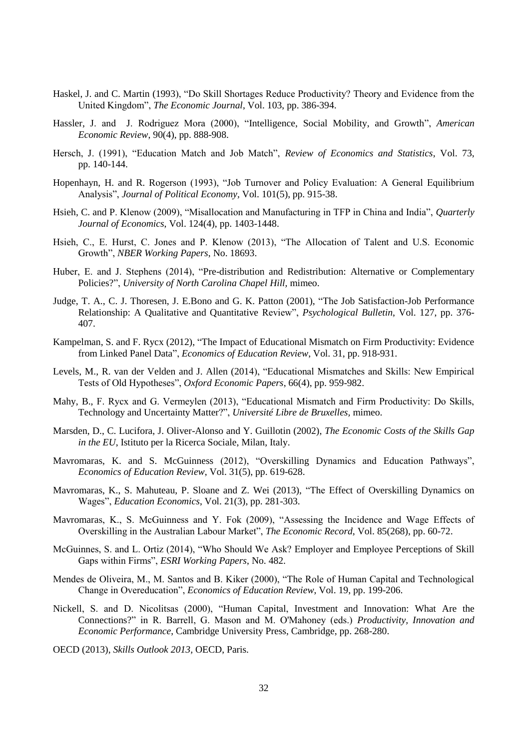Haskel, J. and C. Martin (1993), "Do Skill Shortages Reduce Productivity? Theory and Evidence from the United Kingdom", *The Economic Journal*, Vol. 103, pp. 386-394.

Hassler, J. and J. Rodriguez Mora (2000), "Intelligence, Social Mobility, and Growth", *American Economic Review*, 90(4), pp. 888-908.

Hersch, J. (1991), "Education Match and Job Match", *Review of Economics and Statistics*, Vol. 73, pp. 140-144.

Hopenhayn, H. and R. Rogerson (1993), "Job Turnover and Policy Evaluation: A General Equilibrium Analysis", *Journal of Political Economy*, Vol. 101(5), pp. 915-38.

Hsieh, C. and P. Klenow (2009), "Misallocation and Manufacturing in TFP in China and India", *Quarterly Journal of Economics*, Vol. 124(4), pp. 1403-1448.

Hsieh, C., E. Hurst, C. Jones and P. Klenow (2013), "The Allocation of Talent and U.S. Economic Growth", *NBER Working Papers*, No. 18693.

Huber, E. and J. Stephens (2014), "Pre-distribution and Redistribution: Alternative or Complementary Policies?", *University of North Carolina Chapel Hill*, mimeo.

Judge, T. A., C. J. Thoresen, J. E.Bono and G. K. Patton (2001), "The Job Satisfaction-Job Performance Relationship: A Qualitative and Quantitative Review", *Psychological Bulletin*, Vol. 127, pp. 376-407.

Kampelman, S. and F. Rycx (2012), "The Impact of Educational Mismatch on Firm Productivity: Evidence from Linked Panel Data", *Economics of Education Review*, Vol. 31, pp. 918-931.

Levels, M., R. van der Velden and J. Allen (2014), "Educational Mismatches and Skills: New Empirical Tests of Old Hypotheses", *Oxford Economic Papers*, 66(4), pp. 959-982.

Mahy, B., F. Rycx and G. Vermeylen (2013), "Educational Mismatch and Firm Productivity: Do Skills, Technology and Uncertainty Matter?", *Université Libre de Bruxelles*, mimeo.

Marsden, D., C. Lucifora, J. Oliver-Alonso and Y. Guillotin (2002), *The Economic Costs of the Skills Gap in the EU*, Istituto per la Ricerca Sociale, Milan, Italy.

Mavromaras, K. and S. McGuinness (2012), "Overskilling Dynamics and Education Pathways", *Economics of Education Review*, Vol. 31(5), pp. 619-628.

Mavromaras, K., S. Mahuteau, P. Sloane and Z. Wei (2013), "The Effect of Overskilling Dynamics on Wages", *Education Economics*, Vol. 21(3), pp. 281-303.

Mavromaras, K., S. McGuinness and Y. Fok (2009), "Assessing the Incidence and Wage Effects of Overskilling in the Australian Labour Market", *The Economic Record*, Vol. 85(268), pp. 60-72.

McGuinnes, S. and L. Ortiz (2014), "Who Should We Ask? Employer and Employee Perceptions of Skill Gaps within Firms", *ESRI Working Papers*, No. 482.

Mendes de Oliveira, M., M. Santos and B. Kiker (2000), "The Role of Human Capital and Technological Change in Overeducation", *Economics of Education Review*, Vol. 19, pp. 199-206.

Nickell, S. and D. Nicolitsas (2000), "Human Capital, Investment and Innovation: What Are the Connections?" in R. Barrell, G. Mason and M. O'Mahoney (eds.) *Productivity, Innovation and Economic Performance*, Cambridge University Press, Cambridge, pp. 268-280.

OECD (2013), *Skills Outlook 2013*, OECD, Paris.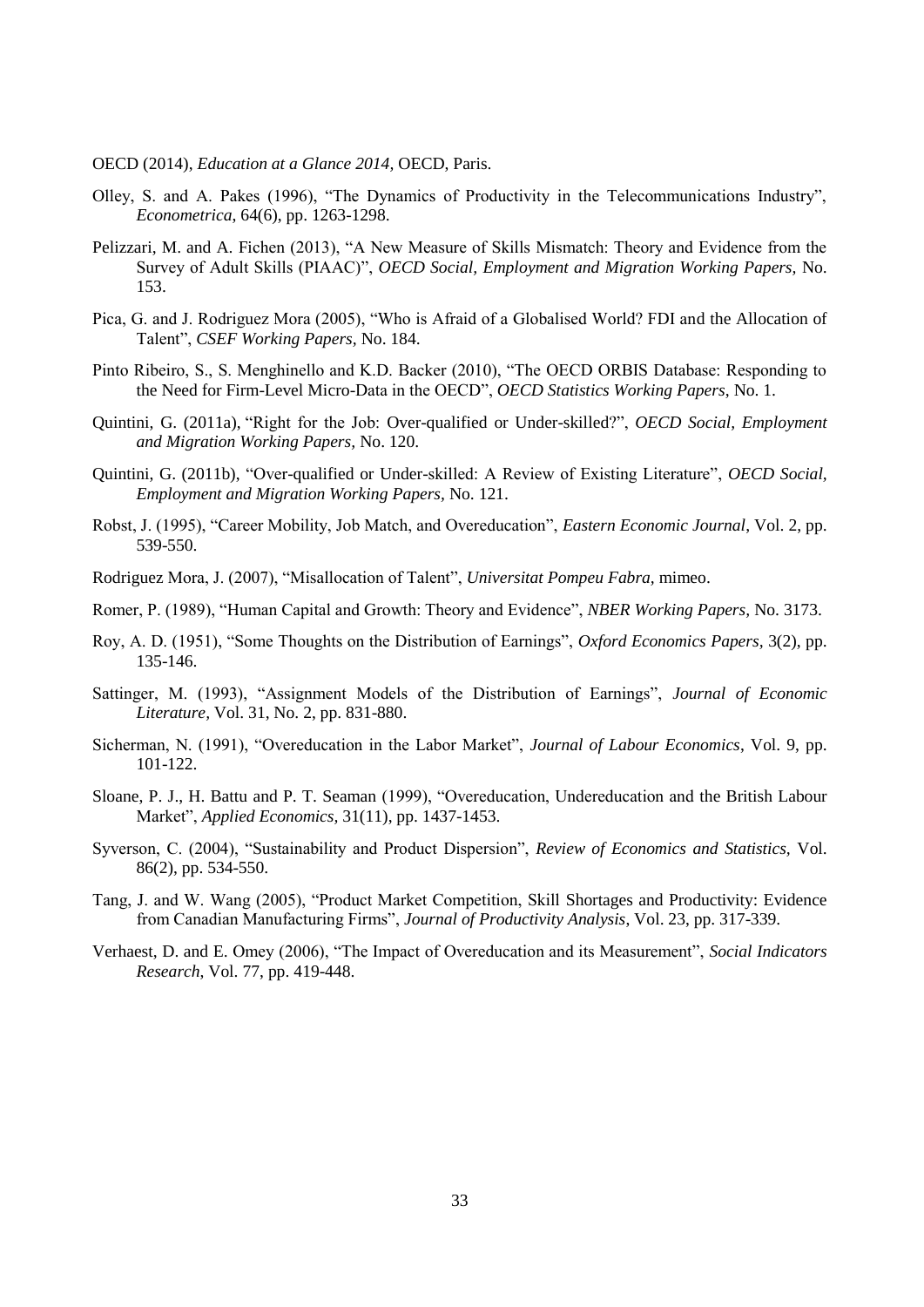OECD (2014), *Education at a Glance 2014*, OECD, Paris.

Olley, S. and A. Pakes (1996), "The Dynamics of Productivity in the Telecommunications Industry", *Econometrica*, 64(6), pp. 1263-1298.

Pelizzari, M. and A. Fichen (2013), "A New Measure of Skills Mismatch: Theory and Evidence from the Survey of Adult Skills (PIAAC)", *OECD Social, Employment and Migration Working Papers,* No. 153.

Pica, G. and J. Rodriguez Mora (2005), "Who is Afraid of a Globalised World? FDI and the Allocation of Talent", *CSEF Working Papers,* No. 184.

Pinto Ribeiro, S., S. Menghinello and K.D. Backer (2010), "The OECD ORBIS Database: Responding to the Need for Firm-Level Micro-Data in the OECD", *OECD Statistics Working Papers*, No. 1.

Quintini, G. (2011a), "Right for the Job: Over-qualified or Under-skilled?", *OECD Social, Employment and Migration Working Papers,* No. 120.

Quintini, G. (2011b), "Over-qualified or Under-skilled: A Review of Existing Literature", *OECD Social, Employment and Migration Working Papers,* No. 121.

Robst, J. (1995), "Career Mobility, Job Match, and Overeducation", *Eastern Economic Journal*, Vol. 2, pp. 539-550.

Rodriguez Mora, J. (2007), "Misallocation of Talent", *Universitat Pompeu Fabra,* mimeo.

Romer, P. (1989), "Human Capital and Growth: Theory and Evidence", *NBER Working Papers,* No. 3173.

Roy, A. D. (1951), "Some Thoughts on the Distribution of Earnings", *Oxford Economics Papers,* 3(2), pp. 135-146.

Sattinger, M. (1993), "Assignment Models of the Distribution of Earnings", *Journal of Economic Literature,* Vol. 31, No. 2, pp. 831-880.

Sicherman, N. (1991), "Overeducation in the Labor Market", *Journal of Labour Economics*, Vol. 9, pp. 101-122.

Sloane, P. J., H. Battu and P. T. Seaman (1999), "Overeducation, Undereducation and the British Labour Market", *Applied Economics,* 31(11), pp. 1437-1453.

Syverson, C. (2004), "Sustainability and Product Dispersion", *Review of Economics and Statistics,* Vol. 86(2), pp. 534-550.

Tang, J. and W. Wang (2005), "Product Market Competition, Skill Shortages and Productivity: Evidence from Canadian Manufacturing Firms", *Journal of Productivity Analysis*, Vol. 23, pp. 317-339.

Verhaest, D. and E. Omey (2006), "The Impact of Overeducation and its Measurement", *Social Indicators Research*, Vol. 77, pp. 419-448.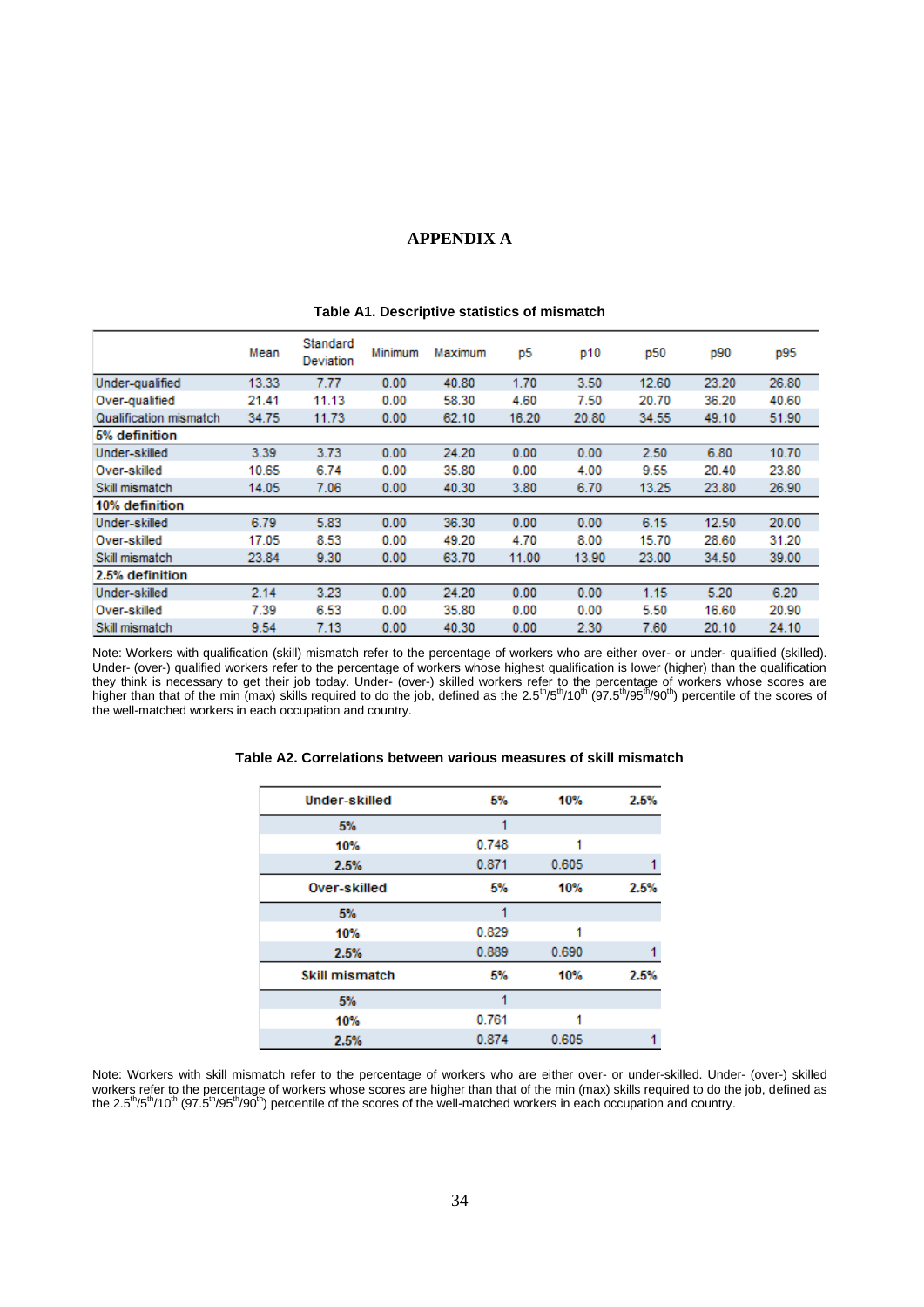# APPENDIX A

**Table A1. Descriptive statistics of mismatch**

| | Mean | Standard Deviation | Minimum | Maximum | p5 | p10 | p50 | p90 | p95 |
|---|---|---|---|---|---|---|---|---|---|
| Under-qualified | 13.33 | 7.77 | 0.00 | 40.80 | 1.70 | 3.50 | 12.60 | 23.20 | 26.80 |
| Over-qualified | 21.41 | 11.13 | 0.00 | 58.30 | 4.60 | 7.50 | 20.70 | 36.20 | 40.60 |
| Qualification mismatch | 34.75 | 11.73 | 0.00 | 62.10 | 16.20 | 20.80 | 34.55 | 49.10 | 51.90 |
| **5% definition** | | | | | | | | | |
| Under-skilled | 3.39 | 3.73 | 0.00 | 24.20 | 0.00 | 0.00 | 2.50 | 6.80 | 10.70 |
| Over-skilled | 10.65 | 6.74 | 0.00 | 35.80 | 0.00 | 4.00 | 9.55 | 20.40 | 23.80 |
| Skill mismatch | 14.05 | 7.06 | 0.00 | 40.30 | 3.80 | 6.70 | 13.25 | 23.80 | 26.90 |
| **10% definition** | | | | | | | | | |
| Under-skilled | 6.79 | 5.83 | 0.00 | 36.30 | 0.00 | 0.00 | 6.15 | 12.50 | 20.00 |
| Over-skilled | 17.05 | 8.53 | 0.00 | 49.20 | 4.70 | 8.00 | 15.70 | 28.60 | 31.20 |
| Skill mismatch | 23.84 | 9.30 | 0.00 | 63.70 | 11.00 | 13.90 | 23.00 | 34.50 | 39.00 |
| **2.5% definition** | | | | | | | | | |
| Under-skilled | 2.14 | 3.23 | 0.00 | 24.20 | 0.00 | 0.00 | 1.15 | 5.20 | 6.20 |
| Over-skilled | 7.39 | 6.53 | 0.00 | 35.80 | 0.00 | 0.00 | 5.50 | 16.60 | 20.90 |
| Skill mismatch | 9.54 | 7.13 | 0.00 | 40.30 | 0.00 | 2.30 | 7.60 | 20.10 | 24.10 |

Note: Workers with qualification (skill) mismatch refer to the percentage of workers who are either over- or under- qualified (skilled). Under- (over-) qualified workers refer to the percentage of workers whose highest qualification is lower (higher) than the qualification they think is necessary to get their job today. Under- (over-) skilled workers refer to the percentage of workers whose scores are higher than that of the min (max) skills required to do the job, defined as the 2.5th/5th/10th (97.5th/95th/90th) percentile of the scores of the well-matched workers in each occupation and country.

**Table A2. Correlations between various measures of skill mismatch**

| **Under-skilled** | **5%** | **10%** | **2.5%** |
|---|---|---|---|
| **5%** | 1 | | |
| **10%** | 0.748 | 1 | |
| **2.5%** | 0.871 | 0.605 | 1 |
| **Over-skilled** | **5%** | **10%** | **2.5%** |
| **5%** | 1 | | |
| **10%** | 0.829 | 1 | |
| **2.5%** | 0.889 | 0.690 | 1 |
| **Skill mismatch** | **5%** | **10%** | **2.5%** |
| **5%** | 1 | | |
| **10%** | 0.761 | 1 | |
| **2.5%** | 0.874 | 0.605 | 1 |

Note: Workers with skill mismatch refer to the percentage of workers who are either over- or under-skilled. Under- (over-) skilled workers refer to the percentage of workers whose scores are higher than that of the min (max) skills required to do the job, defined as the 2.5th/5th/10th (97.5th/95th/90th) percentile of the scores of the well-matched workers in each occupation and country.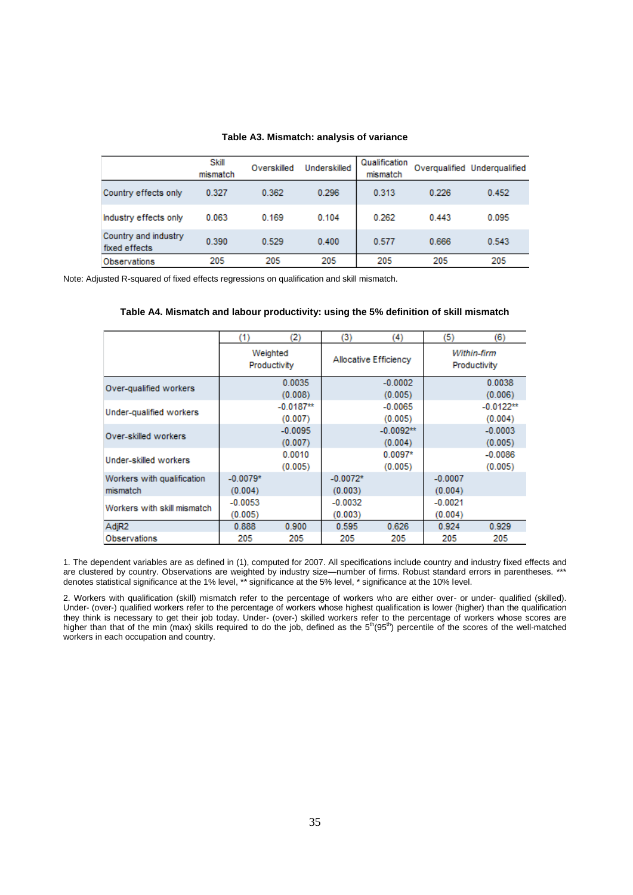**Table A3. Mismatch: analysis of variance**

| | Skill mismatch | Overskilled | Underskilled | Qualification mismatch | Overqualified | Underqualified |
|---|---|---|---|---|---|---|
| Country effects only | 0.327 | 0.362 | 0.296 | 0.313 | 0.226 | 0.452 |
| Industry effects only | 0.063 | 0.169 | 0.104 | 0.262 | 0.443 | 0.095 |
| Country and industry fixed effects | 0.390 | 0.529 | 0.400 | 0.577 | 0.666 | 0.543 |
| Observations | 205 | 205 | 205 | 205 | 205 | 205 |

Note: Adjusted R-squared of fixed effects regressions on qualification and skill mismatch.

**Table A4. Mismatch and labour productivity: using the 5% definition of skill mismatch**

| | (1) | (2) | (3) | (4) | (5) | (6) |
|---|---|---|---|---|---|---|
| | Weighted Productivity | | Allocative Efficiency | | *Within-firm* Productivity | |
| Over-qualified workers | | 0.0035 | | -0.0002 | | 0.0038 |
| | | (0.008) | | (0.005) | | (0.006) |
| Under-qualified workers | | -0.0187** | | -0.0065 | | -0.0122** |
| | | (0.007) | | (0.005) | | (0.004) |
| Over-skilled workers | | -0.0095 | | -0.0092** | | -0.0003 |
| | | (0.007) | | (0.004) | | (0.005) |
| Under-skilled workers | | 0.0010 | | 0.0097* | | -0.0086 |
| | | (0.005) | | (0.005) | | (0.005) |
| Workers with qualification mismatch | -0.0079* | | -0.0072* | | -0.0007 | |
| | (0.004) | | (0.003) | | (0.004) | |
| Workers with skill mismatch | -0.0053 | | -0.0032 | | -0.0021 | |
| | (0.005) | | (0.003) | | (0.004) | |
| AdjR2 | 0.888 | 0.900 | 0.595 | 0.626 | 0.924 | 0.929 |
| Observations | 205 | 205 | 205 | 205 | 205 | 205 |

1. The dependent variables are as defined in (1), computed for 2007. All specifications include country and industry fixed effects and are clustered by country. Observations are weighted by industry size—number of firms. Robust standard errors in parentheses. *** denotes statistical significance at the 1% level, ** significance at the 5% level, * significance at the 10% level.

2. Workers with qualification (skill) mismatch refer to the percentage of workers who are either over- or under- qualified (skilled). Under- (over-) qualified workers refer to the percentage of workers whose highest qualification is lower (higher) than the qualification they think is necessary to get their job today. Under- (over-) skilled workers refer to the percentage of workers whose scores are higher than that of the min (max) skills required to do the job, defined as the $5^{th}$($95^{th}$) percentile of the scores of the well-matched workers in each occupation and country.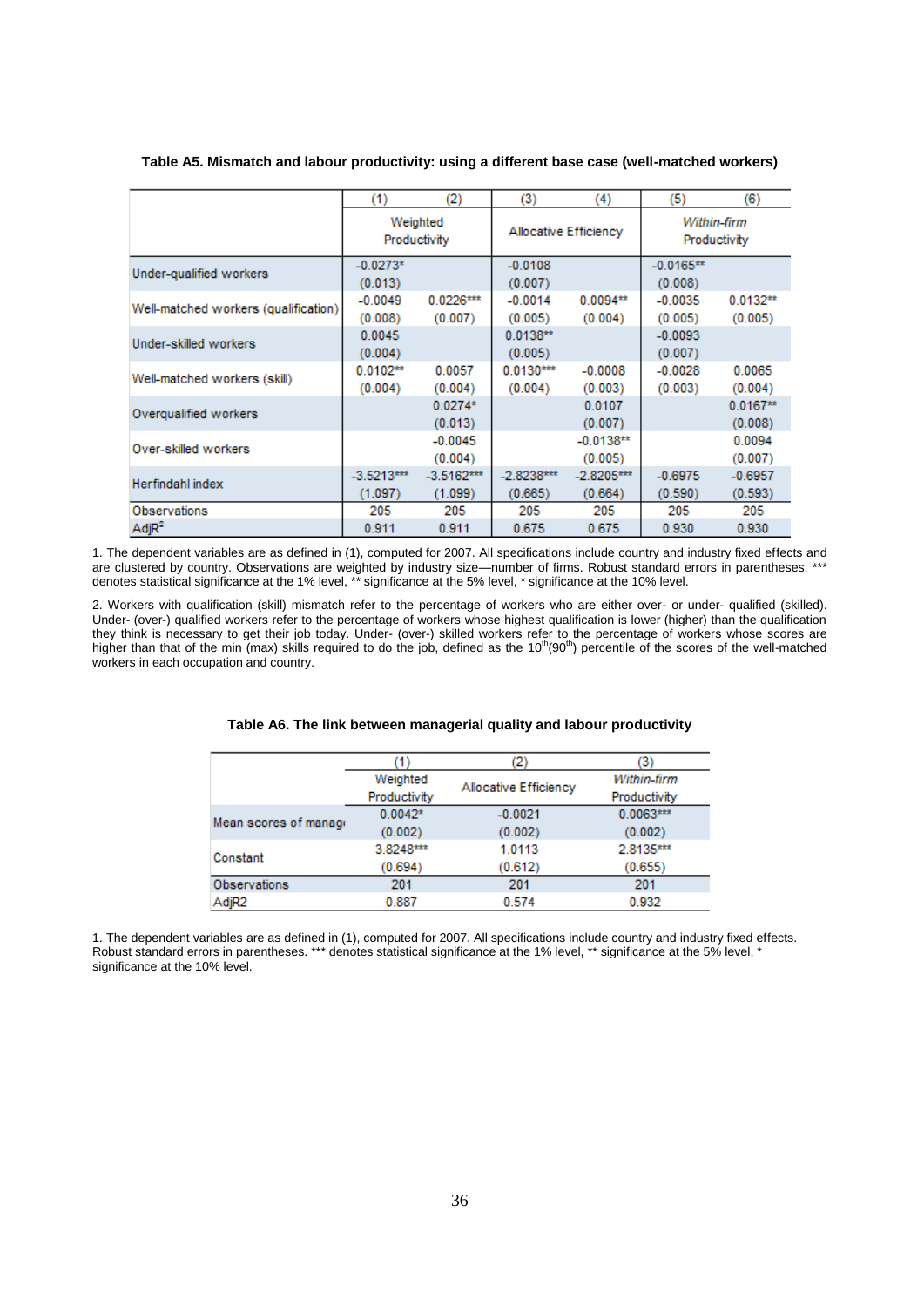**Table A5. Mismatch and labour productivity: using a different base case (well-matched workers)**

| | (1) | (2) | (3) | (4) | (5) | (6) |
|---|---|---|---|---|---|---|
| | Weighted Productivity | | Allocative Efficiency | | *Within-firm* Productivity | |
| Under-qualified workers | -0.0273* | | -0.0108 | | -0.0165** | |
| | (0.013) | | (0.007) | | (0.008) | |
| Well-matched workers (qualification) | -0.0049 | 0.0226*** | -0.0014 | 0.0094** | -0.0035 | 0.0132** |
| | (0.008) | (0.007) | (0.005) | (0.004) | (0.005) | (0.005) |
| Under-skilled workers | 0.0045 | | 0.0138** | | -0.0093 | |
| | (0.004) | | (0.005) | | (0.007) | |
| Well-matched workers (skill) | 0.0102** | 0.0057 | 0.0130*** | -0.0008 | -0.0028 | 0.0065 |
| | (0.004) | (0.004) | (0.004) | (0.003) | (0.003) | (0.004) |
| Overqualified workers | | 0.0274* | | 0.0107 | | 0.0167** |
| | | (0.013) | | (0.007) | | (0.008) |
| Over-skilled workers | | -0.0045 | | -0.0138** | | 0.0094 |
| | | (0.004) | | (0.005) | | (0.007) |
| Herfindahl index | -3.5213*** | -3.5162*** | -2.8238*** | -2.8205*** | -0.6975 | -0.6957 |
| | (1.097) | (1.099) | (0.665) | (0.664) | (0.590) | (0.593) |
| Observations | 205 | 205 | 205 | 205 | 205 | 205 |
| Adj$R^2$ | 0.911 | 0.911 | 0.675 | 0.675 | 0.930 | 0.930 |

1. The dependent variables are as defined in (1), computed for 2007. All specifications include country and industry fixed effects and are clustered by country. Observations are weighted by industry size—number of firms. Robust standard errors in parentheses. *** denotes statistical significance at the 1% level, ** significance at the 5% level, * significance at the 10% level.

2. Workers with qualification (skill) mismatch refer to the percentage of workers who are either over- or under- qualified (skilled). Under- (over-) qualified workers refer to the percentage of workers whose highest qualification is lower (higher) than the qualification they think is necessary to get their job today. Under- (over-) skilled workers refer to the percentage of workers whose scores are higher than that of the min (max) skills required to do the job, defined as the 10th(90th) percentile of the scores of the well-matched workers in each occupation and country.

**Table A6. The link between managerial quality and labour productivity**

| | (1) | (2) | (3) |
|---|---|---|---|
| | Weighted Productivity | Allocative Efficiency | *Within-firm* Productivity |
| Mean scores of manag | 0.0042* | -0.0021 | 0.0063*** |
| | (0.002) | (0.002) | (0.002) |
| Constant | 3.8248*** | 1.0113 | 2.8135*** |
| | (0.694) | (0.612) | (0.655) |
| Observations | 201 | 201 | 201 |
| AdjR2 | 0.887 | 0.574 | 0.932 |

1. The dependent variables are as defined in (1), computed for 2007. All specifications include country and industry fixed effects. Robust standard errors in parentheses. *** denotes statistical significance at the 1% level, ** significance at the 5% level, * significance at the 10% level.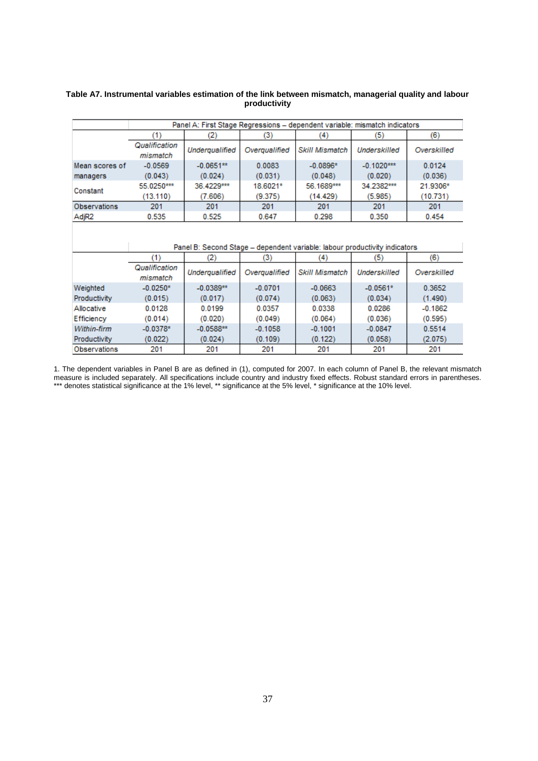**Table A7. Instrumental variables estimation of the link between mismatch, managerial quality and labour productivity**

| | Panel A: First Stage Regressions – dependent variable: mismatch indicators | | | | | |
|---|---|---|---|---|---|---|
| | (1) | (2) | (3) | (4) | (5) | (6) |
| | *Qualification mismatch* | *Underqualified* | *Overqualified* | *Skill Mismatch* | *Underskilled* | *Overskilled* |
| Mean scores of managers | -0.0569 | -0.0651** | 0.0083 | -0.0896* | -0.1020*** | 0.0124 |
| | (0.043) | (0.024) | (0.031) | (0.048) | (0.020) | (0.036) |
| Constant | 55.0250*** | 36.4229*** | 18.6021* | 56.1689*** | 34.2382*** | 21.9306* |
| | (13.110) | (7.606) | (9.375) | (14.429) | (5.985) | (10.731) |
| Observations | 201 | 201 | 201 | 201 | 201 | 201 |
| AdjR2 | 0.535 | 0.525 | 0.647 | 0.298 | 0.350 | 0.454 |

| | Panel B: Second Stage – dependent variable: labour productivity indicators | | | | | |
|---|---|---|---|---|---|---|
| | (1) | (2) | (3) | (4) | (5) | (6) |
| | *Qualification mismatch* | *Underqualified* | *Overqualified* | *Skill Mismatch* | *Underskilled* | *Overskilled* |
| Weighted Productivity | -0.0250* | -0.0389** | -0.0701 | -0.0663 | -0.0561* | 0.3652 |
| | (0.015) | (0.017) | (0.074) | (0.063) | (0.034) | (1.490) |
| Allocative Efficiency | 0.0128 | 0.0199 | 0.0357 | 0.0338 | 0.0286 | -0.1862 |
| | (0.014) | (0.020) | (0.049) | (0.064) | (0.036) | (0.595) |
| *Within-firm* Productivity | -0.0378* | -0.0588** | -0.1058 | -0.1001 | -0.0847 | 0.5514 |
| | (0.022) | (0.024) | (0.109) | (0.122) | (0.058) | (2.075) |
| Observations | 201 | 201 | 201 | 201 | 201 | 201 |

1. The dependent variables in Panel B are as defined in (1), computed for 2007. In each column of Panel B, the relevant mismatch measure is included separately. All specifications include country and industry fixed effects. Robust standard errors in parentheses. *** denotes statistical significance at the 1% level, ** significance at the 5% level, * significance at the 10% level.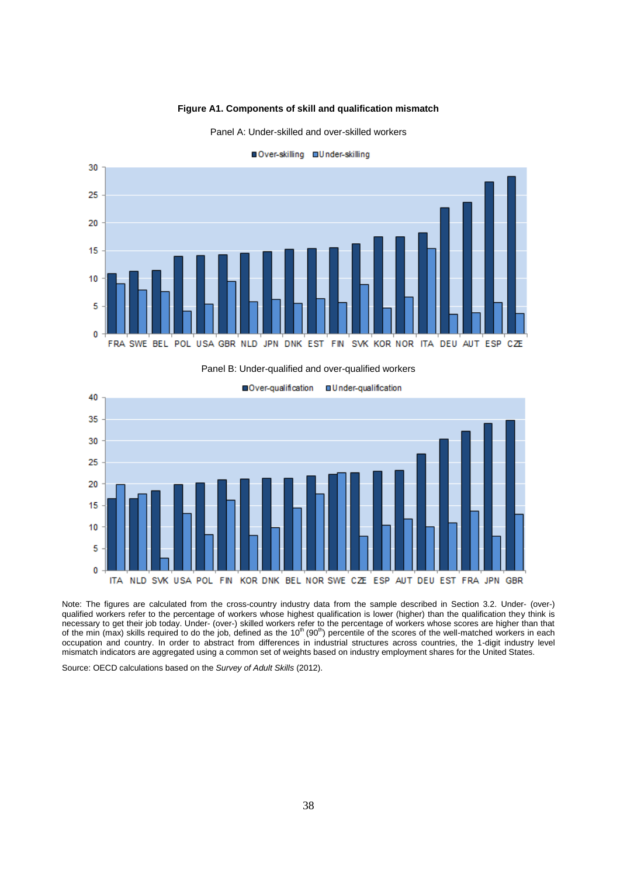**Figure A1. Components of skill and qualification mismatch**

Panel A: Under-skilled and over-skilled workers

Panel B: Under-qualified and over-qualified workers

Note: The figures are calculated from the cross-country industry data from the sample described in Section 3.2. Under- (over-) qualified workers refer to the percentage of workers whose highest qualification is lower (higher) than the qualification they think is necessary to get their job today. Under- (over-) skilled workers refer to the percentage of workers whose scores are higher than that of the min (max) skills required to do the job, defined as the 10th (90th) percentile of the scores of the well-matched workers in each occupation and country. In order to abstract from differences in industrial structures across countries, the 1-digit industry level mismatch indicators are aggregated using a common set of weights based on industry employment shares for the United States.

Source: OECD calculations based on the *Survey of Adult Skills* (2012).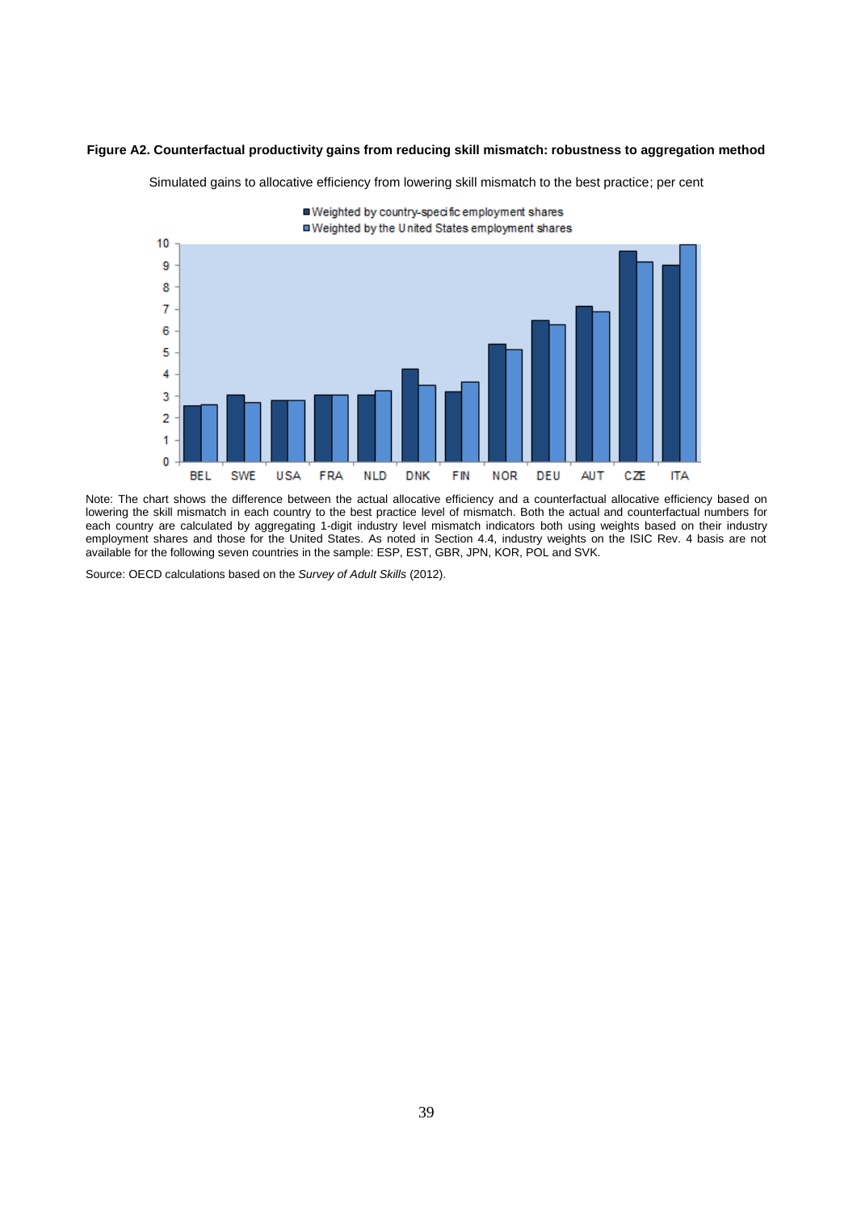**Figure A2. Counterfactual productivity gains from reducing skill mismatch: robustness to aggregation method**

Simulated gains to allocative efficiency from lowering skill mismatch to the best practice; per cent

Note: The chart shows the difference between the actual allocative efficiency and a counterfactual allocative efficiency based on lowering the skill mismatch in each country to the best practice level of mismatch. Both the actual and counterfactual numbers for each country are calculated by aggregating 1-digit industry level mismatch indicators both using weights based on their industry employment shares and those for the United States. As noted in Section 4.4, industry weights on the ISIC Rev. 4 basis are not available for the following seven countries in the sample: ESP, EST, GBR, JPN, KOR, POL and SVK.

Source: OECD calculations based on the *Survey of Adult Skills* (2012).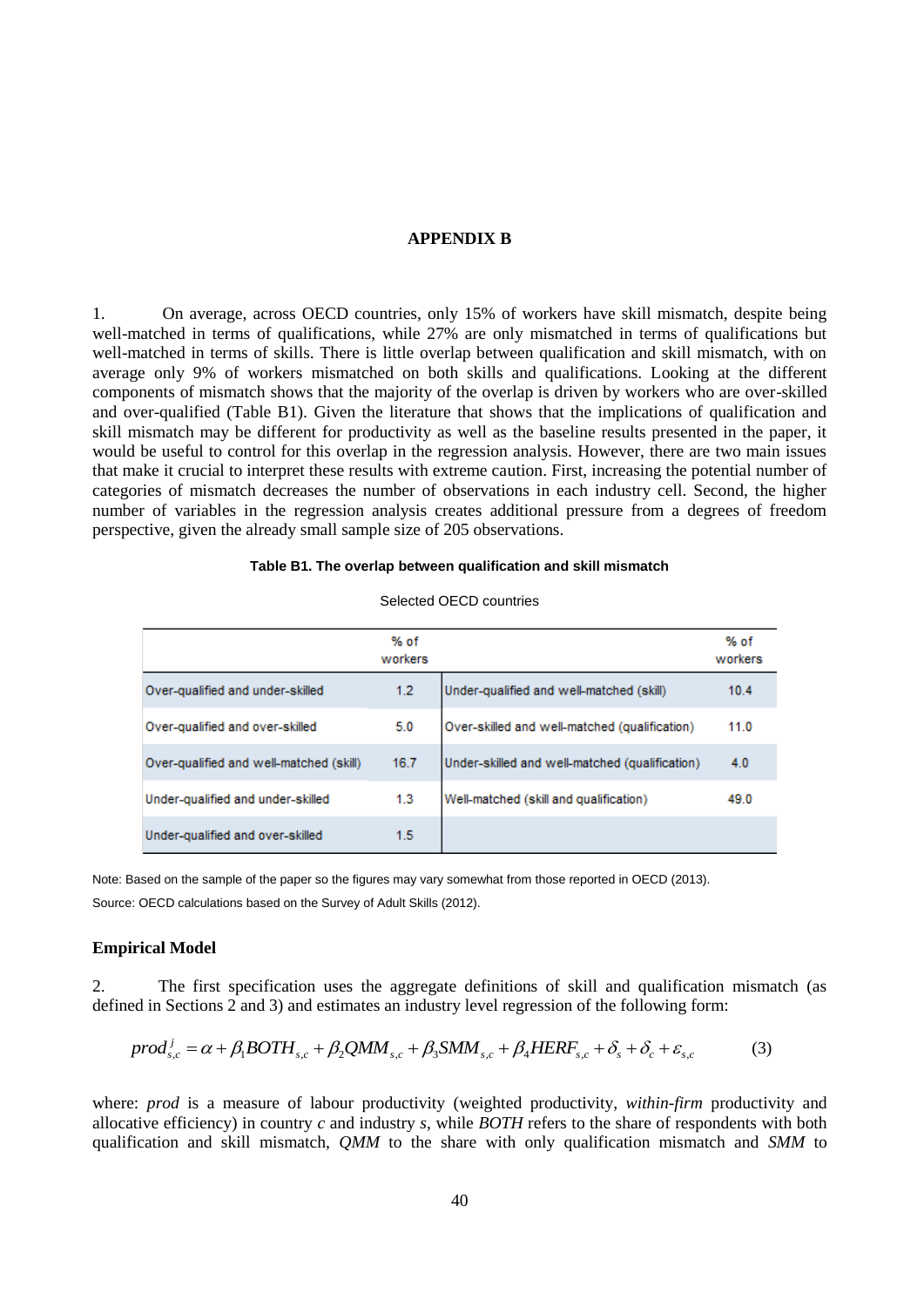## APPENDIX B

1. On average, across OECD countries, only 15% of workers have skill mismatch, despite being well-matched in terms of qualifications, while 27% are only mismatched in terms of qualifications but well-matched in terms of skills. There is little overlap between qualification and skill mismatch, with on average only 9% of workers mismatched on both skills and qualifications. Looking at the different components of mismatch shows that the majority of the overlap is driven by workers who are over-skilled and over-qualified (Table B1). Given the literature that shows that the implications of qualification and skill mismatch may be different for productivity as well as the baseline results presented in the paper, it would be useful to control for this overlap in the regression analysis. However, there are two main issues that make it crucial to interpret these results with extreme caution. First, increasing the potential number of categories of mismatch decreases the number of observations in each industry cell. Second, the higher number of variables in the regression analysis creates additional pressure from a degrees of freedom perspective, given the already small sample size of 205 observations.

**Table B1. The overlap between qualification and skill mismatch**

Selected OECD countries

| | % of workers | | % of workers |
|---|---|---|---|
| Over-qualified and under-skilled | 1.2 | Under-qualified and well-matched (skill) | 10.4 |
| Over-qualified and over-skilled | 5.0 | Over-skilled and well-matched (qualification) | 11.0 |
| Over-qualified and well-matched (skill) | 16.7 | Under-skilled and well-matched (qualification) | 4.0 |
| Under-qualified and under-skilled | 1.3 | Well-matched (skill and qualification) | 49.0 |
| Under-qualified and over-skilled | 1.5 | | |

Note: Based on the sample of the paper so the figures may vary somewhat from those reported in OECD (2013).

Source: OECD calculations based on the Survey of Adult Skills (2012).

### Empirical Model

2. The first specification uses the aggregate definitions of skill and qualification mismatch (as defined in Sections 2 and 3) and estimates an industry level regression of the following form:

$$prod_{s,c}^{j} = \alpha + \beta_1 BOTH_{s,c} + \beta_2 QMM_{s,c} + \beta_3 SMM_{s,c} + \beta_4 HERF_{s,c} + \delta_s + \delta_c + \varepsilon_{s,c} \qquad (3)$$

where: *prod* is a measure of labour productivity (weighted productivity, *within-firm* productivity and allocative efficiency) in country *c* and industry *s*, while *BOTH* refers to the share of respondents with both qualification and skill mismatch, *QMM* to the share with only qualification mismatch and *SMM* to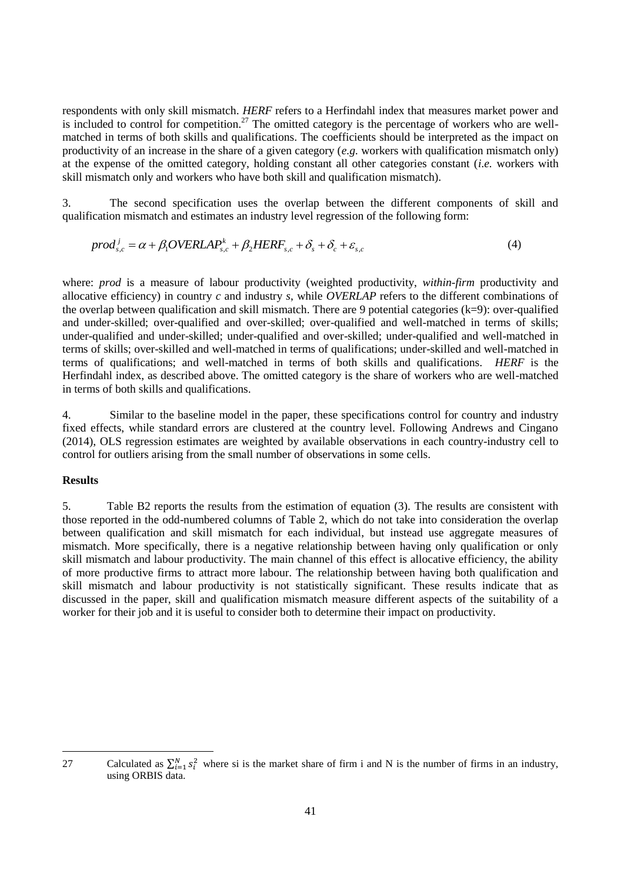respondents with only skill mismatch. *HERF* refers to a Herfindahl index that measures market power and is included to control for competition.[27] The omitted category is the percentage of workers who are well-matched in terms of both skills and qualifications. The coefficients should be interpreted as the impact on productivity of an increase in the share of a given category (*e.g.* workers with qualification mismatch only) at the expense of the omitted category, holding constant all other categories constant (*i.e.* workers with skill mismatch only and workers who have both skill and qualification mismatch).

3. The second specification uses the overlap between the different components of skill and qualification mismatch and estimates an industry level regression of the following form:

$$prod^{j}_{s,c} = \alpha + \beta_1 OVERLAP^{k}_{s,c} + \beta_2 HERF_{s,c} + \delta_s + \delta_c + \varepsilon_{s,c} \tag{4}$$

where: *prod* is a measure of labour productivity (weighted productivity, *within-firm* productivity and allocative efficiency) in country *c* and industry *s*, while *OVERLAP* refers to the different combinations of the overlap between qualification and skill mismatch. There are 9 potential categories (k=9): over-qualified and under-skilled; over-qualified and over-skilled; over-qualified and well-matched in terms of skills; under-qualified and under-skilled; under-qualified and over-skilled; under-qualified and well-matched in terms of skills; over-skilled and well-matched in terms of qualifications; under-skilled and well-matched in terms of qualifications; and well-matched in terms of both skills and qualifications. *HERF* is the Herfindahl index, as described above. The omitted category is the share of workers who are well-matched in terms of both skills and qualifications.

4. Similar to the baseline model in the paper, these specifications control for country and industry fixed effects, while standard errors are clustered at the country level. Following Andrews and Cingano (2014), OLS regression estimates are weighted by available observations in each country-industry cell to control for outliers arising from the small number of observations in some cells.

**Results**

5. Table B2 reports the results from the estimation of equation (3). The results are consistent with those reported in the odd-numbered columns of Table 2, which do not take into consideration the overlap between qualification and skill mismatch for each individual, but instead use aggregate measures of mismatch. More specifically, there is a negative relationship between having only qualification or only skill mismatch and labour productivity. The main channel of this effect is allocative efficiency, the ability of more productive firms to attract more labour. The relationship between having both qualification and skill mismatch and labour productivity is not statistically significant. These results indicate that as discussed in the paper, skill and qualification mismatch measure different aspects of the suitability of a worker for their job and it is useful to consider both to determine their impact on productivity.

---

27 Calculated as $\sum_{i=1}^{N} s_i^2$ where si is the market share of firm i and N is the number of firms in an industry, using ORBIS data.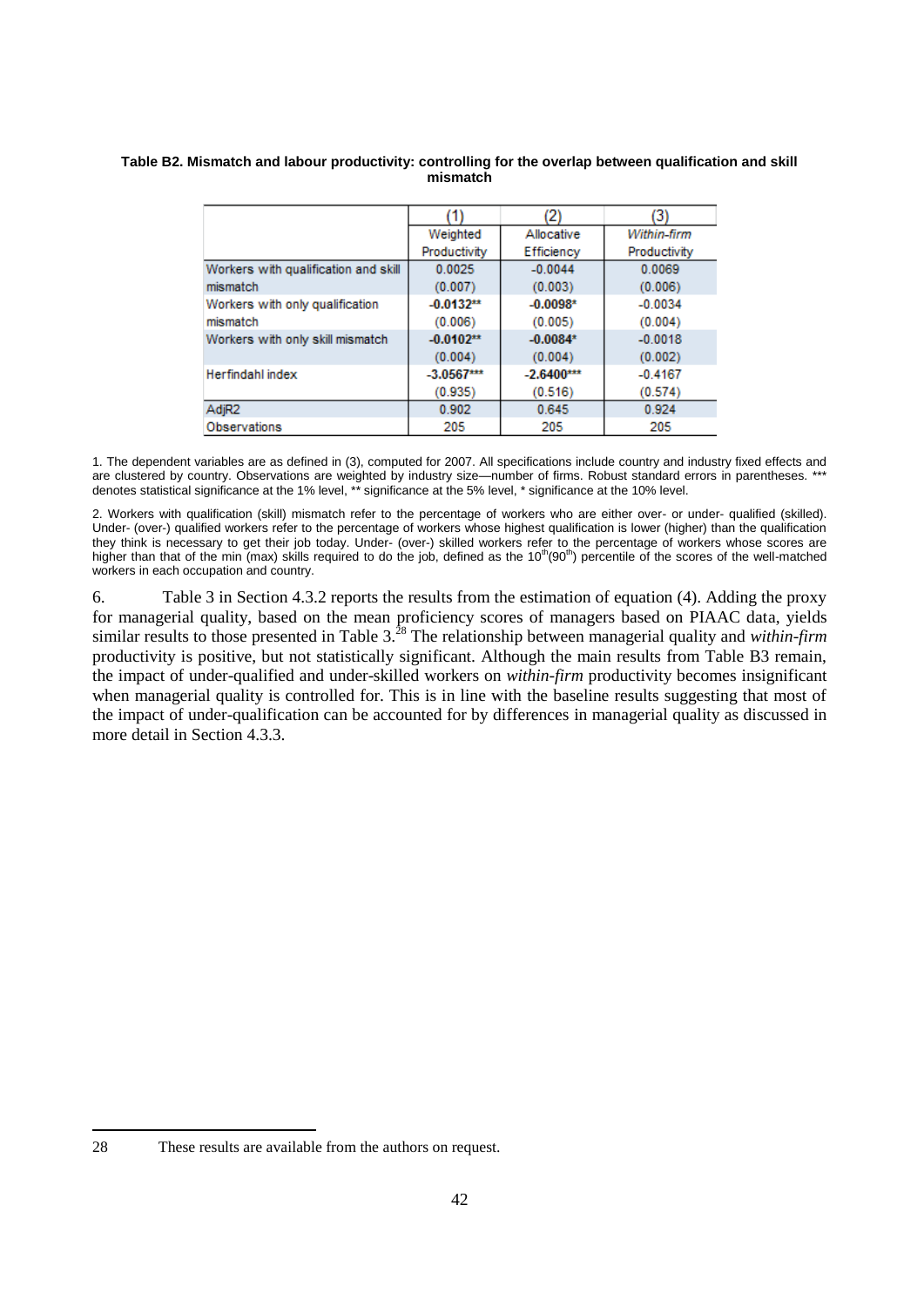**Table B2. Mismatch and labour productivity: controlling for the overlap between qualification and skill mismatch**

| | (1) | (2) | (3) |
|---|---|---|---|
| | Weighted Productivity | Allocative Efficiency | *Within-firm* Productivity |
| Workers with qualification and skill mismatch | 0.0025 | -0.0044 | 0.0069 |
| | (0.007) | (0.003) | (0.006) |
| Workers with only qualification mismatch | **-0.0132\*\*** | **-0.0098\*** | -0.0034 |
| | (0.006) | (0.005) | (0.004) |
| Workers with only skill mismatch | **-0.0102\*\*** | **-0.0084\*** | -0.0018 |
| | (0.004) | (0.004) | (0.002) |
| Herfindahl index | **-3.0567\*\*\*** | **-2.6400\*\*\*** | -0.4167 |
| | (0.935) | (0.516) | (0.574) |
| AdjR2 | 0.902 | 0.645 | 0.924 |
| Observations | 205 | 205 | 205 |

1. The dependent variables are as defined in (3), computed for 2007. All specifications include country and industry fixed effects and are clustered by country. Observations are weighted by industry size—number of firms. Robust standard errors in parentheses. *** denotes statistical significance at the 1% level, ** significance at the 5% level, * significance at the 10% level.

2. Workers with qualification (skill) mismatch refer to the percentage of workers who are either over- or under- qualified (skilled). Under- (over-) qualified workers refer to the percentage of workers whose highest qualification is lower (higher) than the qualification they think is necessary to get their job today. Under- (over-) skilled workers refer to the percentage of workers whose scores are higher than that of the min (max) skills required to do the job, defined as the $10^{th}$($90^{th}$) percentile of the scores of the well-matched workers in each occupation and country.

6. Table 3 in Section 4.3.2 reports the results from the estimation of equation (4). Adding the proxy for managerial quality, based on the mean proficiency scores of managers based on PIAAC data, yields similar results to those presented in Table 3.[28] The relationship between managerial quality and *within-firm* productivity is positive, but not statistically significant. Although the main results from Table B3 remain, the impact of under-qualified and under-skilled workers on *within-firm* productivity becomes insignificant when managerial quality is controlled for. This is in line with the baseline results suggesting that most of the impact of under-qualification can be accounted for by differences in managerial quality as discussed in more detail in Section 4.3.3.

---

28 These results are available from the authors on request.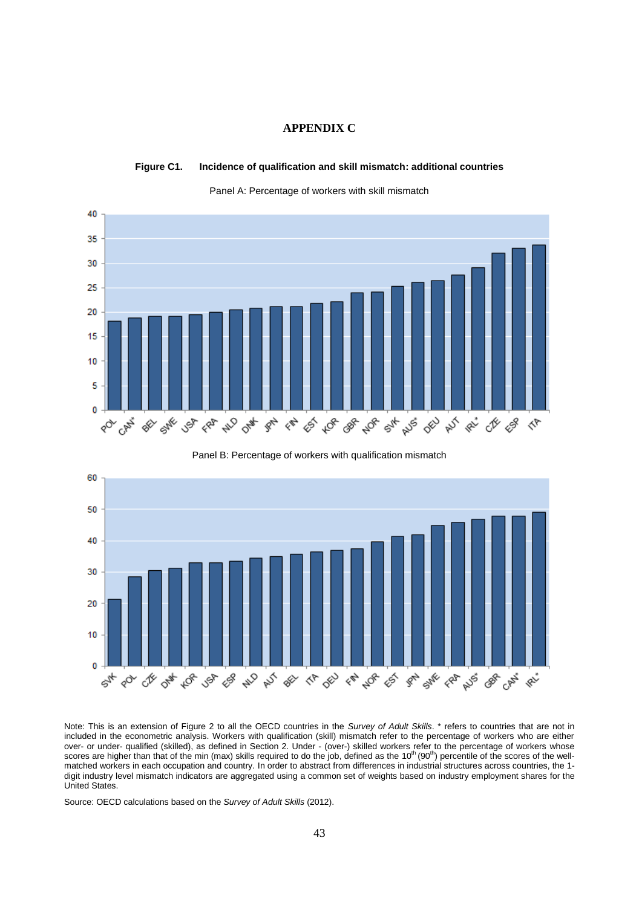# APPENDIX C

**Figure C1. Incidence of qualification and skill mismatch: additional countries**

Panel A: Percentage of workers with skill mismatch

Panel B: Percentage of workers with qualification mismatch

Note: This is an extension of Figure 2 to all the OECD countries in the *Survey of Adult Skills*. * refers to countries that are not in included in the econometric analysis. Workers with qualification (skill) mismatch refer to the percentage of workers who are either over- or under- qualified (skilled), as defined in Section 2. Under - (over-) skilled workers refer to the percentage of workers whose scores are higher than that of the min (max) skills required to do the job, defined as the 10th (90th) percentile of the scores of the well-matched workers in each occupation and country. In order to abstract from differences in industrial structures across countries, the 1-digit industry level mismatch indicators are aggregated using a common set of weights based on industry employment shares for the United States.

Source: OECD calculations based on the *Survey of Adult Skills* (2012).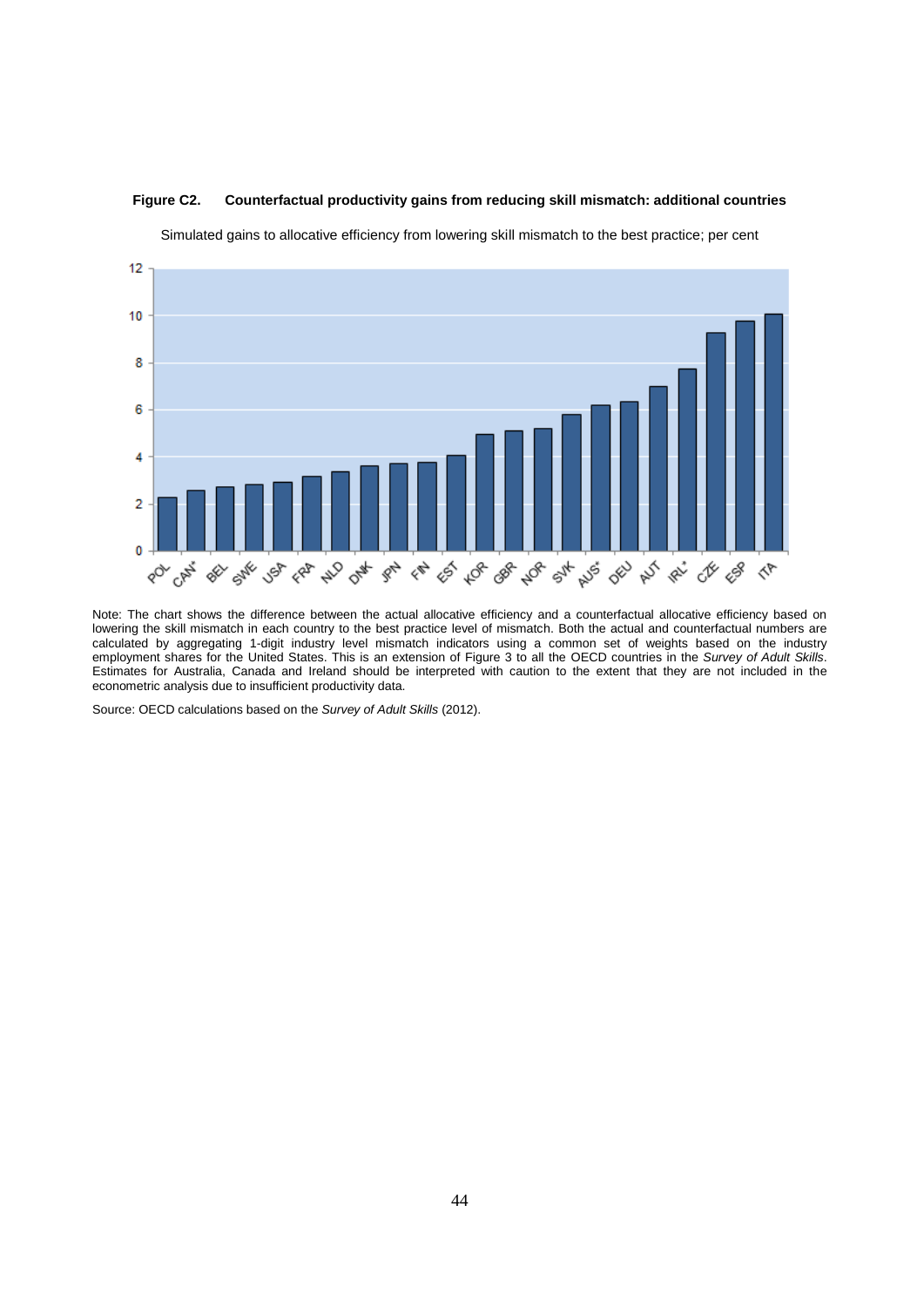**Figure C2. Counterfactual productivity gains from reducing skill mismatch: additional countries**

Simulated gains to allocative efficiency from lowering skill mismatch to the best practice; per cent

12
10
8
6
4
2
0

POL CAN* BEL SWE USA FRA NLD DNK JPN FIN EST KOR GBR NOR SVK AUS* DEU AUT IRL* CZE ESP ITA

Note: The chart shows the difference between the actual allocative efficiency and a counterfactual allocative efficiency based on lowering the skill mismatch in each country to the best practice level of mismatch. Both the actual and counterfactual numbers are calculated by aggregating 1-digit industry level mismatch indicators using a common set of weights based on the industry employment shares for the United States. This is an extension of Figure 3 to all the OECD countries in the *Survey of Adult Skills*. Estimates for Australia, Canada and Ireland should be interpreted with caution to the extent that they are not included in the econometric analysis due to insufficient productivity data.

Source: OECD calculations based on the *Survey of Adult Skills* (2012).